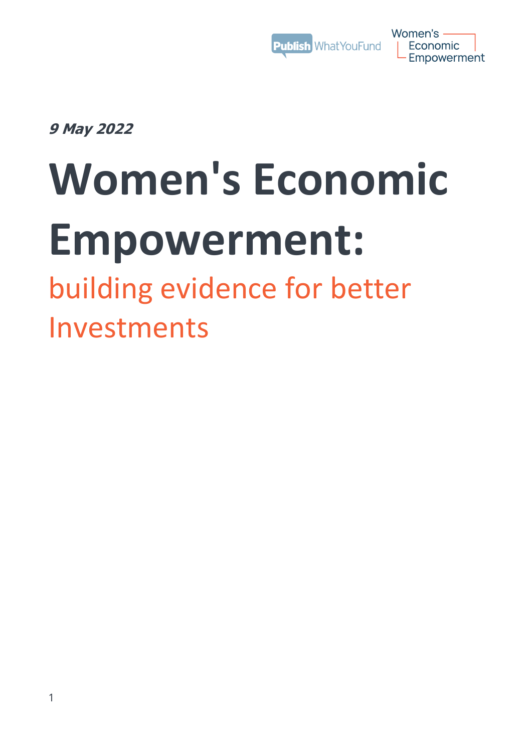*9 May 2022*

# Women's Economic Empowerment:

## building evidence for better Investments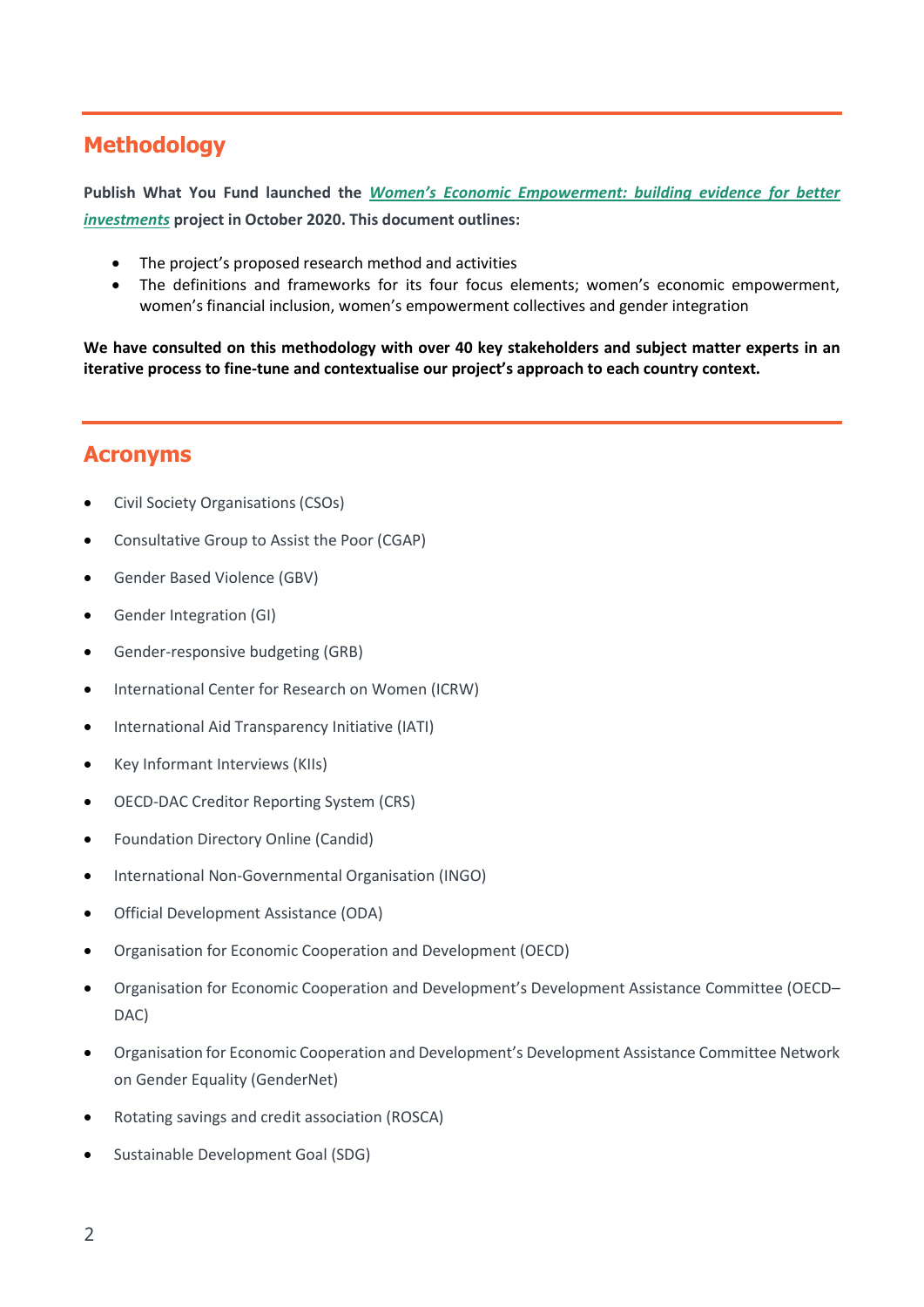## Methodology

**Publish What You Fund launched the *Women's Economic Empowerment: building evidence for better investments* project in October 2020. This document outlines:**

- The project's proposed research method and activities
- The definitions and frameworks for its four focus elements; women's economic empowerment, women's financial inclusion, women's empowerment collectives and gender integration

**We have consulted on this methodology with over 40 key stakeholders and subject matter experts in an iterative process to fine-tune and contextualise our project's approach to each country context.**

## Acronyms

- Civil Society Organisations (CSOs)
- Consultative Group to Assist the Poor (CGAP)
- Gender Based Violence (GBV)
- Gender Integration (GI)
- Gender-responsive budgeting (GRB)
- International Center for Research on Women (ICRW)
- International Aid Transparency Initiative (IATI)
- Key Informant Interviews (KIIs)
- OECD-DAC Creditor Reporting System (CRS)
- Foundation Directory Online (Candid)
- International Non-Governmental Organisation (INGO)
- Official Development Assistance (ODA)
- Organisation for Economic Cooperation and Development (OECD)
- Organisation for Economic Cooperation and Development's Development Assistance Committee (OECD–DAC)
- Organisation for Economic Cooperation and Development's Development Assistance Committee Network on Gender Equality (GenderNet)
- Rotating savings and credit association (ROSCA)
- Sustainable Development Goal (SDG)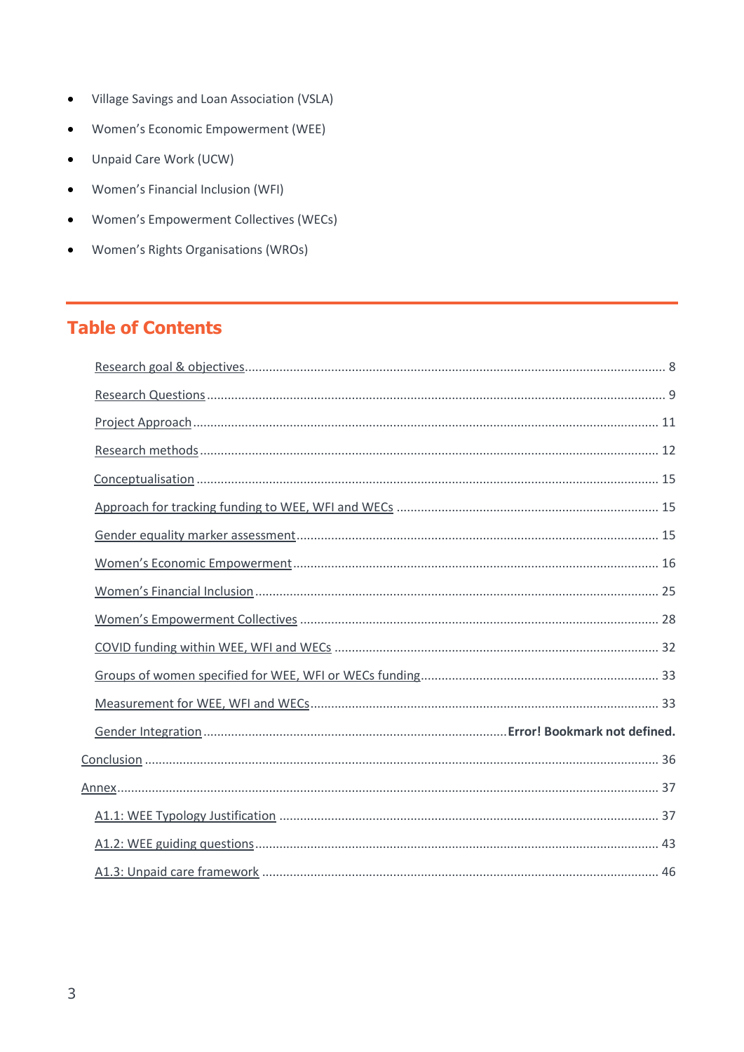- Village Savings and Loan Association (VSLA)
- Women's Economic Empowerment (WEE)
- Unpaid Care Work (UCW)
- Women's Financial Inclusion (WFI)
- Women's Empowerment Collectives (WECs)
- Women's Rights Organisations (WROs)

## Table of Contents

- Research goal & objectives ........ 8
- Research Questions ........ 9
- Project Approach ........ 11
- Research methods ........ 12
- Conceptualisation ........ 15
- Approach for tracking funding to WEE, WFI and WECs ........ 15
- Gender equality marker assessment ........ 15
- Women's Economic Empowerment ........ 16
- Women's Financial Inclusion ........ 25
- Women's Empowerment Collectives ........ 28
- COVID funding within WEE, WFI and WECs ........ 32
- Groups of women specified for WEE, WFI or WECs funding ........ 33
- Measurement for WEE, WFI and WECs ........ 33
- Gender Integration ........ **Error! Bookmark not defined.**

Conclusion ........ 36

Annex ........ 37

- A1.1: WEE Typology Justification ........ 37
- A1.2: WEE guiding questions ........ 43
- A1.3: Unpaid care framework ........ 46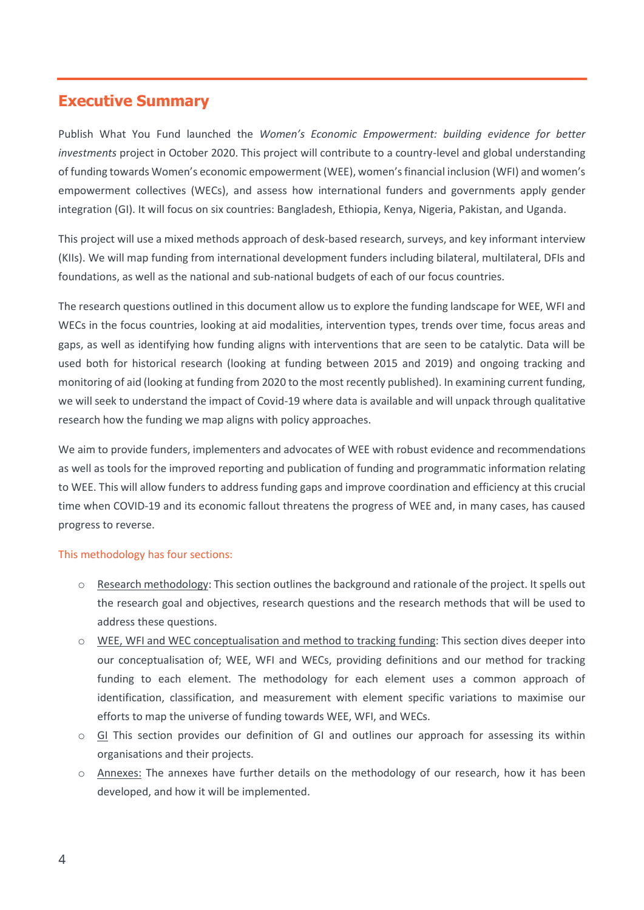## Executive Summary

Publish What You Fund launched the *Women's Economic Empowerment: building evidence for better investments* project in October 2020. This project will contribute to a country-level and global understanding of funding towards Women's economic empowerment (WEE), women's financial inclusion (WFI) and women's empowerment collectives (WECs), and assess how international funders and governments apply gender integration (GI). It will focus on six countries: Bangladesh, Ethiopia, Kenya, Nigeria, Pakistan, and Uganda.

This project will use a mixed methods approach of desk-based research, surveys, and key informant interview (KIIs). We will map funding from international development funders including bilateral, multilateral, DFIs and foundations, as well as the national and sub-national budgets of each of our focus countries.

The research questions outlined in this document allow us to explore the funding landscape for WEE, WFI and WECs in the focus countries, looking at aid modalities, intervention types, trends over time, focus areas and gaps, as well as identifying how funding aligns with interventions that are seen to be catalytic. Data will be used both for historical research (looking at funding between 2015 and 2019) and ongoing tracking and monitoring of aid (looking at funding from 2020 to the most recently published). In examining current funding, we will seek to understand the impact of Covid-19 where data is available and will unpack through qualitative research how the funding we map aligns with policy approaches.

We aim to provide funders, implementers and advocates of WEE with robust evidence and recommendations as well as tools for the improved reporting and publication of funding and programmatic information relating to WEE. This will allow funders to address funding gaps and improve coordination and efficiency at this crucial time when COVID-19 and its economic fallout threatens the progress of WEE and, in many cases, has caused progress to reverse.

This methodology has four sections:

- Research methodology: This section outlines the background and rationale of the project. It spells out the research goal and objectives, research questions and the research methods that will be used to address these questions.
- WEE, WFI and WEC conceptualisation and method to tracking funding: This section dives deeper into our conceptualisation of; WEE, WFI and WECs, providing definitions and our method for tracking funding to each element. The methodology for each element uses a common approach of identification, classification, and measurement with element specific variations to maximise our efforts to map the universe of funding towards WEE, WFI, and WECs.
- GI This section provides our definition of GI and outlines our approach for assessing its within organisations and their projects.
- Annexes: The annexes have further details on the methodology of our research, how it has been developed, and how it will be implemented.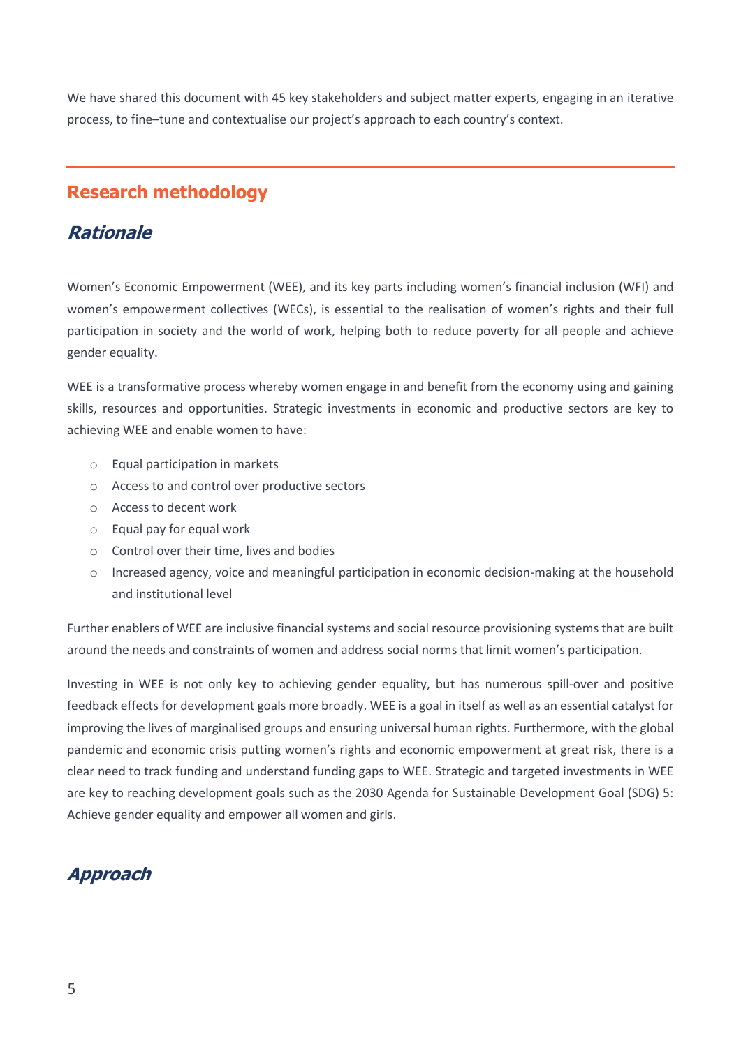We have shared this document with 45 key stakeholders and subject matter experts, engaging in an iterative process, to fine–tune and contextualise our project's approach to each country's context.

## Research methodology

### *Rationale*

Women's Economic Empowerment (WEE), and its key parts including women's financial inclusion (WFI) and women's empowerment collectives (WECs), is essential to the realisation of women's rights and their full participation in society and the world of work, helping both to reduce poverty for all people and achieve gender equality.

WEE is a transformative process whereby women engage in and benefit from the economy using and gaining skills, resources and opportunities. Strategic investments in economic and productive sectors are key to achieving WEE and enable women to have:

- Equal participation in markets
- Access to and control over productive sectors
- Access to decent work
- Equal pay for equal work
- Control over their time, lives and bodies
- Increased agency, voice and meaningful participation in economic decision-making at the household and institutional level

Further enablers of WEE are inclusive financial systems and social resource provisioning systems that are built around the needs and constraints of women and address social norms that limit women's participation.

Investing in WEE is not only key to achieving gender equality, but has numerous spill-over and positive feedback effects for development goals more broadly. WEE is a goal in itself as well as an essential catalyst for improving the lives of marginalised groups and ensuring universal human rights. Furthermore, with the global pandemic and economic crisis putting women's rights and economic empowerment at great risk, there is a clear need to track funding and understand funding gaps to WEE. Strategic and targeted investments in WEE are key to reaching development goals such as the 2030 Agenda for Sustainable Development Goal (SDG) 5: Achieve gender equality and empower all women and girls.

### *Approach*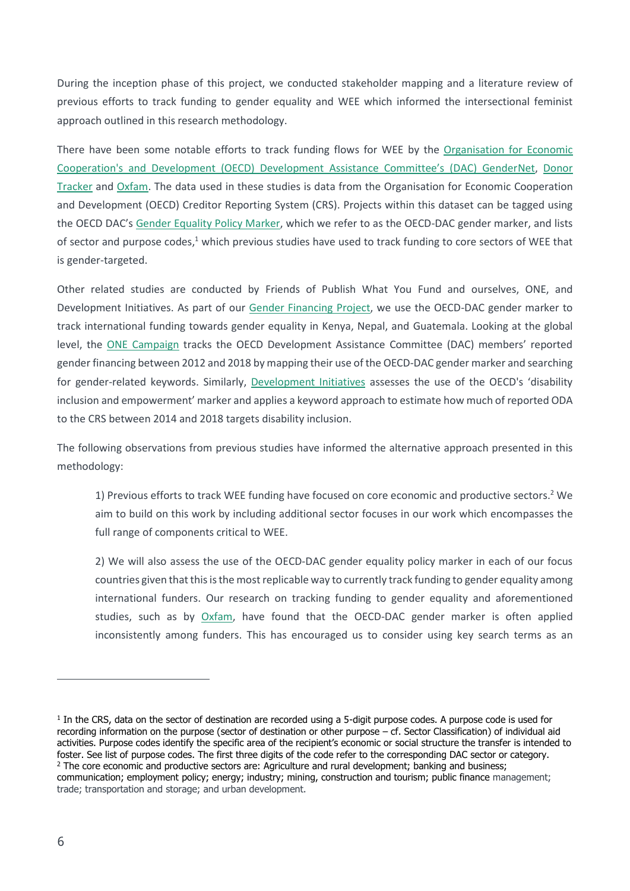During the inception phase of this project, we conducted stakeholder mapping and a literature review of previous efforts to track funding to gender equality and WEE which informed the intersectional feminist approach outlined in this research methodology.

There have been some notable efforts to track funding flows for WEE by the Organisation for Economic Cooperation's and Development (OECD) Development Assistance Committee's (DAC) GenderNet, Donor Tracker and Oxfam. The data used in these studies is data from the Organisation for Economic Cooperation and Development (OECD) Creditor Reporting System (CRS). Projects within this dataset can be tagged using the OECD DAC's Gender Equality Policy Marker, which we refer to as the OECD-DAC gender marker, and lists of sector and purpose codes,[1] which previous studies have used to track funding to core sectors of WEE that is gender-targeted.

Other related studies are conducted by Friends of Publish What You Fund and ourselves, ONE, and Development Initiatives. As part of our Gender Financing Project, we use the OECD-DAC gender marker to track international funding towards gender equality in Kenya, Nepal, and Guatemala. Looking at the global level, the ONE Campaign tracks the OECD Development Assistance Committee (DAC) members' reported gender financing between 2012 and 2018 by mapping their use of the OECD-DAC gender marker and searching for gender-related keywords. Similarly, Development Initiatives assesses the use of the OECD's 'disability inclusion and empowerment' marker and applies a keyword approach to estimate how much of reported ODA to the CRS between 2014 and 2018 targets disability inclusion.

The following observations from previous studies have informed the alternative approach presented in this methodology:

> 1) Previous efforts to track WEE funding have focused on core economic and productive sectors.[2] We aim to build on this work by including additional sector focuses in our work which encompasses the full range of components critical to WEE.
>
> 2) We will also assess the use of the OECD-DAC gender equality policy marker in each of our focus countries given that this is the most replicable way to currently track funding to gender equality among international funders. Our research on tracking funding to gender equality and aforementioned studies, such as by Oxfam, have found that the OECD-DAC gender marker is often applied inconsistently among funders. This has encouraged us to consider using key search terms as an

---

[1] In the CRS, data on the sector of destination are recorded using a 5-digit purpose codes. A purpose code is used for recording information on the purpose (sector of destination or other purpose – cf. Sector Classification) of individual aid activities. Purpose codes identify the specific area of the recipient's economic or social structure the transfer is intended to foster. See list of purpose codes. The first three digits of the code refer to the corresponding DAC sector or category.

[2] The core economic and productive sectors are: Agriculture and rural development; banking and business; communication; employment policy; energy; industry; mining, construction and tourism; public finance management; trade; transportation and storage; and urban development.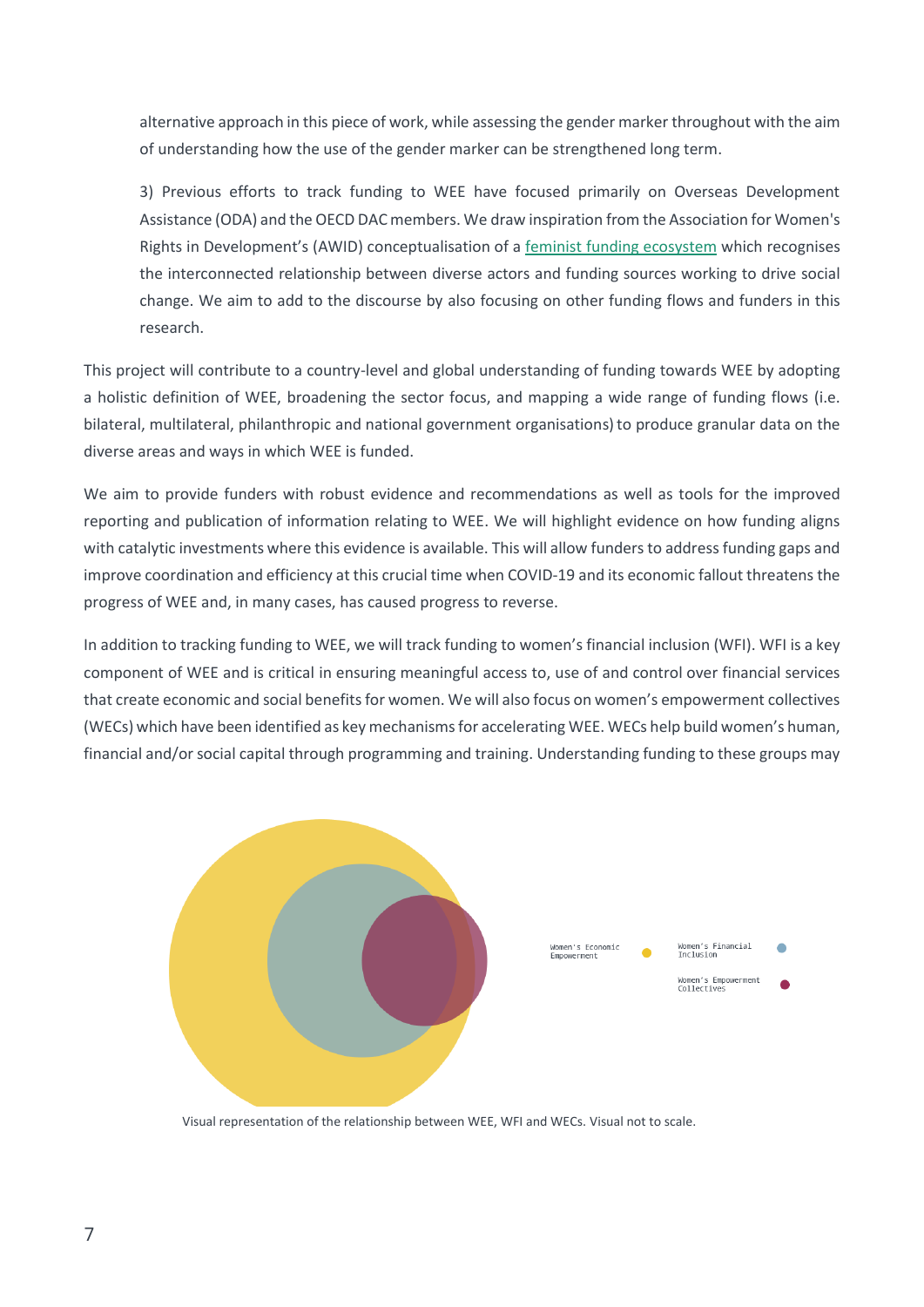alternative approach in this piece of work, while assessing the gender marker throughout with the aim of understanding how the use of the gender marker can be strengthened long term.

3) Previous efforts to track funding to WEE have focused primarily on Overseas Development Assistance (ODA) and the OECD DAC members. We draw inspiration from the Association for Women's Rights in Development's (AWID) conceptualisation of a feminist funding ecosystem which recognises the interconnected relationship between diverse actors and funding sources working to drive social change. We aim to add to the discourse by also focusing on other funding flows and funders in this research.

This project will contribute to a country-level and global understanding of funding towards WEE by adopting a holistic definition of WEE, broadening the sector focus, and mapping a wide range of funding flows (i.e. bilateral, multilateral, philanthropic and national government organisations) to produce granular data on the diverse areas and ways in which WEE is funded.

We aim to provide funders with robust evidence and recommendations as well as tools for the improved reporting and publication of information relating to WEE. We will highlight evidence on how funding aligns with catalytic investments where this evidence is available. This will allow funders to address funding gaps and improve coordination and efficiency at this crucial time when COVID-19 and its economic fallout threatens the progress of WEE and, in many cases, has caused progress to reverse.

In addition to tracking funding to WEE, we will track funding to women's financial inclusion (WFI). WFI is a key component of WEE and is critical in ensuring meaningful access to, use of and control over financial services that create economic and social benefits for women. We will also focus on women's empowerment collectives (WECs) which have been identified as key mechanisms for accelerating WEE. WECs help build women's human, financial and/or social capital through programming and training. Understanding funding to these groups may

Women's Economic Empowerment

Women's Financial Inclusion

Women's Empowerment Collectives

Visual representation of the relationship between WEE, WFI and WECs. Visual not to scale.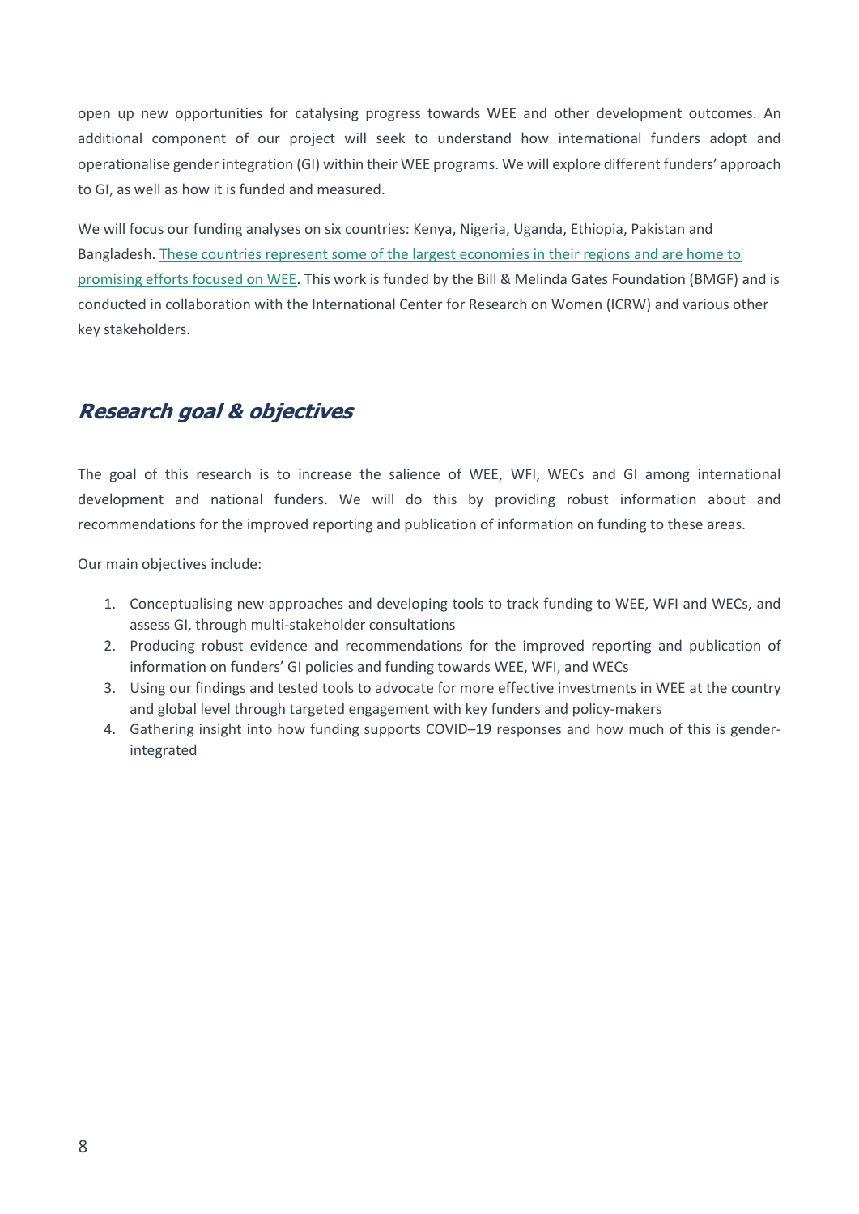open up new opportunities for catalysing progress towards WEE and other development outcomes. An additional component of our project will seek to understand how international funders adopt and operationalise gender integration (GI) within their WEE programs. We will explore different funders' approach to GI, as well as how it is funded and measured.

We will focus our funding analyses on six countries: Kenya, Nigeria, Uganda, Ethiopia, Pakistan and Bangladesh. These countries represent some of the largest economies in their regions and are home to promising efforts focused on WEE. This work is funded by the Bill & Melinda Gates Foundation (BMGF) and is conducted in collaboration with the International Center for Research on Women (ICRW) and various other key stakeholders.

## ***Research goal & objectives***

The goal of this research is to increase the salience of WEE, WFI, WECs and GI among international development and national funders. We will do this by providing robust information about and recommendations for the improved reporting and publication of information on funding to these areas.

Our main objectives include:

1. Conceptualising new approaches and developing tools to track funding to WEE, WFI and WECs, and assess GI, through multi-stakeholder consultations
2. Producing robust evidence and recommendations for the improved reporting and publication of information on funders' GI policies and funding towards WEE, WFI, and WECs
3. Using our findings and tested tools to advocate for more effective investments in WEE at the country and global level through targeted engagement with key funders and policy-makers
4. Gathering insight into how funding supports COVID–19 responses and how much of this is gender-integrated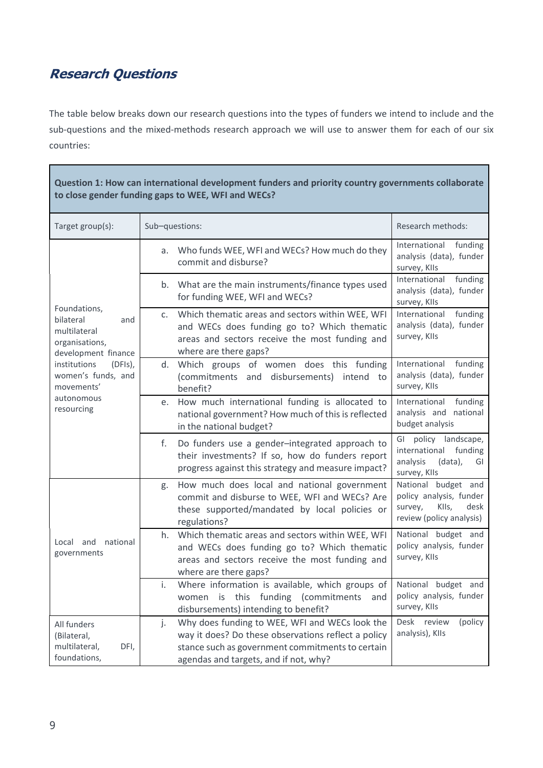## Research Questions

The table below breaks down our research questions into the types of funders we intend to include and the sub-questions and the mixed-methods research approach we will use to answer them for each of our six countries:

| Question 1: How can international development funders and priority country governments collaborate to close gender funding gaps to WEE, WFI and WECs? | | |
|---|---|---|
| Target group(s): | Sub–questions: | Research methods: |
| Foundations, bilateral and multilateral organisations, development finance institutions (DFIs), women's funds, and movements' autonomous resourcing | a. Who funds WEE, WFI and WECs? How much do they commit and disburse? | International funding analysis (data), funder survey, KIIs |
| | b. What are the main instruments/finance types used for funding WEE, WFI and WECs? | International funding analysis (data), funder survey, KIIs |
| | c. Which thematic areas and sectors within WEE, WFI and WECs does funding go to? Which thematic areas and sectors receive the most funding and where are there gaps? | International funding analysis (data), funder survey, KIIs |
| | d. Which groups of women does this funding (commitments and disbursements) intend to benefit? | International funding analysis (data), funder survey, KIIs |
| | e. How much international funding is allocated to national government? How much of this is reflected in the national budget? | International funding analysis and national budget analysis |
| | f. Do funders use a gender–integrated approach to their investments? If so, how do funders report progress against this strategy and measure impact? | GI policy landscape, international funding analysis (data), GI survey, KIIs |
| Local and national governments | g. How much does local and national government commit and disburse to WEE, WFI and WECs? Are these supported/mandated by local policies or regulations? | National budget and policy analysis, funder survey, KIIs, desk review (policy analysis) |
| | h. Which thematic areas and sectors within WEE, WFI and WECs does funding go to? Which thematic areas and sectors receive the most funding and where are there gaps? | National budget and policy analysis, funder survey, KIIs |
| | i. Where information is available, which groups of women is this funding (commitments and disbursements) intending to benefit? | National budget and policy analysis, funder survey, KIIs |
| All funders (Bilateral, multilateral, DFI, foundations, | j. Why does funding to WEE, WFI and WECs look the way it does? Do these observations reflect a policy stance such as government commitments to certain agendas and targets, and if not, why? | Desk review (policy analysis), KIIs |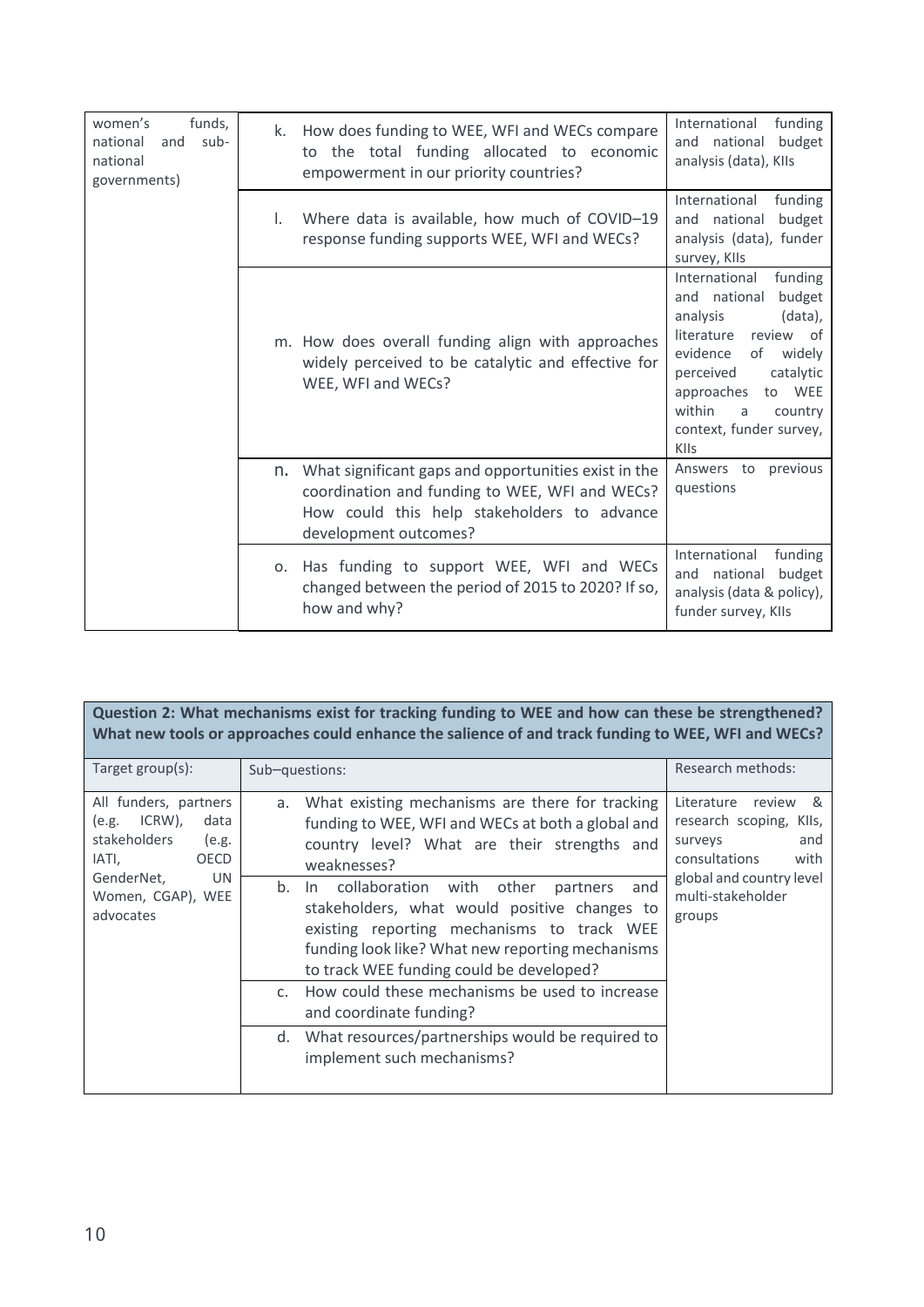| | | |
|---|---|---|
| women's funds, national and sub-national governments) | k. How does funding to WEE, WFI and WECs compare to the total funding allocated to economic empowerment in our priority countries? | International funding and national budget analysis (data), KIIs |
| | l. Where data is available, how much of COVID–19 response funding supports WEE, WFI and WECs? | International funding and national budget analysis (data), funder survey, KIIs |
| | m. How does overall funding align with approaches widely perceived to be catalytic and effective for WEE, WFI and WECs? | International funding and national budget analysis (data), literature review of evidence of widely perceived catalytic approaches to WEE within a country context, funder survey, KIIs |
| | n. What significant gaps and opportunities exist in the coordination and funding to WEE, WFI and WECs? How could this help stakeholders to advance development outcomes? | Answers to previous questions |
| | o. Has funding to support WEE, WFI and WECs changed between the period of 2015 to 2020? If so, how and why? | International funding and national budget analysis (data & policy), funder survey, KIIs |

**Question 2: What mechanisms exist for tracking funding to WEE and how can these be strengthened? What new tools or approaches could enhance the salience of and track funding to WEE, WFI and WECs?**

| Target group(s): | Sub–questions: | Research methods: |
|---|---|---|
| All funders, partners (e.g. ICRW), data stakeholders (e.g. IATI, OECD GenderNet, UN Women, CGAP), WEE advocates | a. What existing mechanisms are there for tracking funding to WEE, WFI and WECs at both a global and country level? What are their strengths and weaknesses? | Literature review & research scoping, KIIs, surveys and consultations with global and country level multi-stakeholder groups |
| | b. In collaboration with other partners and stakeholders, what would positive changes to existing reporting mechanisms to track WEE funding look like? What new reporting mechanisms to track WEE funding could be developed? | |
| | c. How could these mechanisms be used to increase and coordinate funding? | |
| | d. What resources/partnerships would be required to implement such mechanisms? | |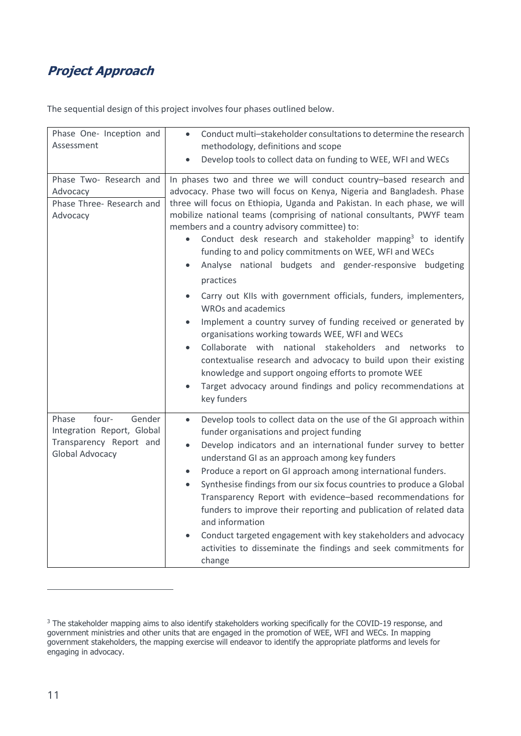## *Project Approach*

The sequential design of this project involves four phases outlined below.

| | |
|---|---|
| Phase One- Inception and Assessment | • Conduct multi–stakeholder consultations to determine the research methodology, definitions and scope<br>• Develop tools to collect data on funding to WEE, WFI and WECs |
| Phase Two- Research and Advocacy<br>Phase Three- Research and Advocacy | In phases two and three we will conduct country–based research and advocacy. Phase two will focus on Kenya, Nigeria and Bangladesh. Phase three will focus on Ethiopia, Uganda and Pakistan. In each phase, we will mobilize national teams (comprising of national consultants, PWYF team members and a country advisory committee) to:<br>• Conduct desk research and stakeholder mapping[3] to identify funding to and policy commitments on WEE, WFI and WECs<br>• Analyse national budgets and gender-responsive budgeting practices<br>• Carry out KIIs with government officials, funders, implementers, WROs and academics<br>• Implement a country survey of funding received or generated by organisations working towards WEE, WFI and WECs<br>• Collaborate with national stakeholders and networks to contextualise research and advocacy to build upon their existing knowledge and support ongoing efforts to promote WEE<br>• Target advocacy around findings and policy recommendations at key funders |
| Phase four- Gender Integration Report, Global Transparency Report and Global Advocacy | • Develop tools to collect data on the use of the GI approach within funder organisations and project funding<br>• Develop indicators and an international funder survey to better understand GI as an approach among key funders<br>• Produce a report on GI approach among international funders.<br>• Synthesise findings from our six focus countries to produce a Global Transparency Report with evidence–based recommendations for funders to improve their reporting and publication of related data and information<br>• Conduct targeted engagement with key stakeholders and advocacy activities to disseminate the findings and seek commitments for change |

[3] The stakeholder mapping aims to also identify stakeholders working specifically for the COVID-19 response, and government ministries and other units that are engaged in the promotion of WEE, WFI and WECs. In mapping government stakeholders, the mapping exercise will endeavor to identify the appropriate platforms and levels for engaging in advocacy.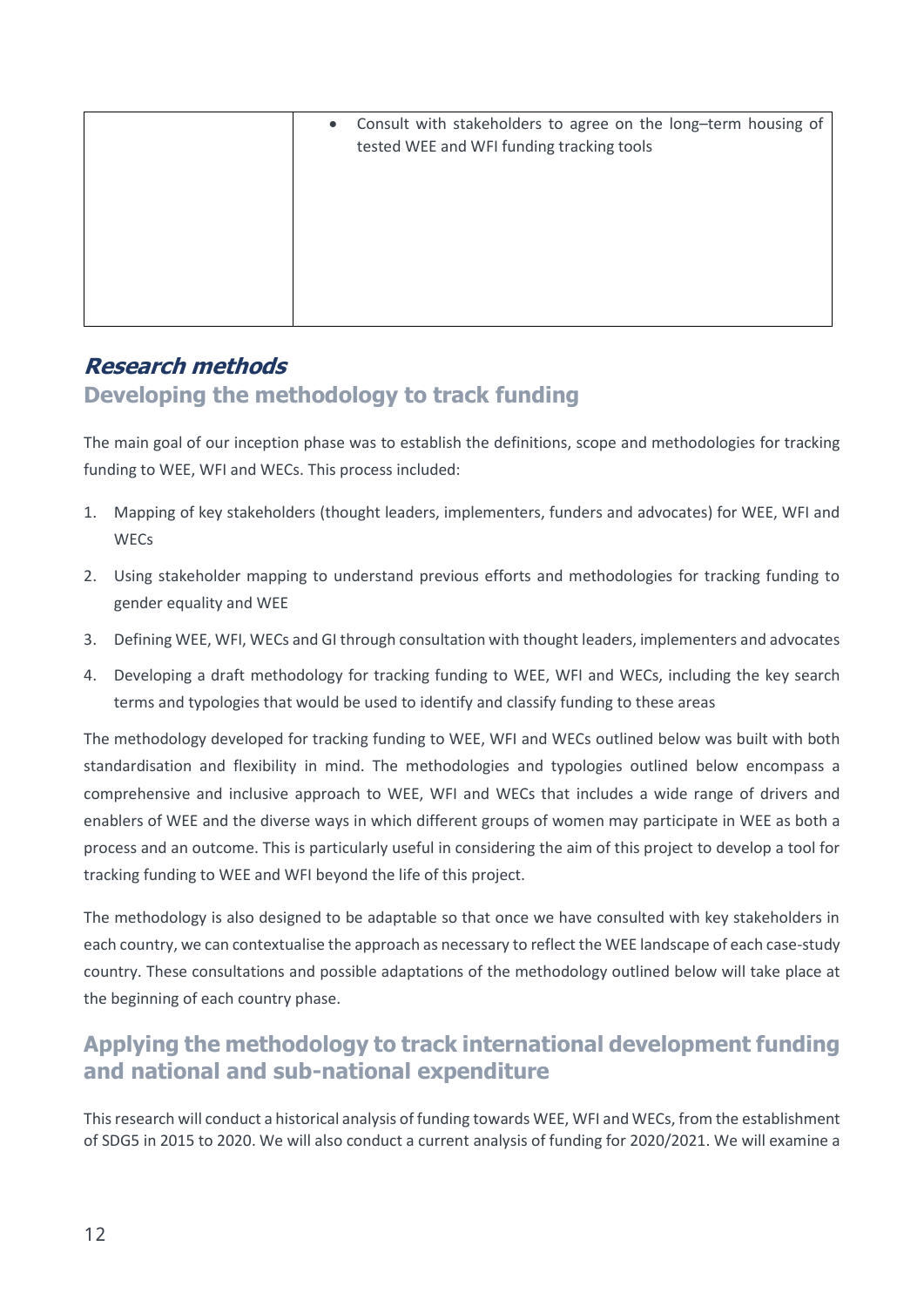| | |
|---|---|
| | • Consult with stakeholders to agree on the long–term housing of tested WEE and WFI funding tracking tools |

## *Research methods*

### Developing the methodology to track funding

The main goal of our inception phase was to establish the definitions, scope and methodologies for tracking funding to WEE, WFI and WECs. This process included:

1. Mapping of key stakeholders (thought leaders, implementers, funders and advocates) for WEE, WFI and WECs
2. Using stakeholder mapping to understand previous efforts and methodologies for tracking funding to gender equality and WEE
3. Defining WEE, WFI, WECs and GI through consultation with thought leaders, implementers and advocates
4. Developing a draft methodology for tracking funding to WEE, WFI and WECs, including the key search terms and typologies that would be used to identify and classify funding to these areas

The methodology developed for tracking funding to WEE, WFI and WECs outlined below was built with both standardisation and flexibility in mind. The methodologies and typologies outlined below encompass a comprehensive and inclusive approach to WEE, WFI and WECs that includes a wide range of drivers and enablers of WEE and the diverse ways in which different groups of women may participate in WEE as both a process and an outcome. This is particularly useful in considering the aim of this project to develop a tool for tracking funding to WEE and WFI beyond the life of this project.

The methodology is also designed to be adaptable so that once we have consulted with key stakeholders in each country, we can contextualise the approach as necessary to reflect the WEE landscape of each case-study country. These consultations and possible adaptations of the methodology outlined below will take place at the beginning of each country phase.

### Applying the methodology to track international development funding and national and sub-national expenditure

This research will conduct a historical analysis of funding towards WEE, WFI and WECs, from the establishment of SDG5 in 2015 to 2020. We will also conduct a current analysis of funding for 2020/2021. We will examine a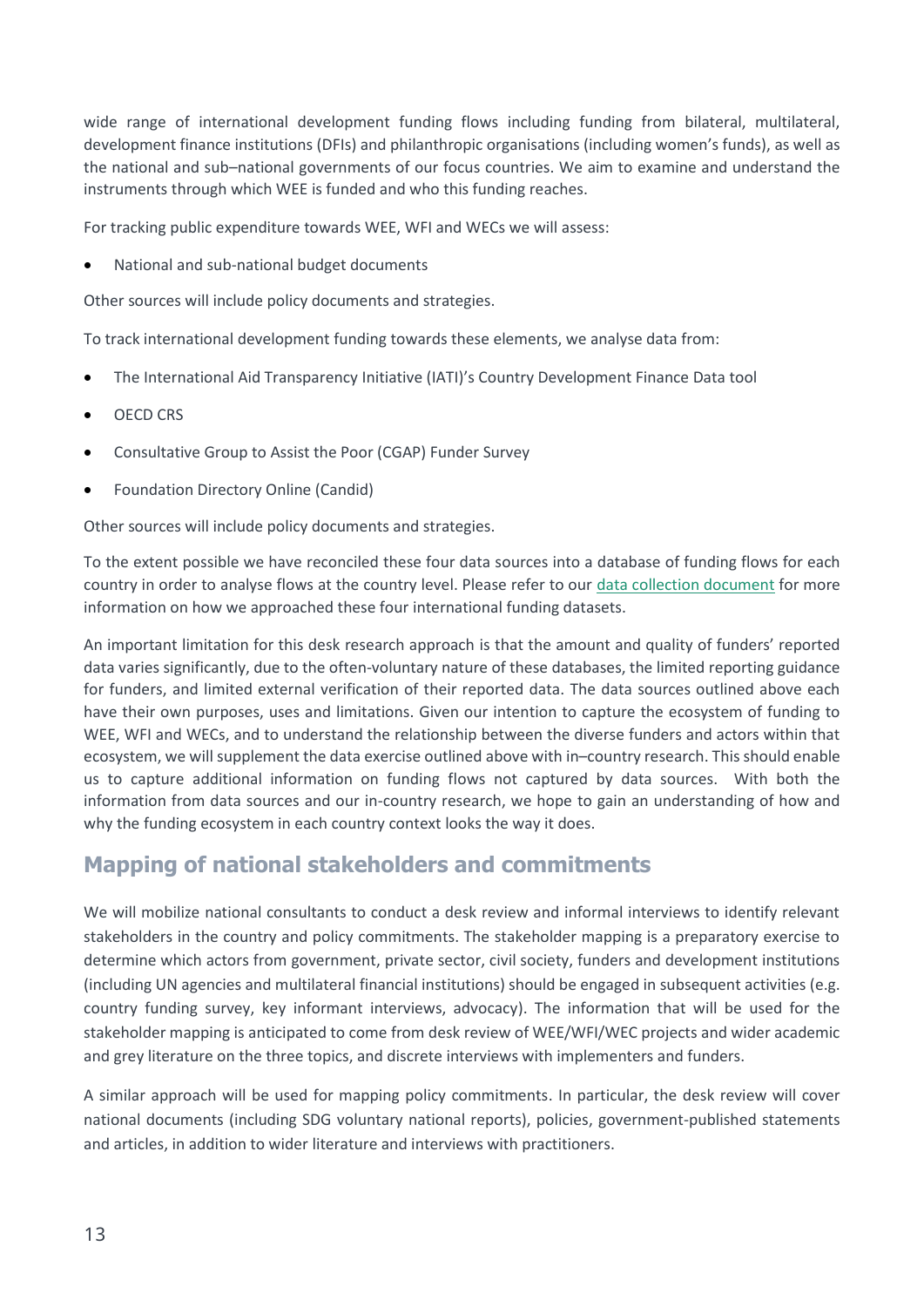wide range of international development funding flows including funding from bilateral, multilateral, development finance institutions (DFIs) and philanthropic organisations (including women's funds), as well as the national and sub–national governments of our focus countries. We aim to examine and understand the instruments through which WEE is funded and who this funding reaches.

For tracking public expenditure towards WEE, WFI and WECs we will assess:

- National and sub-national budget documents

Other sources will include policy documents and strategies.

To track international development funding towards these elements, we analyse data from:

- The International Aid Transparency Initiative (IATI)'s Country Development Finance Data tool
- OECD CRS
- Consultative Group to Assist the Poor (CGAP) Funder Survey
- Foundation Directory Online (Candid)

Other sources will include policy documents and strategies.

To the extent possible we have reconciled these four data sources into a database of funding flows for each country in order to analyse flows at the country level. Please refer to our [data collection document] for more information on how we approached these four international funding datasets.

An important limitation for this desk research approach is that the amount and quality of funders' reported data varies significantly, due to the often-voluntary nature of these databases, the limited reporting guidance for funders, and limited external verification of their reported data. The data sources outlined above each have their own purposes, uses and limitations. Given our intention to capture the ecosystem of funding to WEE, WFI and WECs, and to understand the relationship between the diverse funders and actors within that ecosystem, we will supplement the data exercise outlined above with in–country research. This should enable us to capture additional information on funding flows not captured by data sources. With both the information from data sources and our in-country research, we hope to gain an understanding of how and why the funding ecosystem in each country context looks the way it does.

## Mapping of national stakeholders and commitments

We will mobilize national consultants to conduct a desk review and informal interviews to identify relevant stakeholders in the country and policy commitments. The stakeholder mapping is a preparatory exercise to determine which actors from government, private sector, civil society, funders and development institutions (including UN agencies and multilateral financial institutions) should be engaged in subsequent activities (e.g. country funding survey, key informant interviews, advocacy). The information that will be used for the stakeholder mapping is anticipated to come from desk review of WEE/WFI/WEC projects and wider academic and grey literature on the three topics, and discrete interviews with implementers and funders.

A similar approach will be used for mapping policy commitments. In particular, the desk review will cover national documents (including SDG voluntary national reports), policies, government-published statements and articles, in addition to wider literature and interviews with practitioners.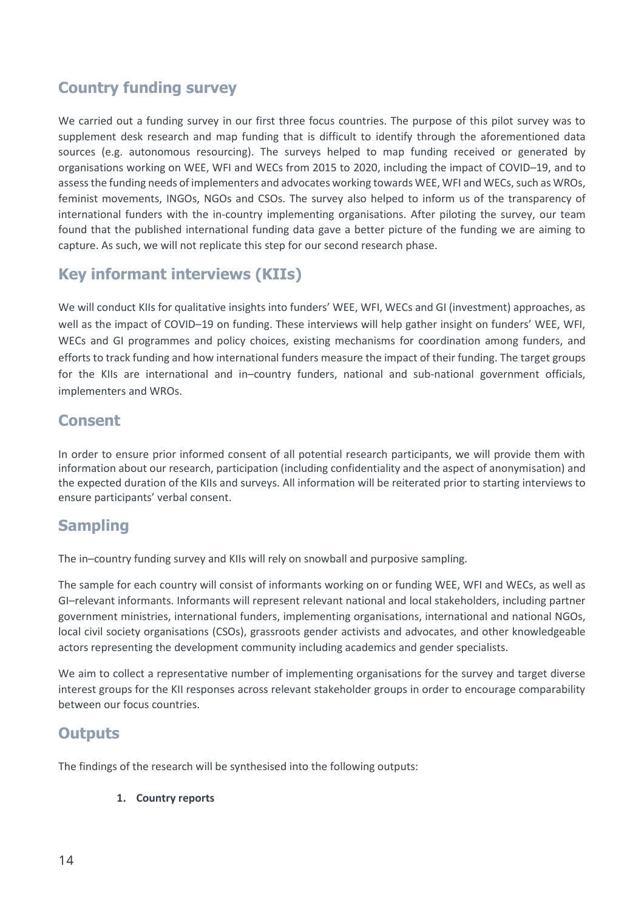## Country funding survey

We carried out a funding survey in our first three focus countries. The purpose of this pilot survey was to supplement desk research and map funding that is difficult to identify through the aforementioned data sources (e.g. autonomous resourcing). The surveys helped to map funding received or generated by organisations working on WEE, WFI and WECs from 2015 to 2020, including the impact of COVID–19, and to assess the funding needs of implementers and advocates working towards WEE, WFI and WECs, such as WROs, feminist movements, INGOs, NGOs and CSOs. The survey also helped to inform us of the transparency of international funders with the in-country implementing organisations. After piloting the survey, our team found that the published international funding data gave a better picture of the funding we are aiming to capture. As such, we will not replicate this step for our second research phase.

## Key informant interviews (KIIs)

We will conduct KIIs for qualitative insights into funders' WEE, WFI, WECs and GI (investment) approaches, as well as the impact of COVID–19 on funding. These interviews will help gather insight on funders' WEE, WFI, WECs and GI programmes and policy choices, existing mechanisms for coordination among funders, and efforts to track funding and how international funders measure the impact of their funding. The target groups for the KIIs are international and in–country funders, national and sub-national government officials, implementers and WROs.

## Consent

In order to ensure prior informed consent of all potential research participants, we will provide them with information about our research, participation (including confidentiality and the aspect of anonymisation) and the expected duration of the KIIs and surveys. All information will be reiterated prior to starting interviews to ensure participants' verbal consent.

## Sampling

The in–country funding survey and KIIs will rely on snowball and purposive sampling.

The sample for each country will consist of informants working on or funding WEE, WFI and WECs, as well as GI–relevant informants. Informants will represent relevant national and local stakeholders, including partner government ministries, international funders, implementing organisations, international and national NGOs, local civil society organisations (CSOs), grassroots gender activists and advocates, and other knowledgeable actors representing the development community including academics and gender specialists.

We aim to collect a representative number of implementing organisations for the survey and target diverse interest groups for the KII responses across relevant stakeholder groups in order to encourage comparability between our focus countries.

## Outputs

The findings of the research will be synthesised into the following outputs:

1. **Country reports**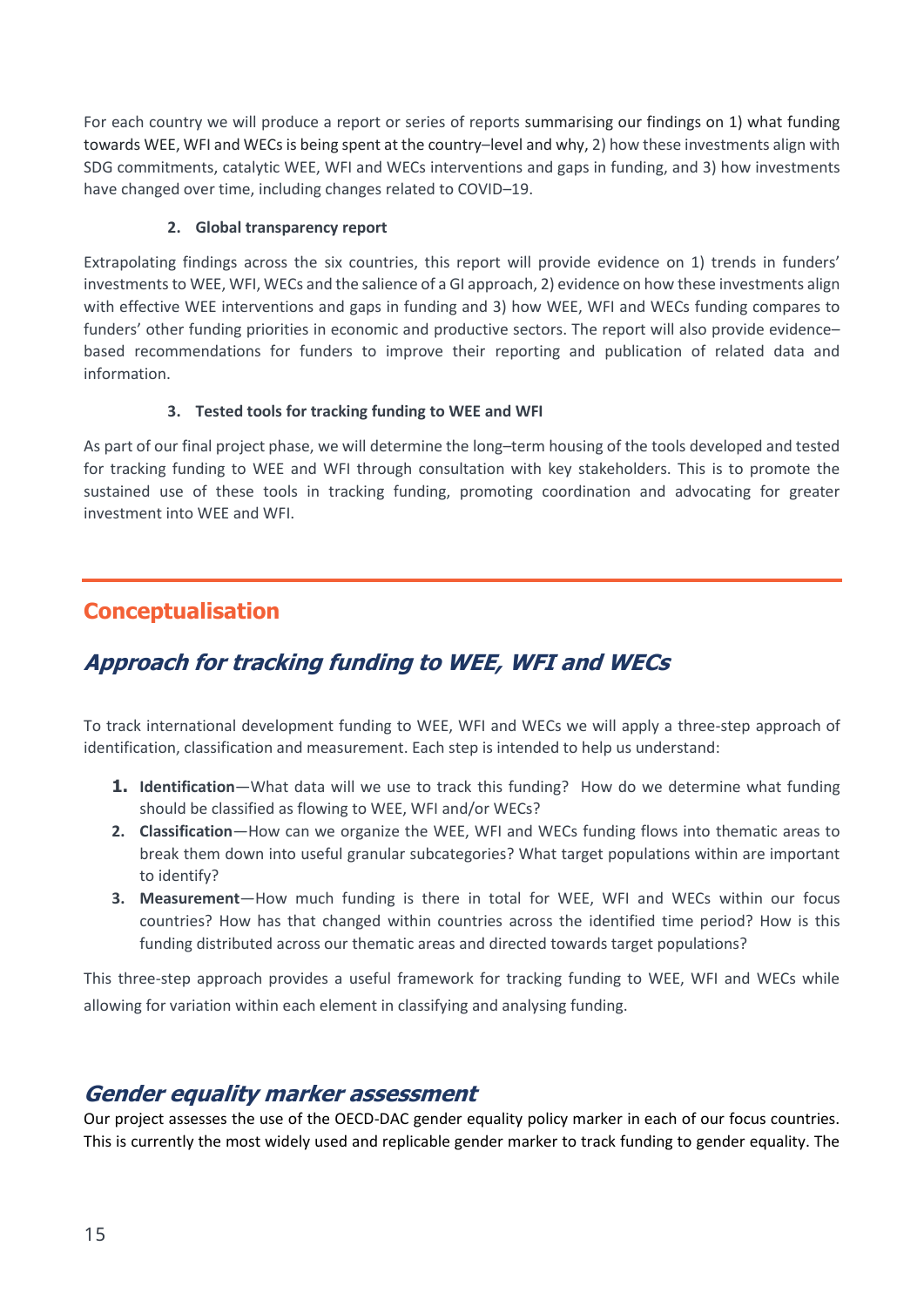For each country we will produce a report or series of reports summarising our findings on 1) what funding towards WEE, WFI and WECs is being spent at the country–level and why, 2) how these investments align with SDG commitments, catalytic WEE, WFI and WECs interventions and gaps in funding, and 3) how investments have changed over time, including changes related to COVID–19.

**2. Global transparency report**

Extrapolating findings across the six countries, this report will provide evidence on 1) trends in funders' investments to WEE, WFI, WECs and the salience of a GI approach, 2) evidence on how these investments align with effective WEE interventions and gaps in funding and 3) how WEE, WFI and WECs funding compares to funders' other funding priorities in economic and productive sectors. The report will also provide evidence–based recommendations for funders to improve their reporting and publication of related data and information.

**3. Tested tools for tracking funding to WEE and WFI**

As part of our final project phase, we will determine the long–term housing of the tools developed and tested for tracking funding to WEE and WFI through consultation with key stakeholders. This is to promote the sustained use of these tools in tracking funding, promoting coordination and advocating for greater investment into WEE and WFI.

# Conceptualisation

## *Approach for tracking funding to WEE, WFI and WECs*

To track international development funding to WEE, WFI and WECs we will apply a three-step approach of identification, classification and measurement. Each step is intended to help us understand:

1. **Identification**—What data will we use to track this funding? How do we determine what funding should be classified as flowing to WEE, WFI and/or WECs?
2. **Classification**—How can we organize the WEE, WFI and WECs funding flows into thematic areas to break them down into useful granular subcategories? What target populations within are important to identify?
3. **Measurement**—How much funding is there in total for WEE, WFI and WECs within our focus countries? How has that changed within countries across the identified time period? How is this funding distributed across our thematic areas and directed towards target populations?

This three-step approach provides a useful framework for tracking funding to WEE, WFI and WECs while allowing for variation within each element in classifying and analysing funding.

## *Gender equality marker assessment*

Our project assesses the use of the OECD-DAC gender equality policy marker in each of our focus countries. This is currently the most widely used and replicable gender marker to track funding to gender equality. The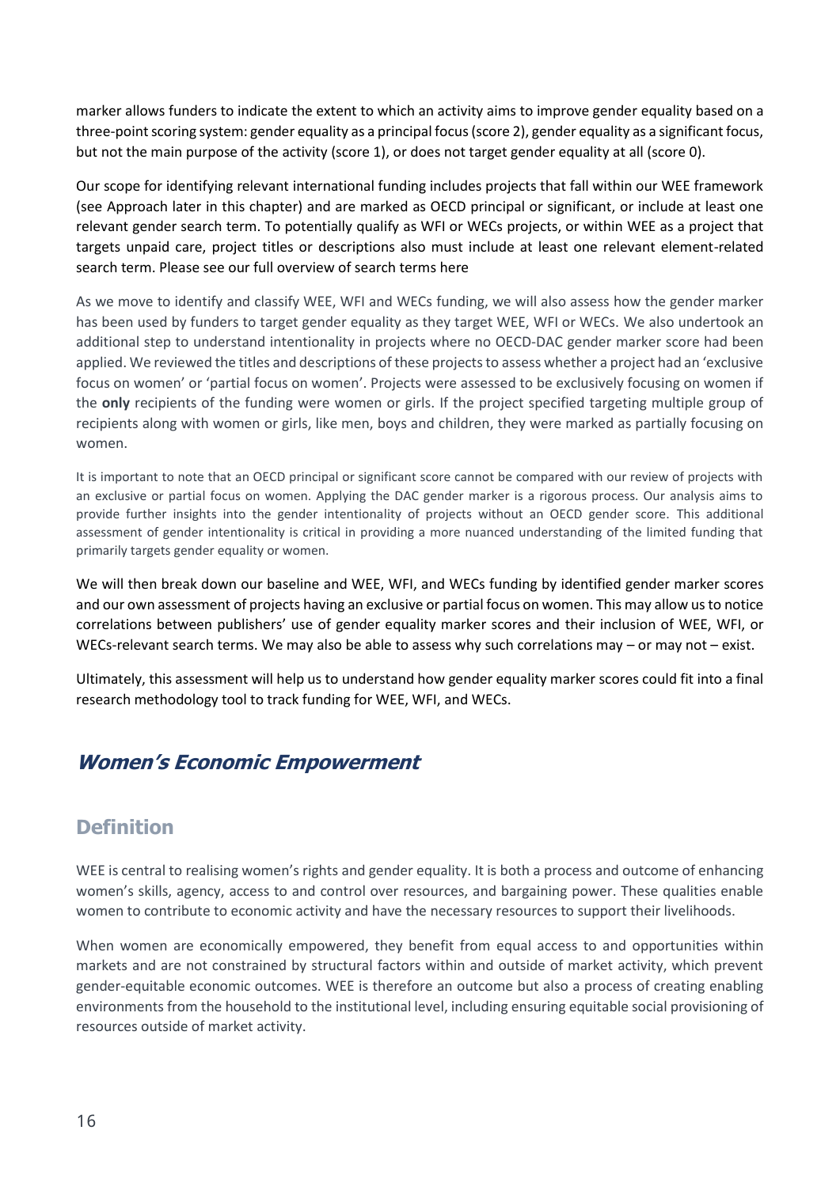marker allows funders to indicate the extent to which an activity aims to improve gender equality based on a three-point scoring system: gender equality as a principal focus (score 2), gender equality as a significant focus, but not the main purpose of the activity (score 1), or does not target gender equality at all (score 0).

Our scope for identifying relevant international funding includes projects that fall within our WEE framework (see Approach later in this chapter) and are marked as OECD principal or significant, or include at least one relevant gender search term. To potentially qualify as WFI or WECs projects, or within WEE as a project that targets unpaid care, project titles or descriptions also must include at least one relevant element-related search term. Please see our full overview of search terms here

As we move to identify and classify WEE, WFI and WECs funding, we will also assess how the gender marker has been used by funders to target gender equality as they target WEE, WFI or WECs. We also undertook an additional step to understand intentionality in projects where no OECD-DAC gender marker score had been applied. We reviewed the titles and descriptions of these projects to assess whether a project had an 'exclusive focus on women' or 'partial focus on women'. Projects were assessed to be exclusively focusing on women if the **only** recipients of the funding were women or girls. If the project specified targeting multiple group of recipients along with women or girls, like men, boys and children, they were marked as partially focusing on women.

It is important to note that an OECD principal or significant score cannot be compared with our review of projects with an exclusive or partial focus on women. Applying the DAC gender marker is a rigorous process. Our analysis aims to provide further insights into the gender intentionality of projects without an OECD gender score. This additional assessment of gender intentionality is critical in providing a more nuanced understanding of the limited funding that primarily targets gender equality or women.

We will then break down our baseline and WEE, WFI, and WECs funding by identified gender marker scores and our own assessment of projects having an exclusive or partial focus on women. This may allow us to notice correlations between publishers' use of gender equality marker scores and their inclusion of WEE, WFI, or WECs-relevant search terms. We may also be able to assess why such correlations may – or may not – exist.

Ultimately, this assessment will help us to understand how gender equality marker scores could fit into a final research methodology tool to track funding for WEE, WFI, and WECs.

## *Women's Economic Empowerment*

### Definition

WEE is central to realising women's rights and gender equality. It is both a process and outcome of enhancing women's skills, agency, access to and control over resources, and bargaining power. These qualities enable women to contribute to economic activity and have the necessary resources to support their livelihoods.

When women are economically empowered, they benefit from equal access to and opportunities within markets and are not constrained by structural factors within and outside of market activity, which prevent gender-equitable economic outcomes. WEE is therefore an outcome but also a process of creating enabling environments from the household to the institutional level, including ensuring equitable social provisioning of resources outside of market activity.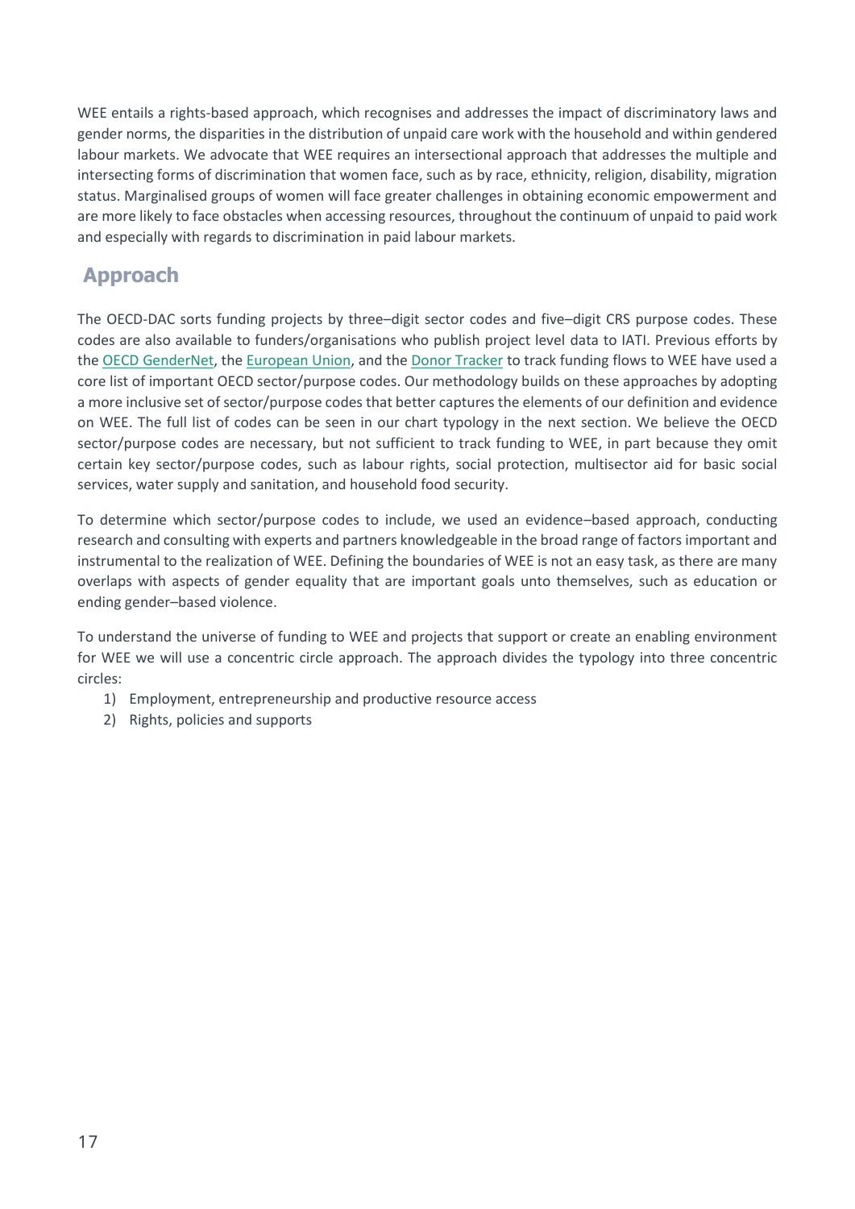WEE entails a rights-based approach, which recognises and addresses the impact of discriminatory laws and gender norms, the disparities in the distribution of unpaid care work with the household and within gendered labour markets. We advocate that WEE requires an intersectional approach that addresses the multiple and intersecting forms of discrimination that women face, such as by race, ethnicity, religion, disability, migration status. Marginalised groups of women will face greater challenges in obtaining economic empowerment and are more likely to face obstacles when accessing resources, throughout the continuum of unpaid to paid work and especially with regards to discrimination in paid labour markets.

## Approach

The OECD-DAC sorts funding projects by three–digit sector codes and five–digit CRS purpose codes. These codes are also available to funders/organisations who publish project level data to IATI. Previous efforts by the OECD GenderNet, the European Union, and the Donor Tracker to track funding flows to WEE have used a core list of important OECD sector/purpose codes. Our methodology builds on these approaches by adopting a more inclusive set of sector/purpose codes that better captures the elements of our definition and evidence on WEE. The full list of codes can be seen in our chart typology in the next section. We believe the OECD sector/purpose codes are necessary, but not sufficient to track funding to WEE, in part because they omit certain key sector/purpose codes, such as labour rights, social protection, multisector aid for basic social services, water supply and sanitation, and household food security.

To determine which sector/purpose codes to include, we used an evidence–based approach, conducting research and consulting with experts and partners knowledgeable in the broad range of factors important and instrumental to the realization of WEE. Defining the boundaries of WEE is not an easy task, as there are many overlaps with aspects of gender equality that are important goals unto themselves, such as education or ending gender–based violence.

To understand the universe of funding to WEE and projects that support or create an enabling environment for WEE we will use a concentric circle approach. The approach divides the typology into three concentric circles:

1) Employment, entrepreneurship and productive resource access
2) Rights, policies and supports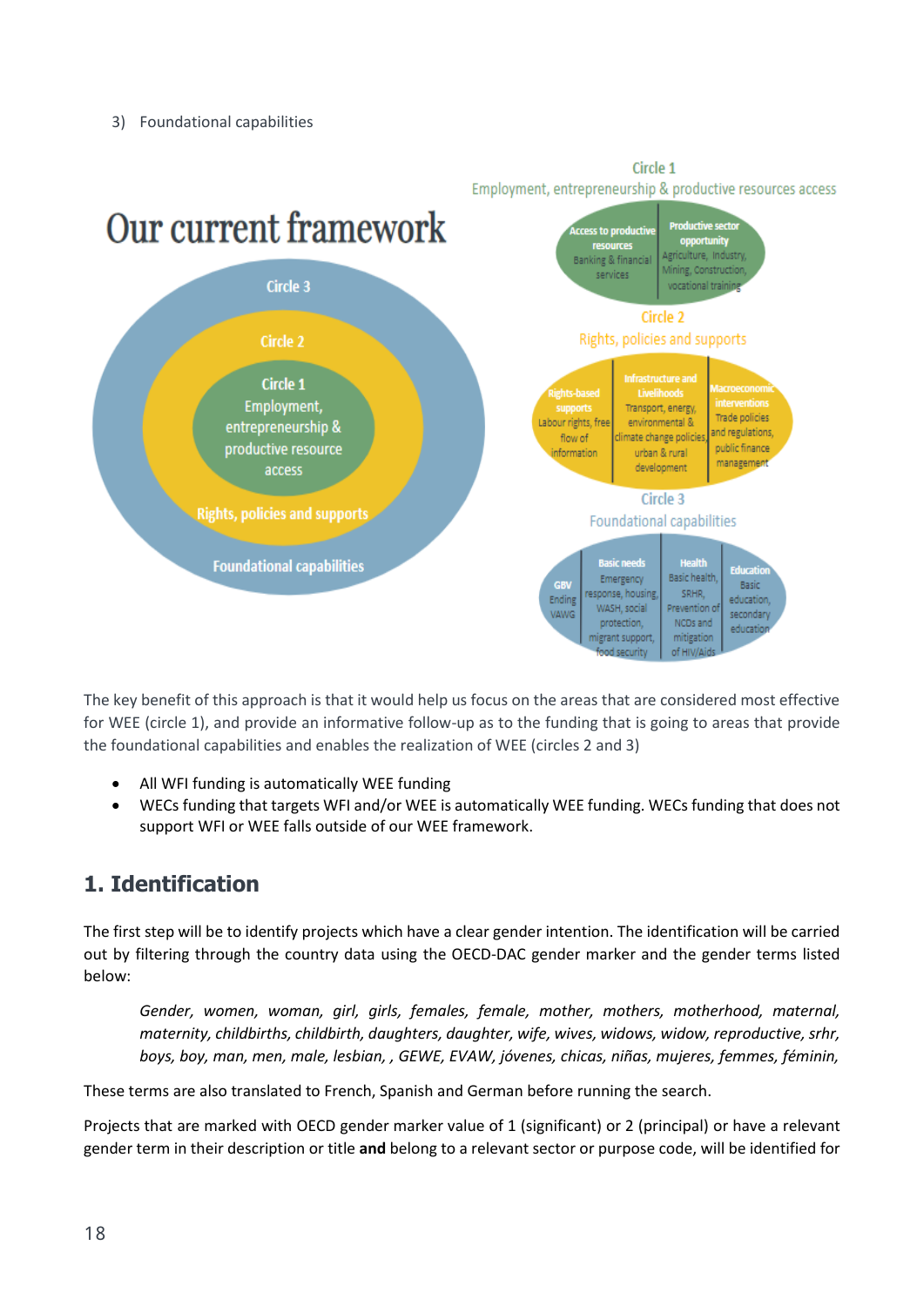3) Foundational capabilities

# Our current framework

Circle 3

Circle 2

Circle 1
Employment, entrepreneurship & productive resource access

Rights, policies and supports

Foundational capabilities

**Circle 1**
Employment, entrepreneurship & productive resources access

- **Access to productive resources**: Banking & financial services
- **Productive sector opportunity**: Agriculture, Industry, Mining, Construction, vocational training

**Circle 2**
Rights, policies and supports

- **Rights-based supports**: Labour rights, free flow of information
- **Infrastructure and Livelihoods**: Transport, energy, environmental & climate change policies, urban & rural development
- **Macroeconomic interventions**: Trade policies and regulations, public finance management

**Circle 3**
Foundational capabilities

- **GBV**: Ending VAWG
- **Basic needs**: Emergency response, housing, WASH, social protection, migrant support, food security
- **Health**: Basic health, SRHR, Prevention of NCDs and mitigation of HIV/Aids
- **Education**: Basic education, secondary education

The key benefit of this approach is that it would help us focus on the areas that are considered most effective for WEE (circle 1), and provide an informative follow-up as to the funding that is going to areas that provide the foundational capabilities and enables the realization of WEE (circles 2 and 3)

- All WFI funding is automatically WEE funding
- WECs funding that targets WFI and/or WEE is automatically WEE funding. WECs funding that does not support WFI or WEE falls outside of our WEE framework.

## 1. Identification

The first step will be to identify projects which have a clear gender intention. The identification will be carried out by filtering through the country data using the OECD-DAC gender marker and the gender terms listed below:

> *Gender, women, woman, girl, girls, females, female, mother, mothers, motherhood, maternal, maternity, childbirths, childbirth, daughters, daughter, wife, wives, widows, widow, reproductive, srhr, boys, boy, man, men, male, lesbian, , GEWE, EVAW, jóvenes, chicas, niñas, mujeres, femmes, féminin,*

These terms are also translated to French, Spanish and German before running the search.

Projects that are marked with OECD gender marker value of 1 (significant) or 2 (principal) or have a relevant gender term in their description or title **and** belong to a relevant sector or purpose code, will be identified for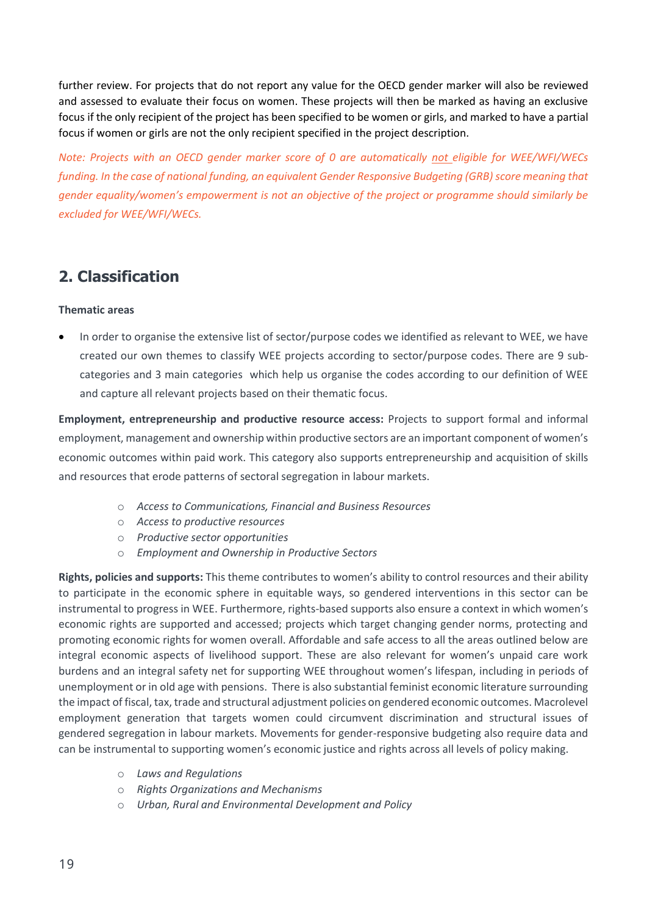further review. For projects that do not report any value for the OECD gender marker will also be reviewed and assessed to evaluate their focus on women. These projects will then be marked as having an exclusive focus if the only recipient of the project has been specified to be women or girls, and marked to have a partial focus if women or girls are not the only recipient specified in the project description.

*Note: Projects with an OECD gender marker score of 0 are automatically not eligible for WEE/WFI/WECs funding. In the case of national funding, an equivalent Gender Responsive Budgeting (GRB) score meaning that gender equality/women's empowerment is not an objective of the project or programme should similarly be excluded for WEE/WFI/WECs.*

## 2. Classification

**Thematic areas**

- In order to organise the extensive list of sector/purpose codes we identified as relevant to WEE, we have created our own themes to classify WEE projects according to sector/purpose codes. There are 9 sub-categories and 3 main categories which help us organise the codes according to our definition of WEE and capture all relevant projects based on their thematic focus.

**Employment, entrepreneurship and productive resource access:** Projects to support formal and informal employment, management and ownership within productive sectors are an important component of women's economic outcomes within paid work. This category also supports entrepreneurship and acquisition of skills and resources that erode patterns of sectoral segregation in labour markets.

- *Access to Communications, Financial and Business Resources*
- *Access to productive resources*
- *Productive sector opportunities*
- *Employment and Ownership in Productive Sectors*

**Rights, policies and supports:** This theme contributes to women's ability to control resources and their ability to participate in the economic sphere in equitable ways, so gendered interventions in this sector can be instrumental to progress in WEE. Furthermore, rights-based supports also ensure a context in which women's economic rights are supported and accessed; projects which target changing gender norms, protecting and promoting economic rights for women overall. Affordable and safe access to all the areas outlined below are integral economic aspects of livelihood support. These are also relevant for women's unpaid care work burdens and an integral safety net for supporting WEE throughout women's lifespan, including in periods of unemployment or in old age with pensions. There is also substantial feminist economic literature surrounding the impact of fiscal, tax, trade and structural adjustment policies on gendered economic outcomes. Macrolevel employment generation that targets women could circumvent discrimination and structural issues of gendered segregation in labour markets. Movements for gender-responsive budgeting also require data and can be instrumental to supporting women's economic justice and rights across all levels of policy making.

- *Laws and Regulations*
- *Rights Organizations and Mechanisms*
- *Urban, Rural and Environmental Development and Policy*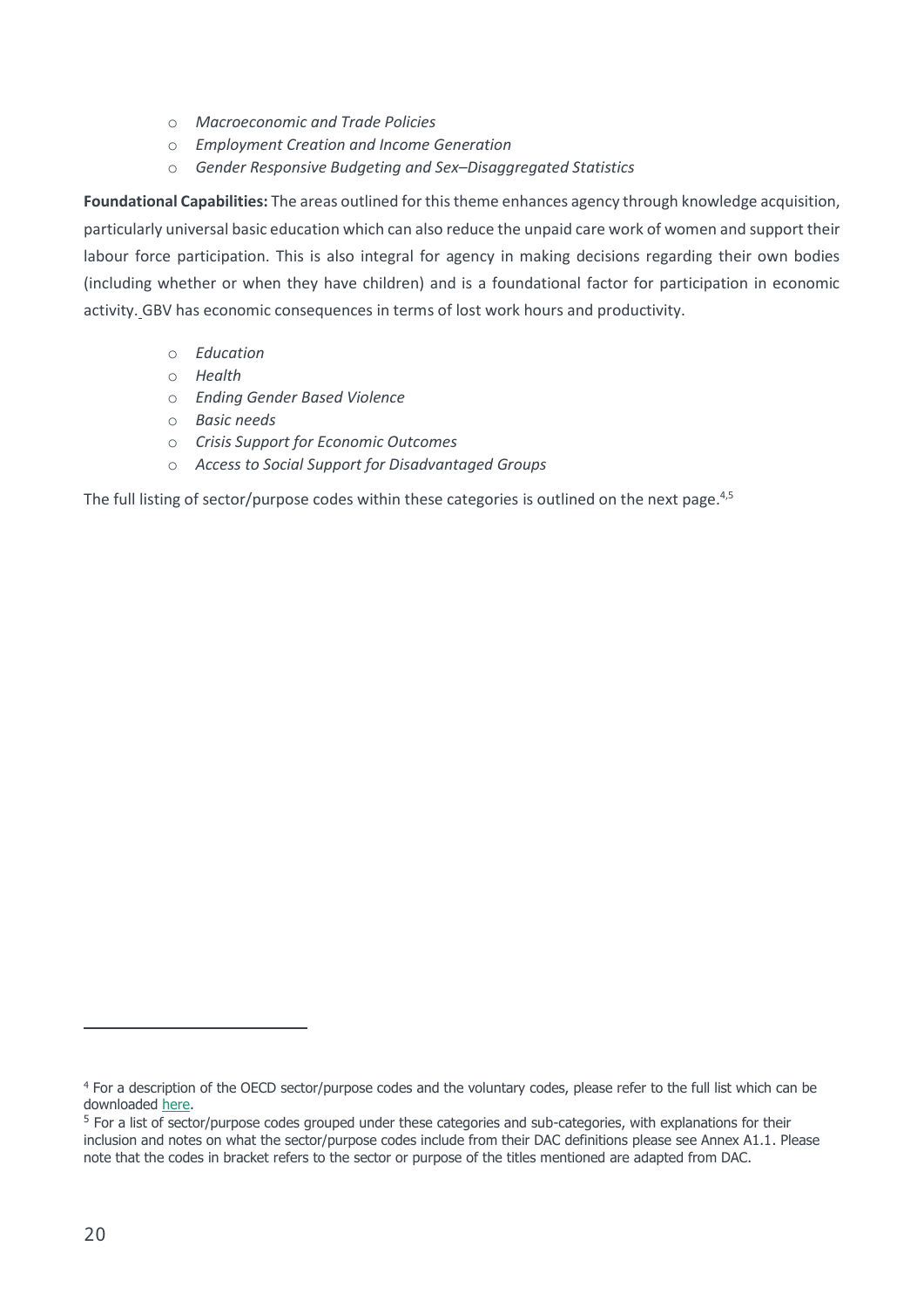- *Macroeconomic and Trade Policies*
- *Employment Creation and Income Generation*
- *Gender Responsive Budgeting and Sex–Disaggregated Statistics*

**Foundational Capabilities:** The areas outlined for this theme enhances agency through knowledge acquisition, particularly universal basic education which can also reduce the unpaid care work of women and support their labour force participation. This is also integral for agency in making decisions regarding their own bodies (including whether or when they have children) and is a foundational factor for participation in economic activity. GBV has economic consequences in terms of lost work hours and productivity.

- *Education*
- *Health*
- *Ending Gender Based Violence*
- *Basic needs*
- *Crisis Support for Economic Outcomes*
- *Access to Social Support for Disadvantaged Groups*

The full listing of sector/purpose codes within these categories is outlined on the next page.[4,5]

---

[4] For a description of the OECD sector/purpose codes and the voluntary codes, please refer to the full list which can be downloaded here.

[5] For a list of sector/purpose codes grouped under these categories and sub-categories, with explanations for their inclusion and notes on what the sector/purpose codes include from their DAC definitions please see Annex A1.1. Please note that the codes in bracket refers to the sector or purpose of the titles mentioned are adapted from DAC.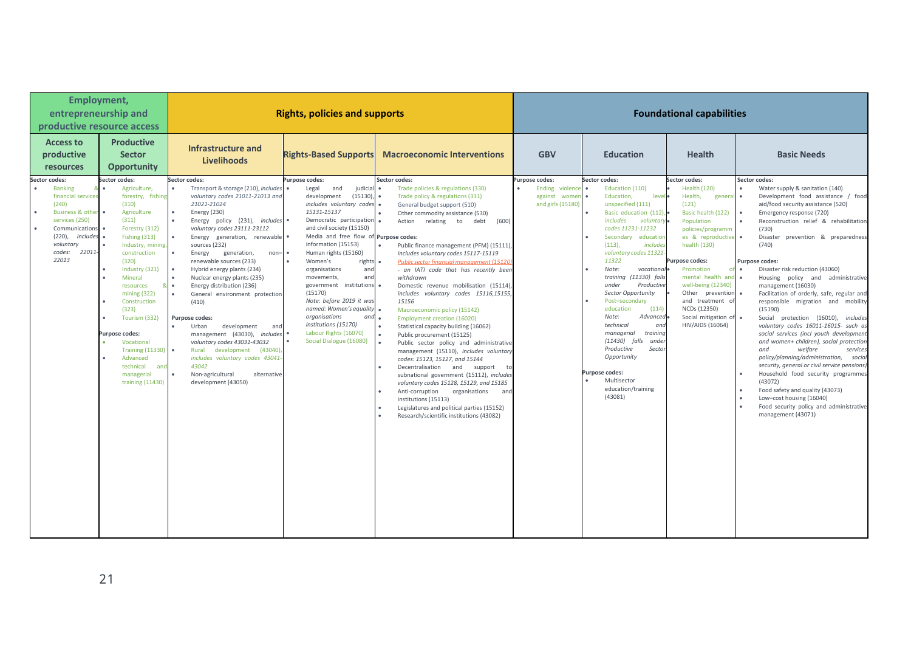| Employment, entrepreneurship and productive resource access | | Rights, policies and supports | | | Foundational capabilities | | | |
|---|---|---|---|---|---|---|---|---|
| **Access to productive resources** | **Productive Sector Opportunity** | **Infrastructure and Livelihoods** | **Rights-Based Supports** | **Macroeconomic Interventions** | **GBV** | **Education** | **Health** | **Basic Needs** |
| **Sector codes:**<br>• Banking & financial services (240)<br>• Business & other services (250)<br>• Communications (220), *includes voluntary codes: 22011-22013* | **Sector codes:**<br>• Agriculture, forestry, fishing (310)<br>• Agriculture (311)<br>• Forestry (312)<br>• Fishing (313)<br>• Industry, mining, construction (320)<br>• Industry (321)<br>• Mineral resources & mining (322)<br>• Construction (323)<br>• Tourism (332)<br><br>**Purpose codes:**<br>• Vocational Training (11330)<br>• Advanced technical and managerial training (11430) | **Sector codes:**<br>• Transport & storage (210), *includes voluntary codes 21011-21013 and 21021-21024*<br>• Energy (230)<br>• Energy policy (231), *includes voluntary codes 23111-23112*<br>• Energy generation, renewable sources (232)<br>• Energy generation, non–renewable sources (233)<br>• Hybrid energy plants (234)<br>• Nuclear energy plants (235)<br>• Energy distribution (236)<br>• General environment protection (410)<br><br>**Purpose codes:**<br>• Urban development and management (43030), *includes voluntary codes 43031-43032*<br>• Rural development (43040), *includes voluntary codes 43041-43042*<br>• Non-agricultural alternative development (43050) | **Purpose codes:**<br>• Legal and judicial development (15130), *includes voluntary codes 15131-15137*<br>• Democratic participation and civil society (15150)<br>• Media and free flow of information (15153)<br>• Human rights (15160)<br>• Women's rights organisations and movements, and government institutions (15170)<br>*Note: before 2019 it was named: Women's equality organisations and institutions (15170)*<br>• Labour Rights (16070)<br>• Social Dialogue (16080) | **Sector codes:**<br>• Trade policies & regulations (330)<br>• Trade policy & regulations (331)<br>• General budget support (510)<br>• Other commodity assistance (530)<br>• Action relating to debt (600)<br><br>**Purpose codes:**<br>• Public finance management (PFM) (15111), *includes voluntary codes 15117-15119*<br>• Public sector financial management (15120) *- an IATI code that has recently been withdrawn*<br>• Domestic revenue mobilisation (15114), *includes voluntary codes 15116,15155, 15156*<br>• Macroeconomic policy (15142)<br>• Employment creation (16020)<br>• Statistical capacity building (16062)<br>• Public procurement (15125)<br>• Public sector policy and administrative management (15110), *includes voluntary codes: 15123, 15127, and 15144*<br>• Decentralisation and support to subnational government (15112), *includes voluntary codes 15128, 15129, and 15185*<br>• Anti-corruption organisations and institutions (15113)<br>• Legislatures and political parties (15152)<br>• Research/scientific institutions (43082) | **Purpose codes:**<br>• Ending violence against women and girls (15180) | **Sector codes:**<br>• Education (110)<br>• Education, level unspecified (111)<br>• Basic education (112), *includes voluntary codes 11231-11232*<br>• Secondary education (113), *includes voluntary codes 11321-11322*<br>• *Note: vocational training (11330) falls under Productive Sector Opportunity*<br>• Post–secondary education (114)<br>• *Note: Advanced technical and managerial training (11430) falls under Productive Sector Opportunity*<br><br>**Purpose codes:**<br>• Multisector education/training (43081) | **Sector codes:**<br>• Health (120)<br>• Health, general (121)<br>• Basic health (122)<br>• Population policies/programmes & reproductive health (130)<br><br>**Purpose codes:**<br>• Promotion of mental health and well-being (12340)<br>• Other prevention and treatment of NCDs (12350)<br>• Social mitigation of HIV/AIDS (16064) | **Sector codes:**<br>• Water supply & sanitation (140)<br>• Development food assistance / food aid/food security assistance (520)<br>• Emergency response (720)<br>• Reconstruction relief & rehabilitation (730)<br>• Disaster prevention & preparedness (740)<br><br>**Purpose codes:**<br>• Disaster risk reduction (43060)<br>• Housing policy and administrative management (16030)<br>• Facilitation of orderly, safe, regular and responsible migration and mobility (15190)<br>• Social protection (16010), *includes voluntary codes 16011-16015- such as social services (incl youth development and women+ children), social protection and welfare services policy/planning/administration, social security, general or civil service pensions)*<br>• Household food security programmes (43072)<br>• Food safety and quality (43073)<br>• Low–cost housing (16040)<br>• Food security policy and administrative management (43071) |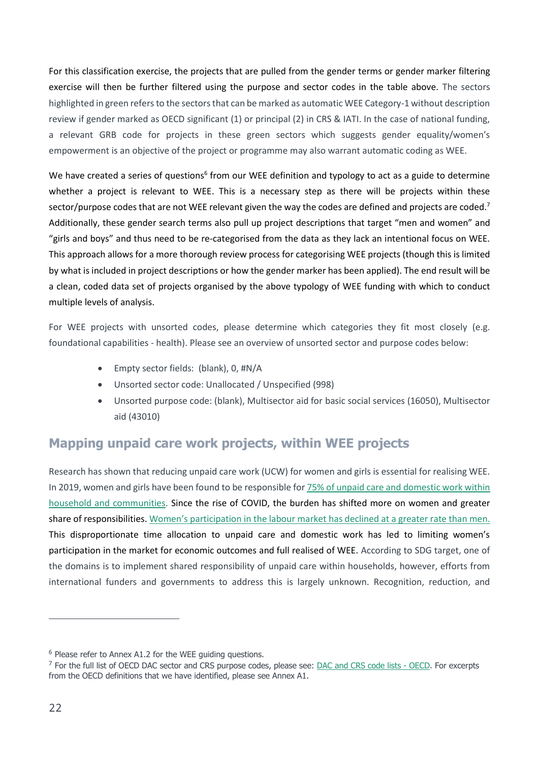For this classification exercise, the projects that are pulled from the gender terms or gender marker filtering exercise will then be further filtered using the purpose and sector codes in the table above. The sectors highlighted in green refers to the sectors that can be marked as automatic WEE Category-1 without description review if gender marked as OECD significant (1) or principal (2) in CRS & IATI. In the case of national funding, a relevant GRB code for projects in these green sectors which suggests gender equality/women's empowerment is an objective of the project or programme may also warrant automatic coding as WEE.

We have created a series of questions[6] from our WEE definition and typology to act as a guide to determine whether a project is relevant to WEE. This is a necessary step as there will be projects within these sector/purpose codes that are not WEE relevant given the way the codes are defined and projects are coded.[7] Additionally, these gender search terms also pull up project descriptions that target "men and women" and "girls and boys" and thus need to be re-categorised from the data as they lack an intentional focus on WEE. This approach allows for a more thorough review process for categorising WEE projects (though this is limited by what is included in project descriptions or how the gender marker has been applied). The end result will be a clean, coded data set of projects organised by the above typology of WEE funding with which to conduct multiple levels of analysis.

For WEE projects with unsorted codes, please determine which categories they fit most closely (e.g. foundational capabilities - health). Please see an overview of unsorted sector and purpose codes below:

- Empty sector fields: (blank), 0, #N/A
- Unsorted sector code: Unallocated / Unspecified (998)
- Unsorted purpose code: (blank), Multisector aid for basic social services (16050), Multisector aid (43010)

## Mapping unpaid care work projects, within WEE projects

Research has shown that reducing unpaid care work (UCW) for women and girls is essential for realising WEE. In 2019, women and girls have been found to be responsible for [75% of unpaid care and domestic work within household and communities](). Since the rise of COVID, the burden has shifted more on women and greater share of responsibilities. [Women's participation in the labour market has declined at a greater rate than men.]() This disproportionate time allocation to unpaid care and domestic work has led to limiting women's participation in the market for economic outcomes and full realised of WEE. According to SDG target, one of the domains is to implement shared responsibility of unpaid care within households, however, efforts from international funders and governments to address this is largely unknown. Recognition, reduction, and

---

[6] Please refer to Annex A1.2 for the WEE guiding questions.

[7] For the full list of OECD DAC sector and CRS purpose codes, please see: [DAC and CRS code lists - OECD](). For excerpts from the OECD definitions that we have identified, please see Annex A1.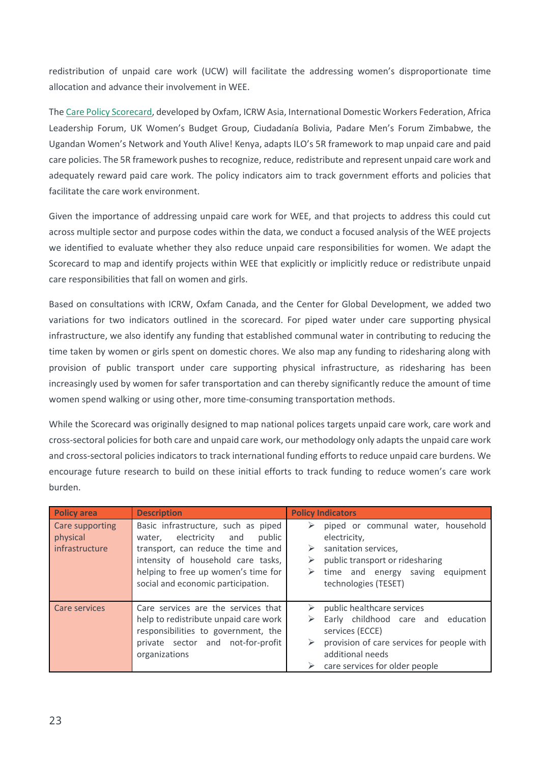redistribution of unpaid care work (UCW) will facilitate the addressing women's disproportionate time allocation and advance their involvement in WEE.

The Care Policy Scorecard, developed by Oxfam, ICRW Asia, International Domestic Workers Federation, Africa Leadership Forum, UK Women's Budget Group, Ciudadanía Bolivia, Padare Men's Forum Zimbabwe, the Ugandan Women's Network and Youth Alive! Kenya, adapts ILO's 5R framework to map unpaid care and paid care policies. The 5R framework pushes to recognize, reduce, redistribute and represent unpaid care work and adequately reward paid care work. The policy indicators aim to track government efforts and policies that facilitate the care work environment.

Given the importance of addressing unpaid care work for WEE, and that projects to address this could cut across multiple sector and purpose codes within the data, we conduct a focused analysis of the WEE projects we identified to evaluate whether they also reduce unpaid care responsibilities for women. We adapt the Scorecard to map and identify projects within WEE that explicitly or implicitly reduce or redistribute unpaid care responsibilities that fall on women and girls.

Based on consultations with ICRW, Oxfam Canada, and the Center for Global Development, we added two variations for two indicators outlined in the scorecard. For piped water under care supporting physical infrastructure, we also identify any funding that established communal water in contributing to reducing the time taken by women or girls spent on domestic chores. We also map any funding to ridesharing along with provision of public transport under care supporting physical infrastructure, as ridesharing has been increasingly used by women for safer transportation and can thereby significantly reduce the amount of time women spend walking or using other, more time-consuming transportation methods.

While the Scorecard was originally designed to map national polices targets unpaid care work, care work and cross-sectoral policies for both care and unpaid care work, our methodology only adapts the unpaid care work and cross-sectoral policies indicators to track international funding efforts to reduce unpaid care burdens. We encourage future research to build on these initial efforts to track funding to reduce women's care work burden.

| Policy area | Description | Policy Indicators |
|---|---|---|
| Care supporting physical infrastructure | Basic infrastructure, such as piped water, electricity and public transport, can reduce the time and intensity of household care tasks, helping to free up women's time for social and economic participation. | ➢ piped or communal water, household electricity,<br>➢ sanitation services,<br>➢ public transport or ridesharing<br>➢ time and energy saving equipment technologies (TESET) |
| Care services | Care services are the services that help to redistribute unpaid care work responsibilities to government, the private sector and not-for-profit organizations | ➢ public healthcare services<br>➢ Early childhood care and education services (ECCE)<br>➢ provision of care services for people with additional needs<br>➢ care services for older people |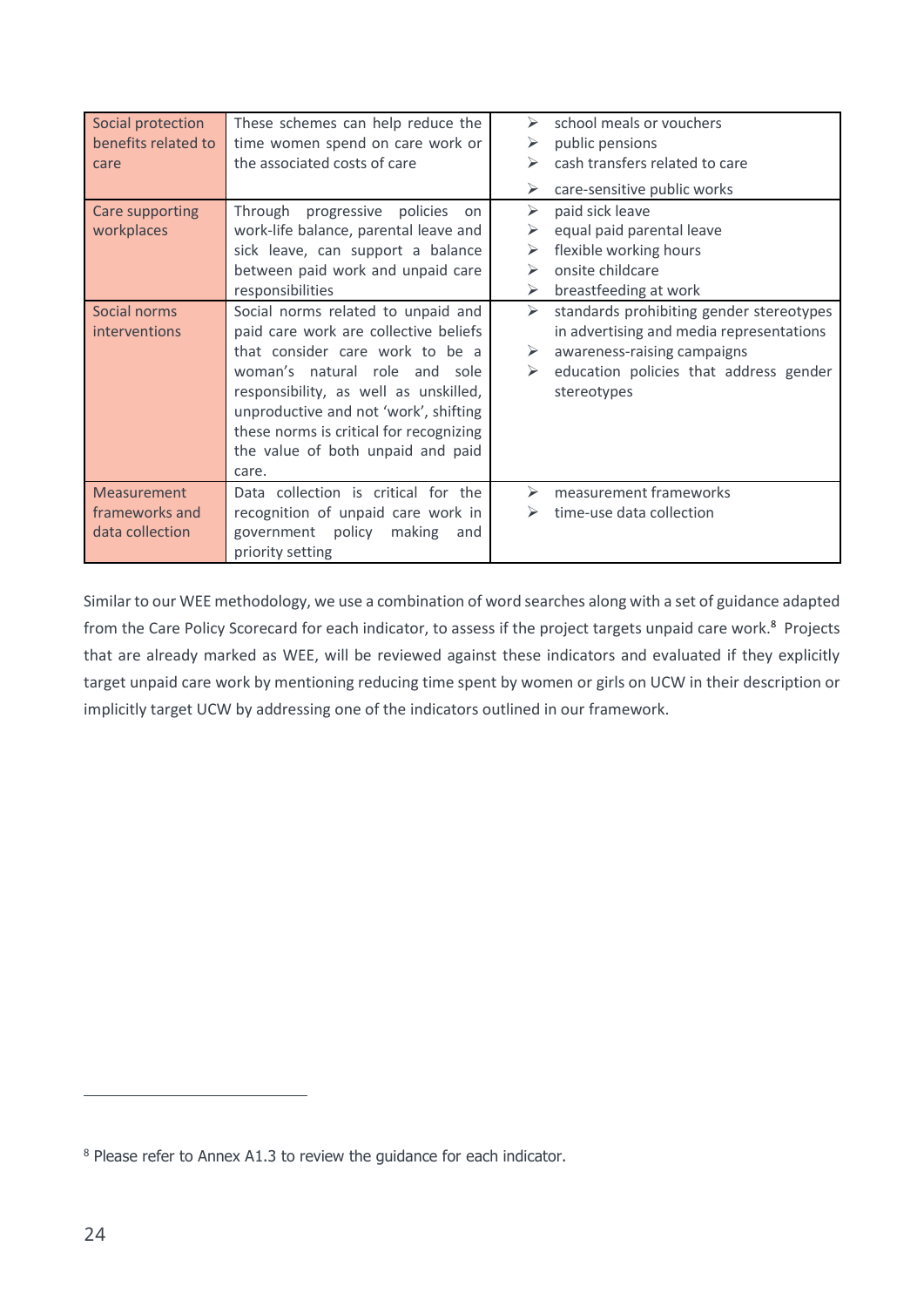| Social protection benefits related to care | These schemes can help reduce the time women spend on care work or the associated costs of care | ➢ school meals or vouchers<br>➢ public pensions<br>➢ cash transfers related to care<br>➢ care-sensitive public works |
|---|---|---|
| Care supporting workplaces | Through progressive policies on work-life balance, parental leave and sick leave, can support a balance between paid work and unpaid care responsibilities | ➢ paid sick leave<br>➢ equal paid parental leave<br>➢ flexible working hours<br>➢ onsite childcare<br>➢ breastfeeding at work |
| Social norms interventions | Social norms related to unpaid and paid care work are collective beliefs that consider care work to be a woman's natural role and sole responsibility, as well as unskilled, unproductive and not 'work', shifting these norms is critical for recognizing the value of both unpaid and paid care. | ➢ standards prohibiting gender stereotypes in advertising and media representations<br>➢ awareness-raising campaigns<br>➢ education policies that address gender stereotypes |
| Measurement frameworks and data collection | Data collection is critical for the recognition of unpaid care work in government policy making and priority setting | ➢ measurement frameworks<br>➢ time-use data collection |

Similar to our WEE methodology, we use a combination of word searches along with a set of guidance adapted from the Care Policy Scorecard for each indicator, to assess if the project targets unpaid care work.[8] Projects that are already marked as WEE, will be reviewed against these indicators and evaluated if they explicitly target unpaid care work by mentioning reducing time spent by women or girls on UCW in their description or implicitly target UCW by addressing one of the indicators outlined in our framework.

[8] Please refer to Annex A1.3 to review the guidance for each indicator.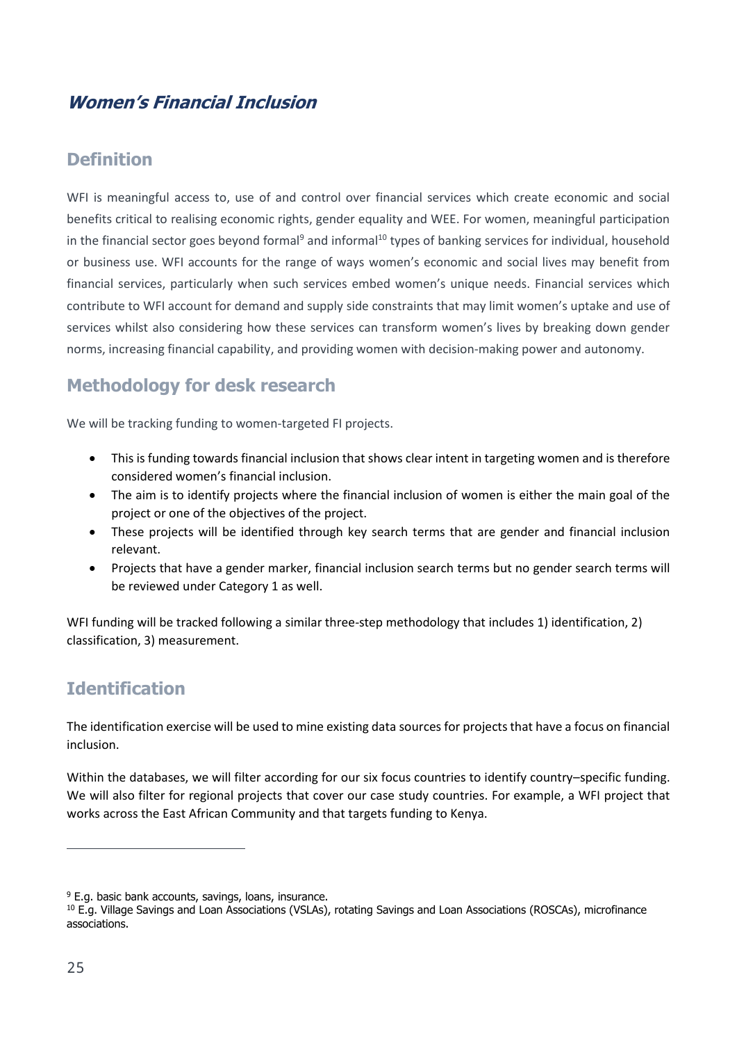## *Women's Financial Inclusion*

### Definition

WFI is meaningful access to, use of and control over financial services which create economic and social benefits critical to realising economic rights, gender equality and WEE. For women, meaningful participation in the financial sector goes beyond formal[9] and informal[10] types of banking services for individual, household or business use. WFI accounts for the range of ways women's economic and social lives may benefit from financial services, particularly when such services embed women's unique needs. Financial services which contribute to WFI account for demand and supply side constraints that may limit women's uptake and use of services whilst also considering how these services can transform women's lives by breaking down gender norms, increasing financial capability, and providing women with decision-making power and autonomy.

### Methodology for desk research

We will be tracking funding to women-targeted FI projects.

- This is funding towards financial inclusion that shows clear intent in targeting women and is therefore considered women's financial inclusion.
- The aim is to identify projects where the financial inclusion of women is either the main goal of the project or one of the objectives of the project.
- These projects will be identified through key search terms that are gender and financial inclusion relevant.
- Projects that have a gender marker, financial inclusion search terms but no gender search terms will be reviewed under Category 1 as well.

WFI funding will be tracked following a similar three-step methodology that includes 1) identification, 2) classification, 3) measurement.

### Identification

The identification exercise will be used to mine existing data sources for projects that have a focus on financial inclusion.

Within the databases, we will filter according for our six focus countries to identify country–specific funding. We will also filter for regional projects that cover our case study countries. For example, a WFI project that works across the East African Community and that targets funding to Kenya.

---

[9] E.g. basic bank accounts, savings, loans, insurance.

[10] E.g. Village Savings and Loan Associations (VSLAs), rotating Savings and Loan Associations (ROSCAs), microfinance associations.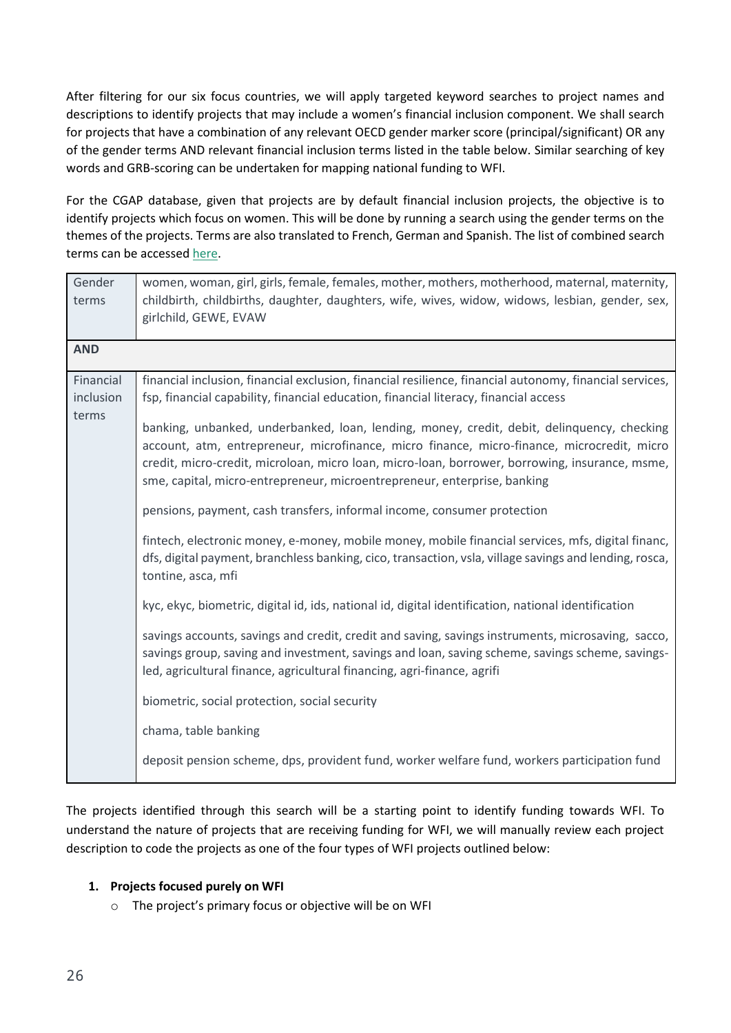After filtering for our six focus countries, we will apply targeted keyword searches to project names and descriptions to identify projects that may include a women's financial inclusion component. We shall search for projects that have a combination of any relevant OECD gender marker score (principal/significant) OR any of the gender terms AND relevant financial inclusion terms listed in the table below. Similar searching of key words and GRB-scoring can be undertaken for mapping national funding to WFI.

For the CGAP database, given that projects are by default financial inclusion projects, the objective is to identify projects which focus on women. This will be done by running a search using the gender terms on the themes of the projects. Terms are also translated to French, German and Spanish. The list of combined search terms can be accessed here.

| Gender terms | women, woman, girl, girls, female, females, mother, mothers, motherhood, maternal, maternity, childbirth, childbirths, daughter, daughters, wife, wives, widow, widows, lesbian, gender, sex, girlchild, GEWE, EVAW |
|---|---|
| **AND** | |
| Financial inclusion terms | financial inclusion, financial exclusion, financial resilience, financial autonomy, financial services, fsp, financial capability, financial education, financial literacy, financial access<br><br>banking, unbanked, underbanked, loan, lending, money, credit, debit, delinquency, checking account, atm, entrepreneur, microfinance, micro finance, micro-finance, microcredit, micro credit, micro-credit, microloan, micro loan, micro-loan, borrower, borrowing, insurance, msme, sme, capital, micro-entrepreneur, microentrepreneur, enterprise, banking<br><br>pensions, payment, cash transfers, informal income, consumer protection<br><br>fintech, electronic money, e-money, mobile money, mobile financial services, mfs, digital financ, dfs, digital payment, branchless banking, cico, transaction, vsla, village savings and lending, rosca, tontine, asca, mfi<br><br>kyc, ekyc, biometric, digital id, ids, national id, digital identification, national identification<br><br>savings accounts, savings and credit, credit and saving, savings instruments, microsaving, sacco, savings group, saving and investment, savings and loan, saving scheme, savings scheme, savings-led, agricultural finance, agricultural financing, agri-finance, agrifi<br><br>biometric, social protection, social security<br><br>chama, table banking<br><br>deposit pension scheme, dps, provident fund, worker welfare fund, workers participation fund |

The projects identified through this search will be a starting point to identify funding towards WFI. To understand the nature of projects that are receiving funding for WFI, we will manually review each project description to code the projects as one of the four types of WFI projects outlined below:

1. **Projects focused purely on WFI**
   - The project's primary focus or objective will be on WFI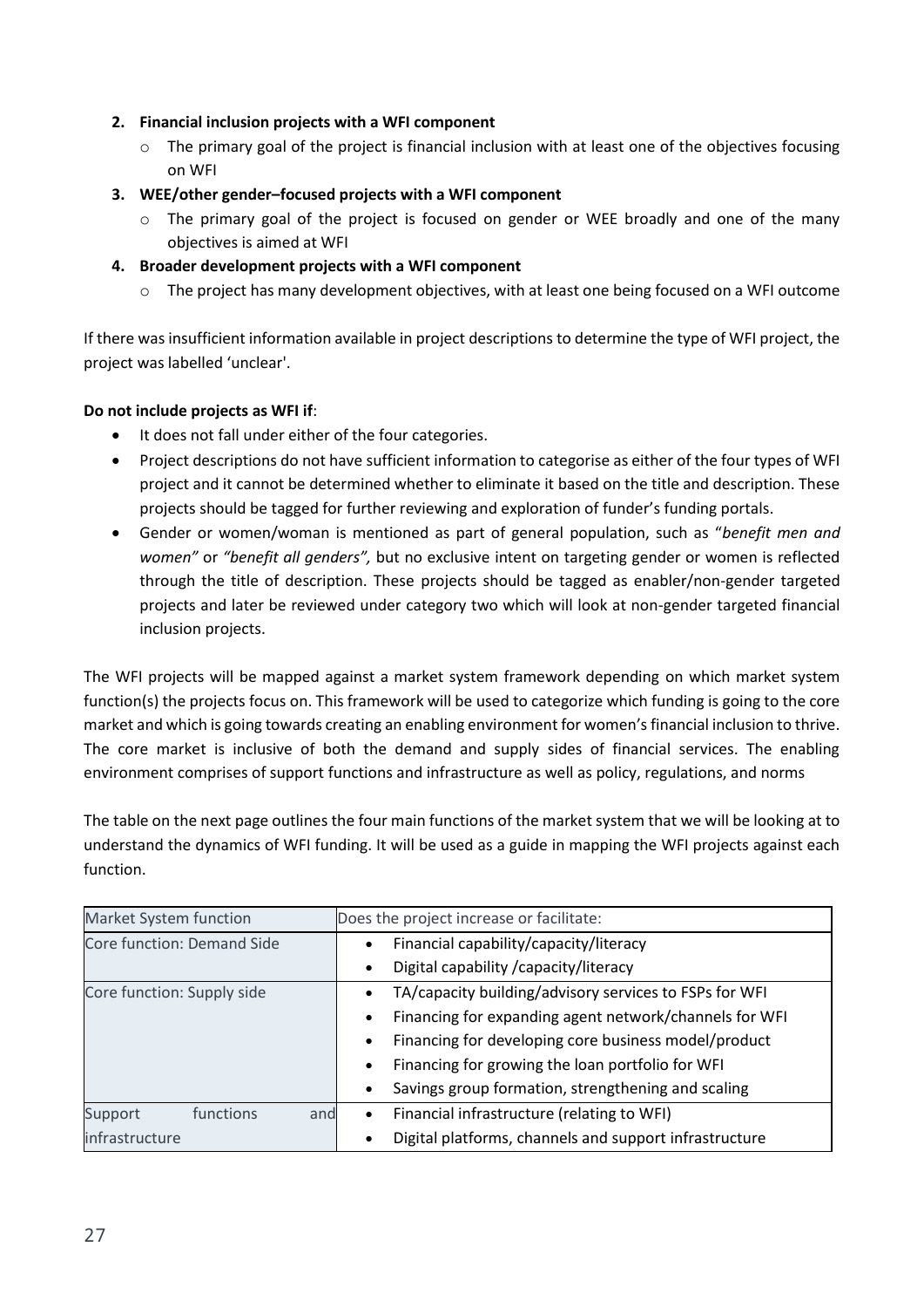2. **Financial inclusion projects with a WFI component**
    - The primary goal of the project is financial inclusion with at least one of the objectives focusing on WFI
3. **WEE/other gender–focused projects with a WFI component**
    - The primary goal of the project is focused on gender or WEE broadly and one of the many objectives is aimed at WFI
4. **Broader development projects with a WFI component**
    - The project has many development objectives, with at least one being focused on a WFI outcome

If there was insufficient information available in project descriptions to determine the type of WFI project, the project was labelled 'unclear'.

**Do not include projects as WFI if**:

- It does not fall under either of the four categories.
- Project descriptions do not have sufficient information to categorise as either of the four types of WFI project and it cannot be determined whether to eliminate it based on the title and description. These projects should be tagged for further reviewing and exploration of funder's funding portals.
- Gender or women/woman is mentioned as part of general population, such as "*benefit men and women*" or *"benefit all genders",* but no exclusive intent on targeting gender or women is reflected through the title of description. These projects should be tagged as enabler/non-gender targeted projects and later be reviewed under category two which will look at non-gender targeted financial inclusion projects.

The WFI projects will be mapped against a market system framework depending on which market system function(s) the projects focus on. This framework will be used to categorize which funding is going to the core market and which is going towards creating an enabling environment for women's financial inclusion to thrive. The core market is inclusive of both the demand and supply sides of financial services. The enabling environment comprises of support functions and infrastructure as well as policy, regulations, and norms

The table on the next page outlines the four main functions of the market system that we will be looking at to understand the dynamics of WFI funding. It will be used as a guide in mapping the WFI projects against each function.

| Market System function | Does the project increase or facilitate: |
|---|---|
| Core function: Demand Side | • Financial capability/capacity/literacy<br>• Digital capability /capacity/literacy |
| Core function: Supply side | • TA/capacity building/advisory services to FSPs for WFI<br>• Financing for expanding agent network/channels for WFI<br>• Financing for developing core business model/product<br>• Financing for growing the loan portfolio for WFI<br>• Savings group formation, strengthening and scaling |
| Support functions and infrastructure | • Financial infrastructure (relating to WFI)<br>• Digital platforms, channels and support infrastructure |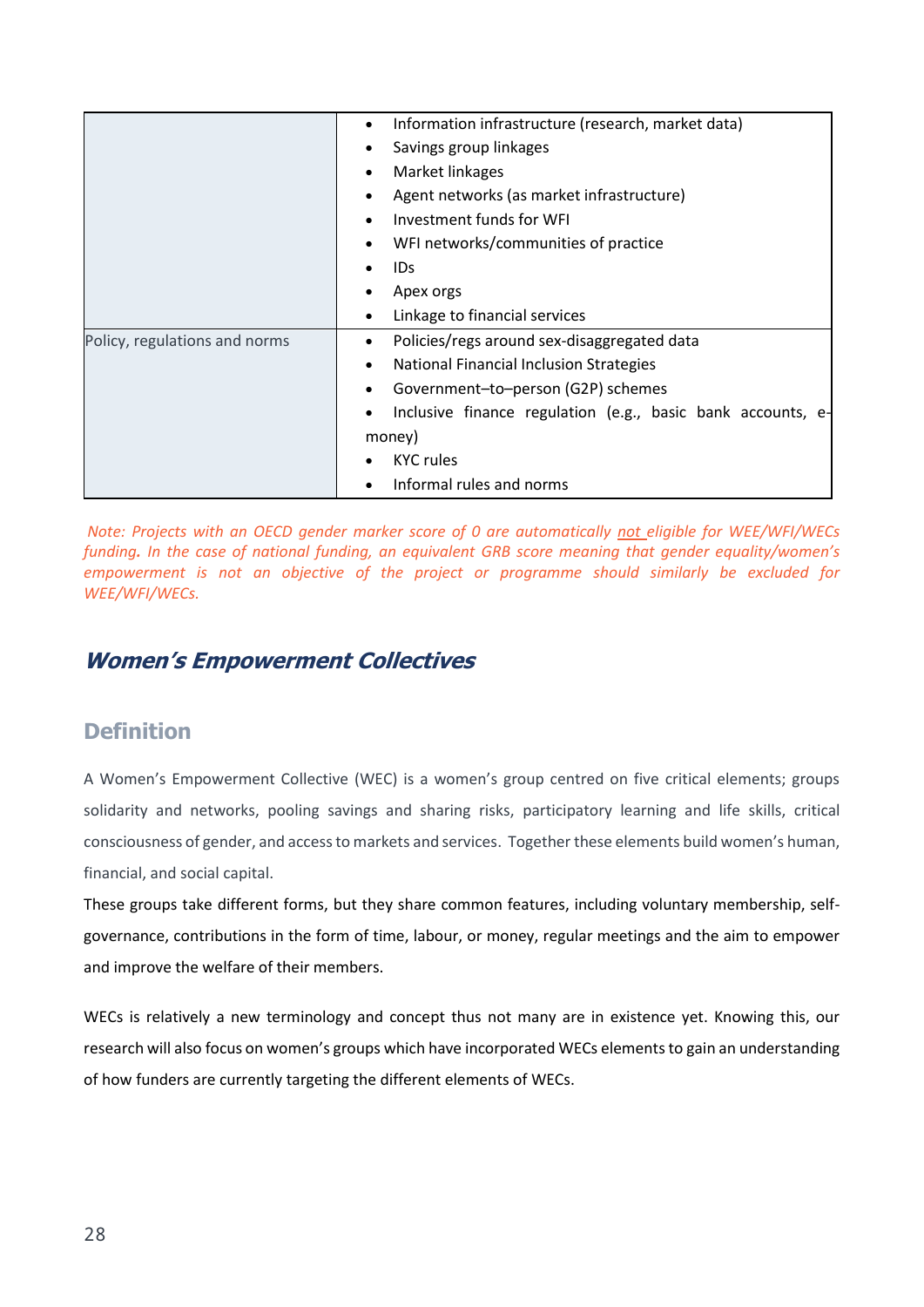| | |
|---|---|
| | • Information infrastructure (research, market data)<br>• Savings group linkages<br>• Market linkages<br>• Agent networks (as market infrastructure)<br>• Investment funds for WFI<br>• WFI networks/communities of practice<br>• IDs<br>• Apex orgs<br>• Linkage to financial services |
| Policy, regulations and norms | • Policies/regs around sex-disaggregated data<br>• National Financial Inclusion Strategies<br>• Government–to–person (G2P) schemes<br>• Inclusive finance regulation (e.g., basic bank accounts, e-money)<br>• KYC rules<br>• Informal rules and norms |

*Note: Projects with an OECD gender marker score of 0 are automatically not eligible for WEE/WFI/WECs funding. In the case of national funding, an equivalent GRB score meaning that gender equality/women's empowerment is not an objective of the project or programme should similarly be excluded for WEE/WFI/WECs.*

## Women's Empowerment Collectives

### Definition

A Women's Empowerment Collective (WEC) is a women's group centred on five critical elements; groups solidarity and networks, pooling savings and sharing risks, participatory learning and life skills, critical consciousness of gender, and access to markets and services. Together these elements build women's human, financial, and social capital.

These groups take different forms, but they share common features, including voluntary membership, self-governance, contributions in the form of time, labour, or money, regular meetings and the aim to empower and improve the welfare of their members.

WECs is relatively a new terminology and concept thus not many are in existence yet. Knowing this, our research will also focus on women's groups which have incorporated WECs elements to gain an understanding of how funders are currently targeting the different elements of WECs.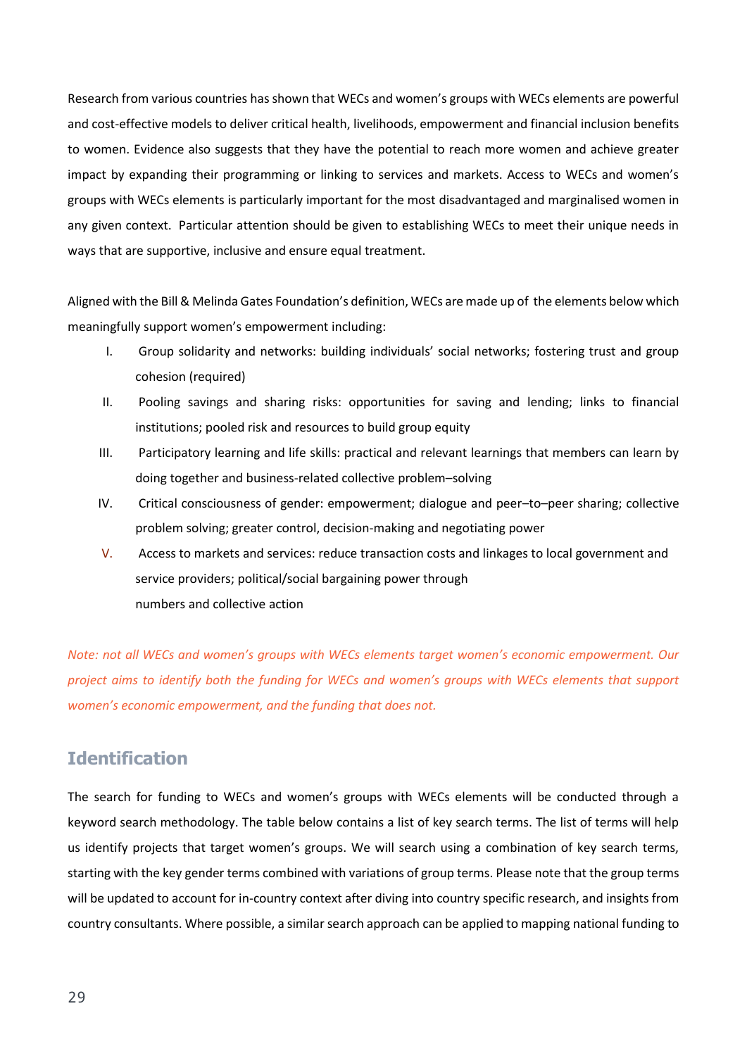Research from various countries has shown that WECs and women's groups with WECs elements are powerful and cost-effective models to deliver critical health, livelihoods, empowerment and financial inclusion benefits to women. Evidence also suggests that they have the potential to reach more women and achieve greater impact by expanding their programming or linking to services and markets. Access to WECs and women's groups with WECs elements is particularly important for the most disadvantaged and marginalised women in any given context. Particular attention should be given to establishing WECs to meet their unique needs in ways that are supportive, inclusive and ensure equal treatment.

Aligned with the Bill & Melinda Gates Foundation's definition, WECs are made up of the elements below which meaningfully support women's empowerment including:

I. Group solidarity and networks: building individuals' social networks; fostering trust and group cohesion (required)
II. Pooling savings and sharing risks: opportunities for saving and lending; links to financial institutions; pooled risk and resources to build group equity
III. Participatory learning and life skills: practical and relevant learnings that members can learn by doing together and business-related collective problem–solving
IV. Critical consciousness of gender: empowerment; dialogue and peer–to–peer sharing; collective problem solving; greater control, decision-making and negotiating power
V. Access to markets and services: reduce transaction costs and linkages to local government and service providers; political/social bargaining power through numbers and collective action

*Note: not all WECs and women's groups with WECs elements target women's economic empowerment. Our project aims to identify both the funding for WECs and women's groups with WECs elements that support women's economic empowerment, and the funding that does not.*

## Identification

The search for funding to WECs and women's groups with WECs elements will be conducted through a keyword search methodology. The table below contains a list of key search terms. The list of terms will help us identify projects that target women's groups. We will search using a combination of key search terms, starting with the key gender terms combined with variations of group terms. Please note that the group terms will be updated to account for in-country context after diving into country specific research, and insights from country consultants. Where possible, a similar search approach can be applied to mapping national funding to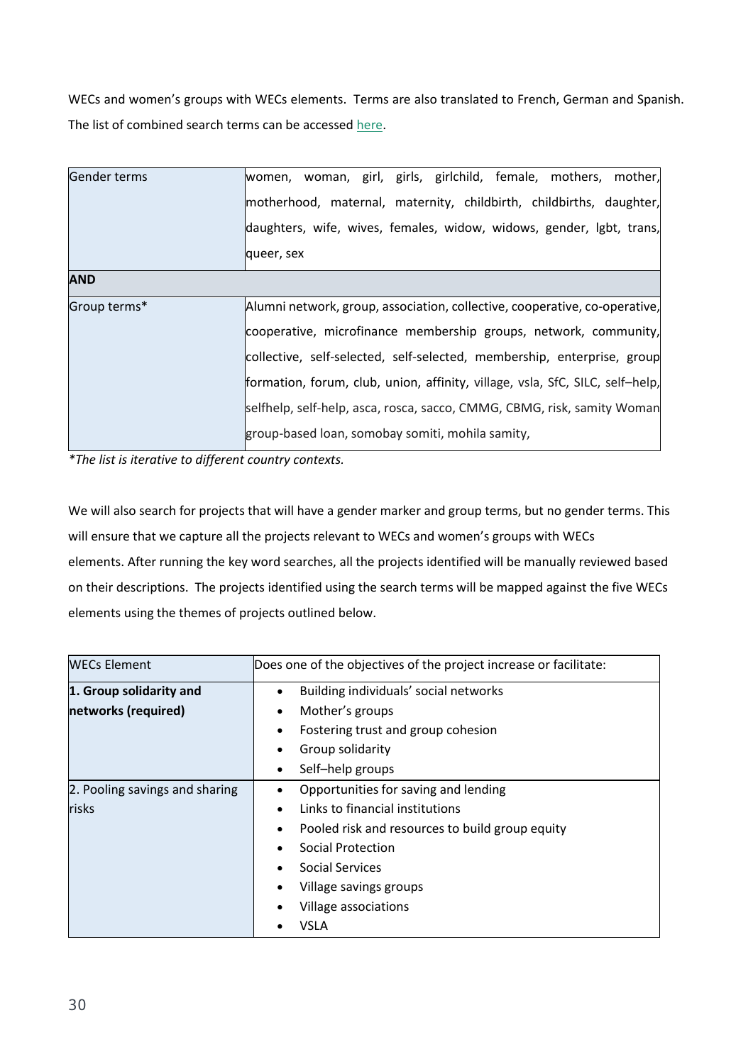WECs and women's groups with WECs elements. Terms are also translated to French, German and Spanish. The list of combined search terms can be accessed here.

| Gender terms | women, woman, girl, girls, girlchild, female, mothers, mother, motherhood, maternal, maternity, childbirth, childbirths, daughter, daughters, wife, wives, females, widow, widows, gender, lgbt, trans, queer, sex |
|---|---|
| **AND** | |
| Group terms* | Alumni network, group, association, collective, cooperative, co-operative, cooperative, microfinance membership groups, network, community, collective, self-selected, self-selected, membership, enterprise, group formation, forum, club, union, affinity, village, vsla, SfC, SILC, self–help, selfhelp, self-help, asca, rosca, sacco, CMMG, CBMG, risk, samity Woman group-based loan, somobay somiti, mohila samity, |

*\*The list is iterative to different country contexts.*

We will also search for projects that will have a gender marker and group terms, but no gender terms. This will ensure that we capture all the projects relevant to WECs and women's groups with WECs elements. After running the key word searches, all the projects identified will be manually reviewed based on their descriptions. The projects identified using the search terms will be mapped against the five WECs elements using the themes of projects outlined below.

| WECs Element | Does one of the objectives of the project increase or facilitate: |
|---|---|
| **1. Group solidarity and networks (required)** | • Building individuals' social networks<br>• Mother's groups<br>• Fostering trust and group cohesion<br>• Group solidarity<br>• Self–help groups |
| 2. Pooling savings and sharing risks | • Opportunities for saving and lending<br>• Links to financial institutions<br>• Pooled risk and resources to build group equity<br>• Social Protection<br>• Social Services<br>• Village savings groups<br>• Village associations<br>• VSLA |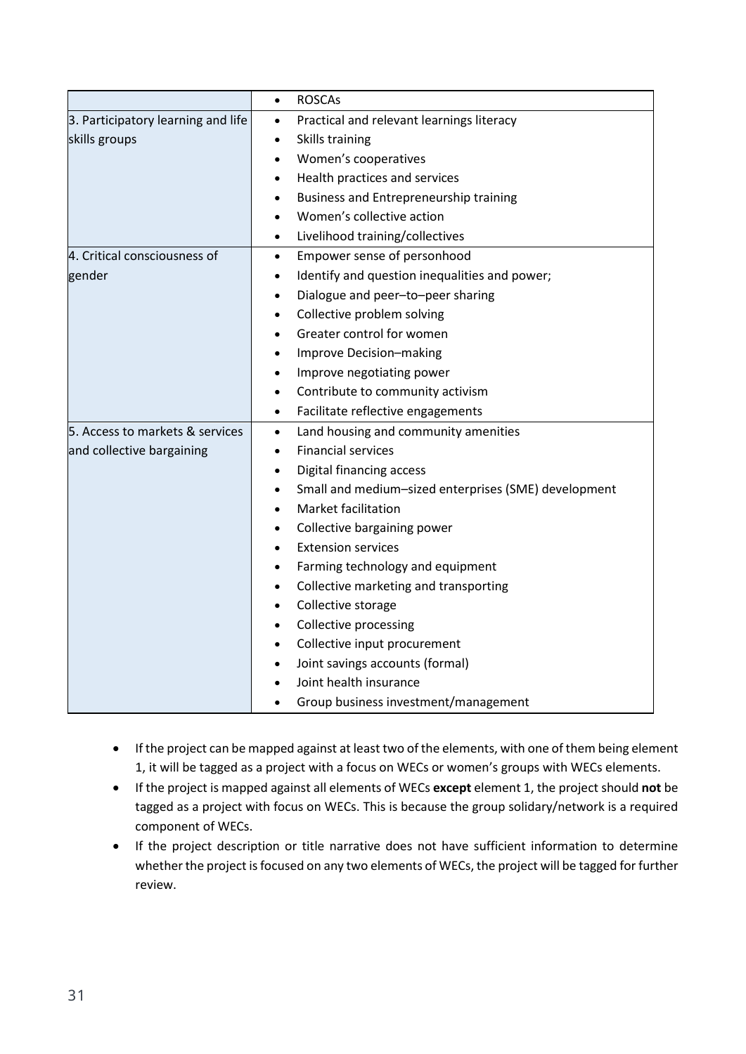| | |
|---|---|
| | • ROSCAs |
| 3. Participatory learning and life skills groups | • Practical and relevant learnings literacy<br>• Skills training<br>• Women's cooperatives<br>• Health practices and services<br>• Business and Entrepreneurship training<br>• Women's collective action<br>• Livelihood training/collectives |
| 4. Critical consciousness of gender | • Empower sense of personhood<br>• Identify and question inequalities and power;<br>• Dialogue and peer–to–peer sharing<br>• Collective problem solving<br>• Greater control for women<br>• Improve Decision–making<br>• Improve negotiating power<br>• Contribute to community activism<br>• Facilitate reflective engagements |
| 5. Access to markets & services and collective bargaining | • Land housing and community amenities<br>• Financial services<br>• Digital financing access<br>• Small and medium–sized enterprises (SME) development<br>• Market facilitation<br>• Collective bargaining power<br>• Extension services<br>• Farming technology and equipment<br>• Collective marketing and transporting<br>• Collective storage<br>• Collective processing<br>• Collective input procurement<br>• Joint savings accounts (formal)<br>• Joint health insurance<br>• Group business investment/management |

- If the project can be mapped against at least two of the elements, with one of them being element 1, it will be tagged as a project with a focus on WECs or women's groups with WECs elements.
- If the project is mapped against all elements of WECs **except** element 1, the project should **not** be tagged as a project with focus on WECs. This is because the group solidary/network is a required component of WECs.
- If the project description or title narrative does not have sufficient information to determine whether the project is focused on any two elements of WECs, the project will be tagged for further review.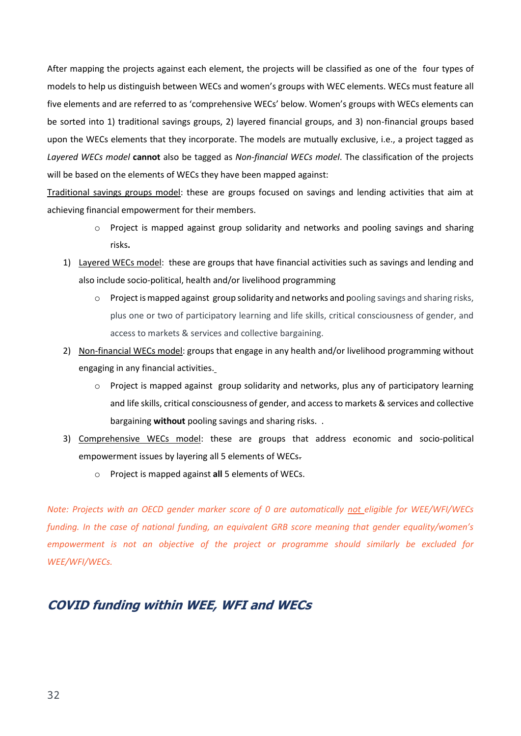After mapping the projects against each element, the projects will be classified as one of the four types of models to help us distinguish between WECs and women's groups with WEC elements. WECs must feature all five elements and are referred to as 'comprehensive WECs' below. Women's groups with WECs elements can be sorted into 1) traditional savings groups, 2) layered financial groups, and 3) non-financial groups based upon the WECs elements that they incorporate. The models are mutually exclusive, i.e., a project tagged as *Layered WECs model* **cannot** also be tagged as *Non-financial WECs model*. The classification of the projects will be based on the elements of WECs they have been mapped against:

<u>Traditional savings groups model</u>: these are groups focused on savings and lending activities that aim at achieving financial empowerment for their members.

- Project is mapped against group solidarity and networks and pooling savings and sharing risks**.**

1) <u>Layered WECs model</u>: these are groups that have financial activities such as savings and lending and also include socio-political, health and/or livelihood programming
   - Project is mapped against group solidarity and networks and pooling savings and sharing risks, plus one or two of participatory learning and life skills, critical consciousness of gender, and access to markets & services and collective bargaining.
2) <u>Non-financial WECs model</u>: groups that engage in any health and/or livelihood programming without engaging in any financial activities.
   - Project is mapped against group solidarity and networks, plus any of participatory learning and life skills, critical consciousness of gender, and access to markets & services and collective bargaining **without** pooling savings and sharing risks. .
3) <u>Comprehensive WECs model</u>: these are groups that address economic and socio-political empowerment issues by layering all 5 elements of WECs.
   - Project is mapped against **all** 5 elements of WECs.

*Note: Projects with an OECD gender marker score of 0 are automatically <u>not</u> eligible for WEE/WFI/WECs funding. In the case of national funding, an equivalent GRB score meaning that gender equality/women's empowerment is not an objective of the project or programme should similarly be excluded for WEE/WFI/WECs.*

## *COVID funding within WEE, WFI and WECs*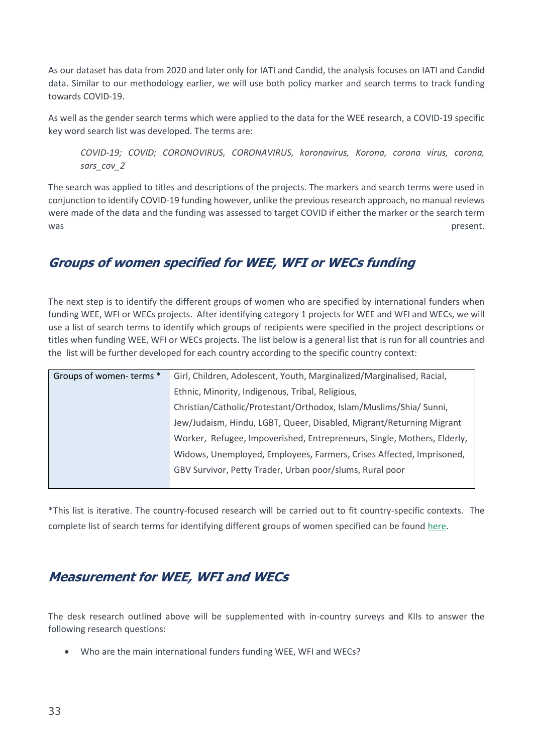As our dataset has data from 2020 and later only for IATI and Candid, the analysis focuses on IATI and Candid data. Similar to our methodology earlier, we will use both policy marker and search terms to track funding towards COVID-19.

As well as the gender search terms which were applied to the data for the WEE research, a COVID-19 specific key word search list was developed. The terms are:

> *COVID-19; COVID; CORONOVIRUS, CORONAVIRUS, koronavirus, Korona, corona virus, corona, sars_cov_2*

The search was applied to titles and descriptions of the projects. The markers and search terms were used in conjunction to identify COVID-19 funding however, unlike the previous research approach, no manual reviews were made of the data and the funding was assessed to target COVID if either the marker or the search term was present.

## Groups of women specified for WEE, WFI or WECs funding

The next step is to identify the different groups of women who are specified by international funders when funding WEE, WFI or WECs projects. After identifying category 1 projects for WEE and WFI and WECs, we will use a list of search terms to identify which groups of recipients were specified in the project descriptions or titles when funding WEE, WFI or WECs projects. The list below is a general list that is run for all countries and the list will be further developed for each country according to the specific country context:

| Groups of women- terms * | Girl, Children, Adolescent, Youth, Marginalized/Marginalised, Racial, Ethnic, Minority, Indigenous, Tribal, Religious, Christian/Catholic/Protestant/Orthodox, Islam/Muslims/Shia/ Sunni, Jew/Judaism, Hindu, LGBT, Queer, Disabled, Migrant/Returning Migrant Worker, Refugee, Impoverished, Entrepreneurs, Single, Mothers, Elderly, Widows, Unemployed, Employees, Farmers, Crises Affected, Imprisoned, GBV Survivor, Petty Trader, Urban poor/slums, Rural poor |
|---|---|

*This list is iterative. The country-focused research will be carried out to fit country-specific contexts. The complete list of search terms for identifying different groups of women specified can be found here.

## Measurement for WEE, WFI and WECs

The desk research outlined above will be supplemented with in-country surveys and KIIs to answer the following research questions:

- Who are the main international funders funding WEE, WFI and WECs?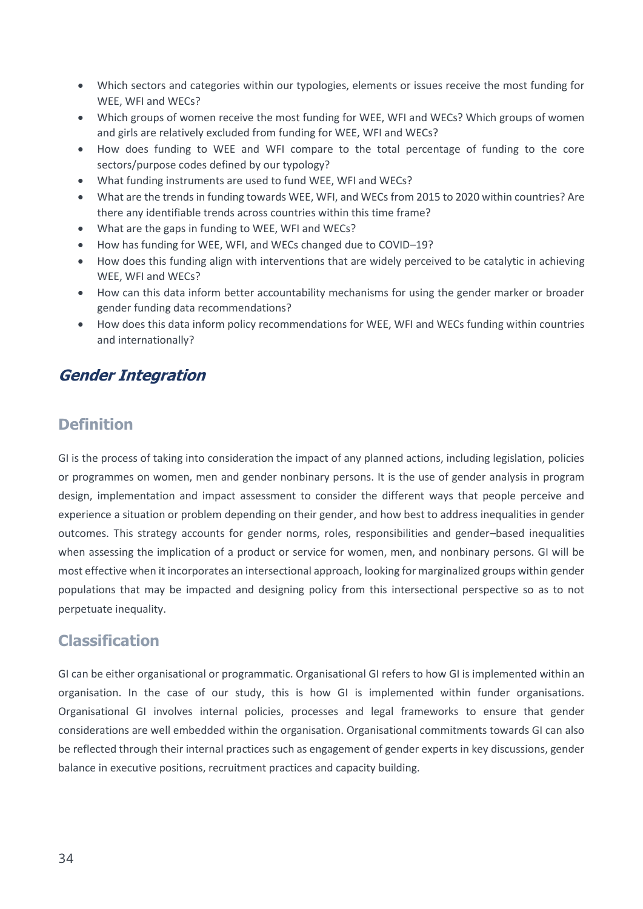- Which sectors and categories within our typologies, elements or issues receive the most funding for WEE, WFI and WECs?
- Which groups of women receive the most funding for WEE, WFI and WECs? Which groups of women and girls are relatively excluded from funding for WEE, WFI and WECs?
- How does funding to WEE and WFI compare to the total percentage of funding to the core sectors/purpose codes defined by our typology?
- What funding instruments are used to fund WEE, WFI and WECs?
- What are the trends in funding towards WEE, WFI, and WECs from 2015 to 2020 within countries? Are there any identifiable trends across countries within this time frame?
- What are the gaps in funding to WEE, WFI and WECs?
- How has funding for WEE, WFI, and WECs changed due to COVID–19?
- How does this funding align with interventions that are widely perceived to be catalytic in achieving WEE, WFI and WECs?
- How can this data inform better accountability mechanisms for using the gender marker or broader gender funding data recommendations?
- How does this data inform policy recommendations for WEE, WFI and WECs funding within countries and internationally?

## *Gender Integration*

### Definition

GI is the process of taking into consideration the impact of any planned actions, including legislation, policies or programmes on women, men and gender nonbinary persons. It is the use of gender analysis in program design, implementation and impact assessment to consider the different ways that people perceive and experience a situation or problem depending on their gender, and how best to address inequalities in gender outcomes. This strategy accounts for gender norms, roles, responsibilities and gender–based inequalities when assessing the implication of a product or service for women, men, and nonbinary persons. GI will be most effective when it incorporates an intersectional approach, looking for marginalized groups within gender populations that may be impacted and designing policy from this intersectional perspective so as to not perpetuate inequality.

### Classification

GI can be either organisational or programmatic. Organisational GI refers to how GI is implemented within an organisation. In the case of our study, this is how GI is implemented within funder organisations. Organisational GI involves internal policies, processes and legal frameworks to ensure that gender considerations are well embedded within the organisation. Organisational commitments towards GI can also be reflected through their internal practices such as engagement of gender experts in key discussions, gender balance in executive positions, recruitment practices and capacity building.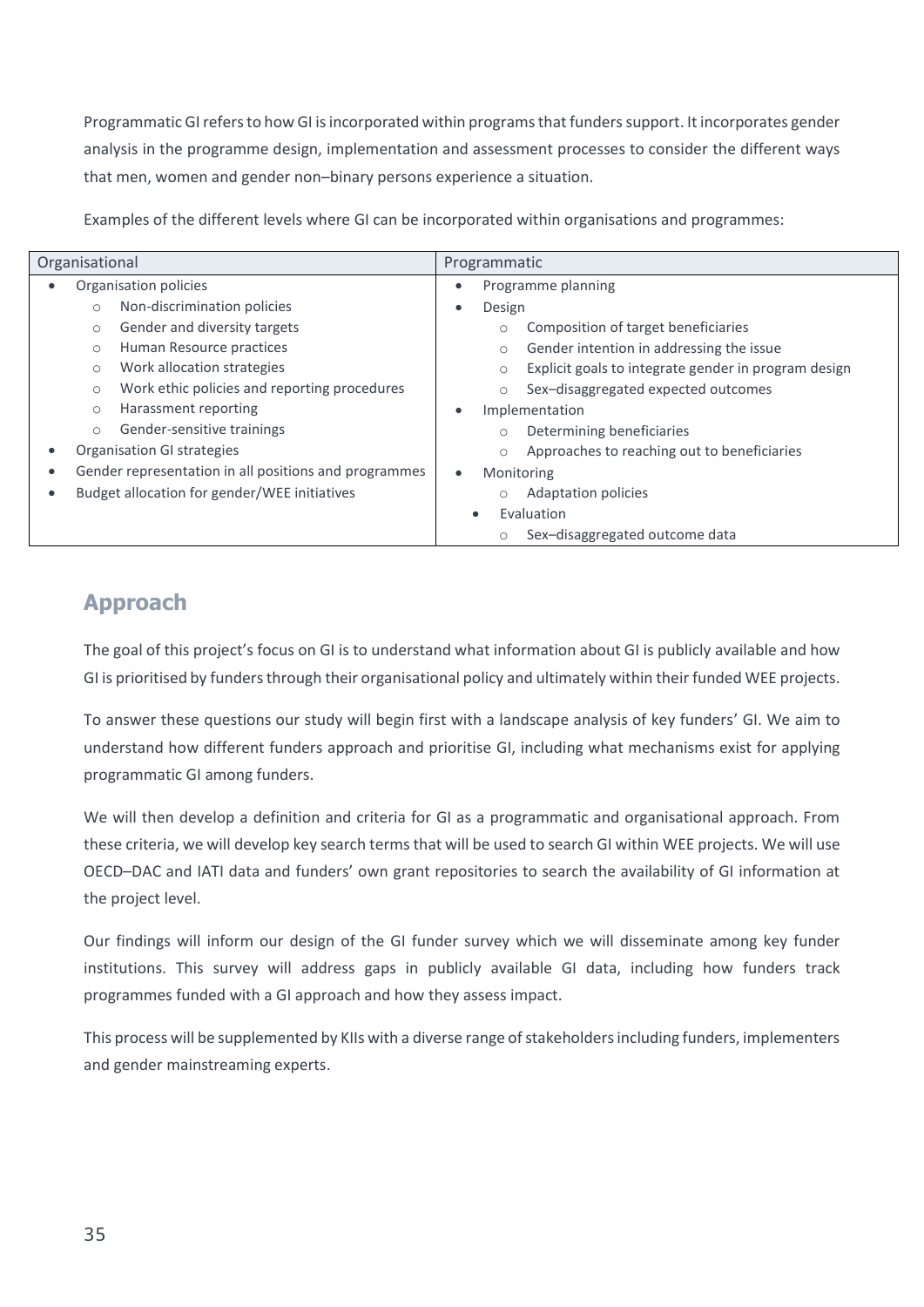Programmatic GI refers to how GI is incorporated within programs that funders support. It incorporates gender analysis in the programme design, implementation and assessment processes to consider the different ways that men, women and gender non–binary persons experience a situation.

Examples of the different levels where GI can be incorporated within organisations and programmes:

| Organisational | Programmatic |
|---|---|
| • Organisation policies<br>  ○ Non-discrimination policies<br>  ○ Gender and diversity targets<br>  ○ Human Resource practices<br>  ○ Work allocation strategies<br>  ○ Work ethic policies and reporting procedures<br>  ○ Harassment reporting<br>  ○ Gender-sensitive trainings<br>• Organisation GI strategies<br>• Gender representation in all positions and programmes<br>• Budget allocation for gender/WEE initiatives | • Programme planning<br>• Design<br>  ○ Composition of target beneficiaries<br>  ○ Gender intention in addressing the issue<br>  ○ Explicit goals to integrate gender in program design<br>  ○ Sex–disaggregated expected outcomes<br>• Implementation<br>  ○ Determining beneficiaries<br>  ○ Approaches to reaching out to beneficiaries<br>• Monitoring<br>  ○ Adaptation policies<br>• Evaluation<br>  ○ Sex–disaggregated outcome data |

## Approach

The goal of this project's focus on GI is to understand what information about GI is publicly available and how GI is prioritised by funders through their organisational policy and ultimately within their funded WEE projects.

To answer these questions our study will begin first with a landscape analysis of key funders' GI. We aim to understand how different funders approach and prioritise GI, including what mechanisms exist for applying programmatic GI among funders.

We will then develop a definition and criteria for GI as a programmatic and organisational approach. From these criteria, we will develop key search terms that will be used to search GI within WEE projects. We will use OECD–DAC and IATI data and funders' own grant repositories to search the availability of GI information at the project level.

Our findings will inform our design of the GI funder survey which we will disseminate among key funder institutions. This survey will address gaps in publicly available GI data, including how funders track programmes funded with a GI approach and how they assess impact.

This process will be supplemented by KIIs with a diverse range of stakeholders including funders, implementers and gender mainstreaming experts.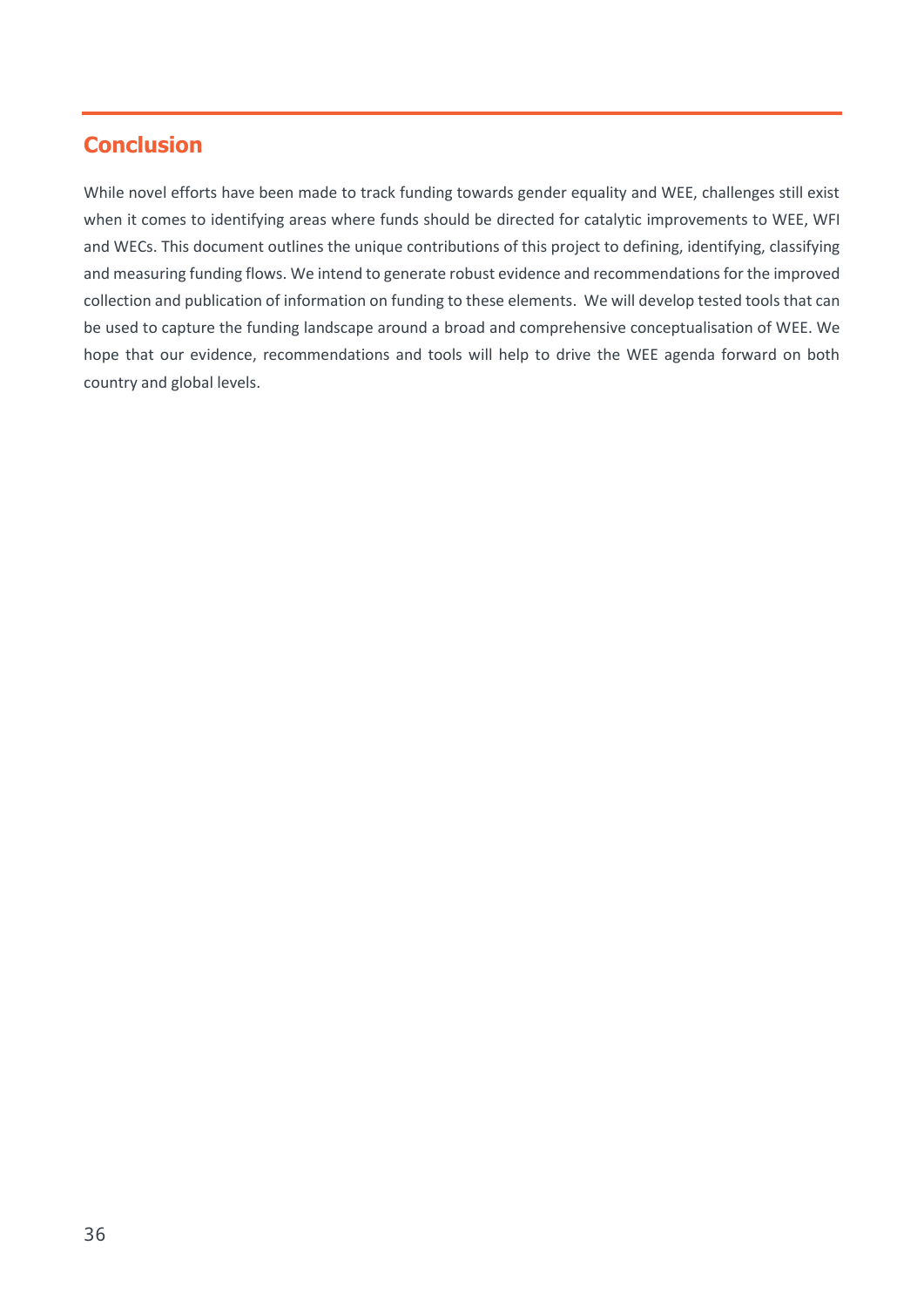## Conclusion

While novel efforts have been made to track funding towards gender equality and WEE, challenges still exist when it comes to identifying areas where funds should be directed for catalytic improvements to WEE, WFI and WECs. This document outlines the unique contributions of this project to defining, identifying, classifying and measuring funding flows. We intend to generate robust evidence and recommendations for the improved collection and publication of information on funding to these elements. We will develop tested tools that can be used to capture the funding landscape around a broad and comprehensive conceptualisation of WEE. We hope that our evidence, recommendations and tools will help to drive the WEE agenda forward on both country and global levels.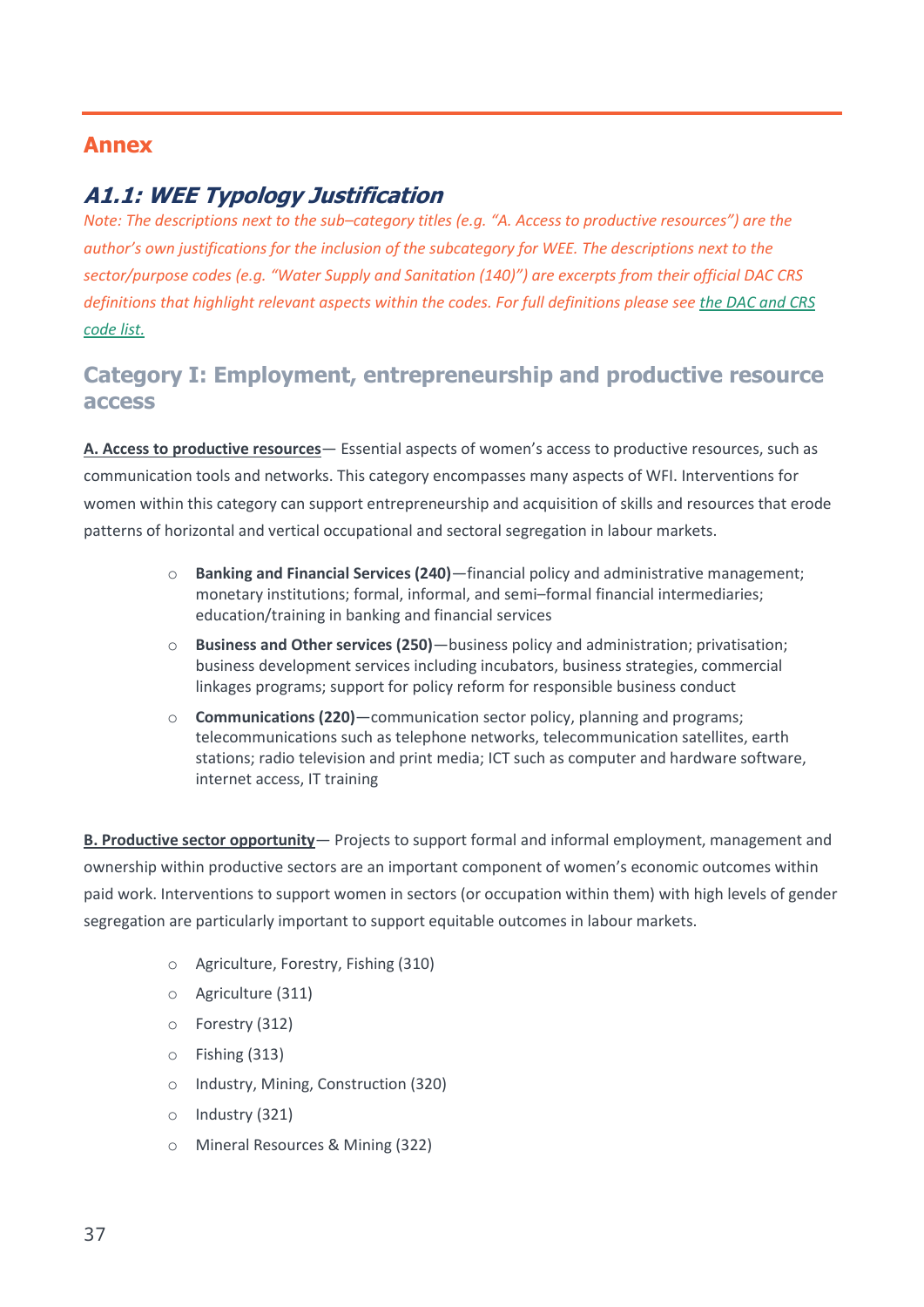# Annex

## A1.1: WEE Typology Justification

*Note: The descriptions next to the sub–category titles (e.g. "A. Access to productive resources") are the author's own justifications for the inclusion of the subcategory for WEE. The descriptions next to the sector/purpose codes (e.g. "Water Supply and Sanitation (140)") are excerpts from their official DAC CRS definitions that highlight relevant aspects within the codes. For full definitions please see [the DAC and CRS code list.]()*

### Category I: Employment, entrepreneurship and productive resource access

**A. Access to productive resources**— Essential aspects of women's access to productive resources, such as communication tools and networks. This category encompasses many aspects of WFI. Interventions for women within this category can support entrepreneurship and acquisition of skills and resources that erode patterns of horizontal and vertical occupational and sectoral segregation in labour markets.

- **Banking and Financial Services (240)**—financial policy and administrative management; monetary institutions; formal, informal, and semi–formal financial intermediaries; education/training in banking and financial services
- **Business and Other services (250)**—business policy and administration; privatisation; business development services including incubators, business strategies, commercial linkages programs; support for policy reform for responsible business conduct
- **Communications (220)**—communication sector policy, planning and programs; telecommunications such as telephone networks, telecommunication satellites, earth stations; radio television and print media; ICT such as computer and hardware software, internet access, IT training

**B. Productive sector opportunity**— Projects to support formal and informal employment, management and ownership within productive sectors are an important component of women's economic outcomes within paid work. Interventions to support women in sectors (or occupation within them) with high levels of gender segregation are particularly important to support equitable outcomes in labour markets.

- Agriculture, Forestry, Fishing (310)
- Agriculture (311)
- Forestry (312)
- Fishing (313)
- Industry, Mining, Construction (320)
- Industry (321)
- Mineral Resources & Mining (322)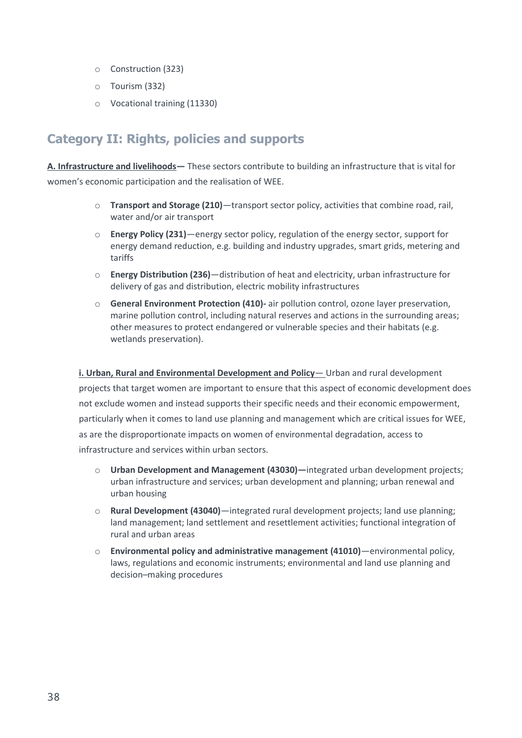- Construction (323)
- Tourism (332)
- Vocational training (11330)

## Category II: Rights, policies and supports

**A. Infrastructure and livelihoods—** These sectors contribute to building an infrastructure that is vital for women's economic participation and the realisation of WEE.

- **Transport and Storage (210)**—transport sector policy, activities that combine road, rail, water and/or air transport
- **Energy Policy (231)**—energy sector policy, regulation of the energy sector, support for energy demand reduction, e.g. building and industry upgrades, smart grids, metering and tariffs
- **Energy Distribution (236)**—distribution of heat and electricity, urban infrastructure for delivery of gas and distribution, electric mobility infrastructures
- **General Environment Protection (410)-** air pollution control, ozone layer preservation, marine pollution control, including natural reserves and actions in the surrounding areas; other measures to protect endangered or vulnerable species and their habitats (e.g. wetlands preservation).

**i. Urban, Rural and Environmental Development and Policy—** Urban and rural development projects that target women are important to ensure that this aspect of economic development does not exclude women and instead supports their specific needs and their economic empowerment, particularly when it comes to land use planning and management which are critical issues for WEE, as are the disproportionate impacts on women of environmental degradation, access to infrastructure and services within urban sectors.

- **Urban Development and Management (43030)—**integrated urban development projects; urban infrastructure and services; urban development and planning; urban renewal and urban housing
- **Rural Development (43040)**—integrated rural development projects; land use planning; land management; land settlement and resettlement activities; functional integration of rural and urban areas
- **Environmental policy and administrative management (41010)**—environmental policy, laws, regulations and economic instruments; environmental and land use planning and decision–making procedures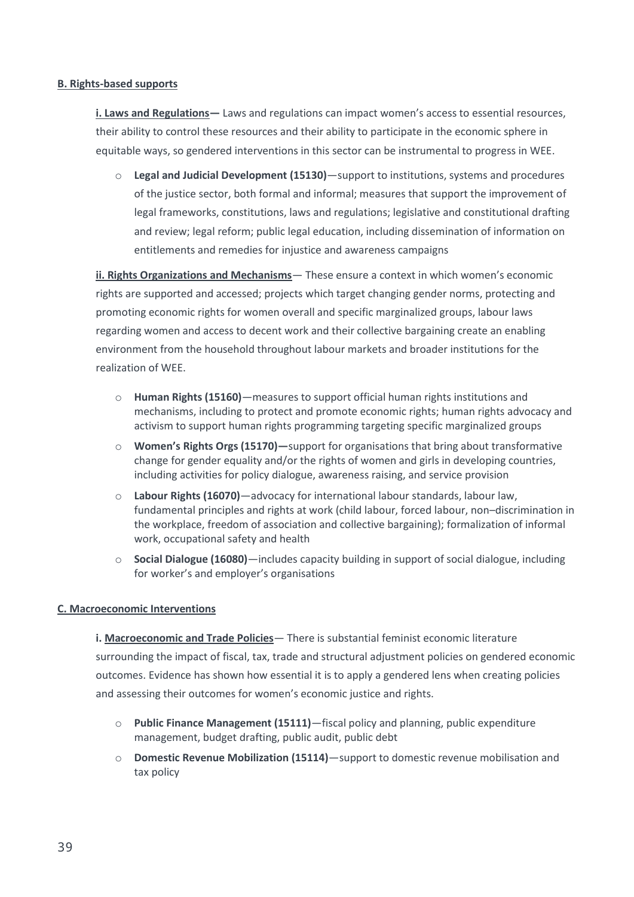**B. Rights-based supports**

**i. Laws and Regulations—** Laws and regulations can impact women's access to essential resources, their ability to control these resources and their ability to participate in the economic sphere in equitable ways, so gendered interventions in this sector can be instrumental to progress in WEE.

- **Legal and Judicial Development (15130)**—support to institutions, systems and procedures of the justice sector, both formal and informal; measures that support the improvement of legal frameworks, constitutions, laws and regulations; legislative and constitutional drafting and review; legal reform; public legal education, including dissemination of information on entitlements and remedies for injustice and awareness campaigns

**ii. Rights Organizations and Mechanisms**— These ensure a context in which women's economic rights are supported and accessed; projects which target changing gender norms, protecting and promoting economic rights for women overall and specific marginalized groups, labour laws regarding women and access to decent work and their collective bargaining create an enabling environment from the household throughout labour markets and broader institutions for the realization of WEE.

- **Human Rights (15160)**—measures to support official human rights institutions and mechanisms, including to protect and promote economic rights; human rights advocacy and activism to support human rights programming targeting specific marginalized groups
- **Women's Rights Orgs (15170)—**support for organisations that bring about transformative change for gender equality and/or the rights of women and girls in developing countries, including activities for policy dialogue, awareness raising, and service provision
- **Labour Rights (16070)**—advocacy for international labour standards, labour law, fundamental principles and rights at work (child labour, forced labour, non–discrimination in the workplace, freedom of association and collective bargaining); formalization of informal work, occupational safety and health
- **Social Dialogue (16080)**—includes capacity building in support of social dialogue, including for worker's and employer's organisations

**C. Macroeconomic Interventions**

**i. Macroeconomic and Trade Policies**— There is substantial feminist economic literature surrounding the impact of fiscal, tax, trade and structural adjustment policies on gendered economic outcomes. Evidence has shown how essential it is to apply a gendered lens when creating policies and assessing their outcomes for women's economic justice and rights.

- **Public Finance Management (15111)**—fiscal policy and planning, public expenditure management, budget drafting, public audit, public debt
- **Domestic Revenue Mobilization (15114)**—support to domestic revenue mobilisation and tax policy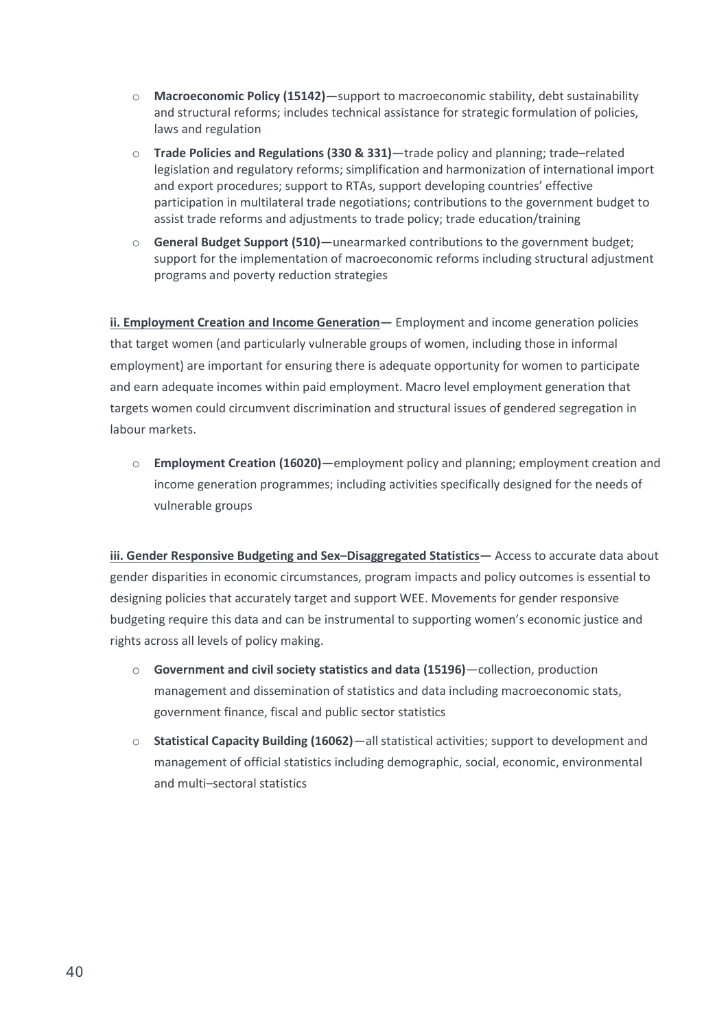- **Macroeconomic Policy (15142)**—support to macroeconomic stability, debt sustainability and structural reforms; includes technical assistance for strategic formulation of policies, laws and regulation
- **Trade Policies and Regulations (330 & 331)**—trade policy and planning; trade–related legislation and regulatory reforms; simplification and harmonization of international import and export procedures; support to RTAs, support developing countries' effective participation in multilateral trade negotiations; contributions to the government budget to assist trade reforms and adjustments to trade policy; trade education/training
- **General Budget Support (510)**—unearmarked contributions to the government budget; support for the implementation of macroeconomic reforms including structural adjustment programs and poverty reduction strategies

**ii. Employment Creation and Income Generation—** Employment and income generation policies that target women (and particularly vulnerable groups of women, including those in informal employment) are important for ensuring there is adequate opportunity for women to participate and earn adequate incomes within paid employment. Macro level employment generation that targets women could circumvent discrimination and structural issues of gendered segregation in labour markets.

- **Employment Creation (16020)**—employment policy and planning; employment creation and income generation programmes; including activities specifically designed for the needs of vulnerable groups

**iii. Gender Responsive Budgeting and Sex–Disaggregated Statistics—** Access to accurate data about gender disparities in economic circumstances, program impacts and policy outcomes is essential to designing policies that accurately target and support WEE. Movements for gender responsive budgeting require this data and can be instrumental to supporting women's economic justice and rights across all levels of policy making.

- **Government and civil society statistics and data (15196)**—collection, production management and dissemination of statistics and data including macroeconomic stats, government finance, fiscal and public sector statistics
- **Statistical Capacity Building (16062)**—all statistical activities; support to development and management of official statistics including demographic, social, economic, environmental and multi–sectoral statistics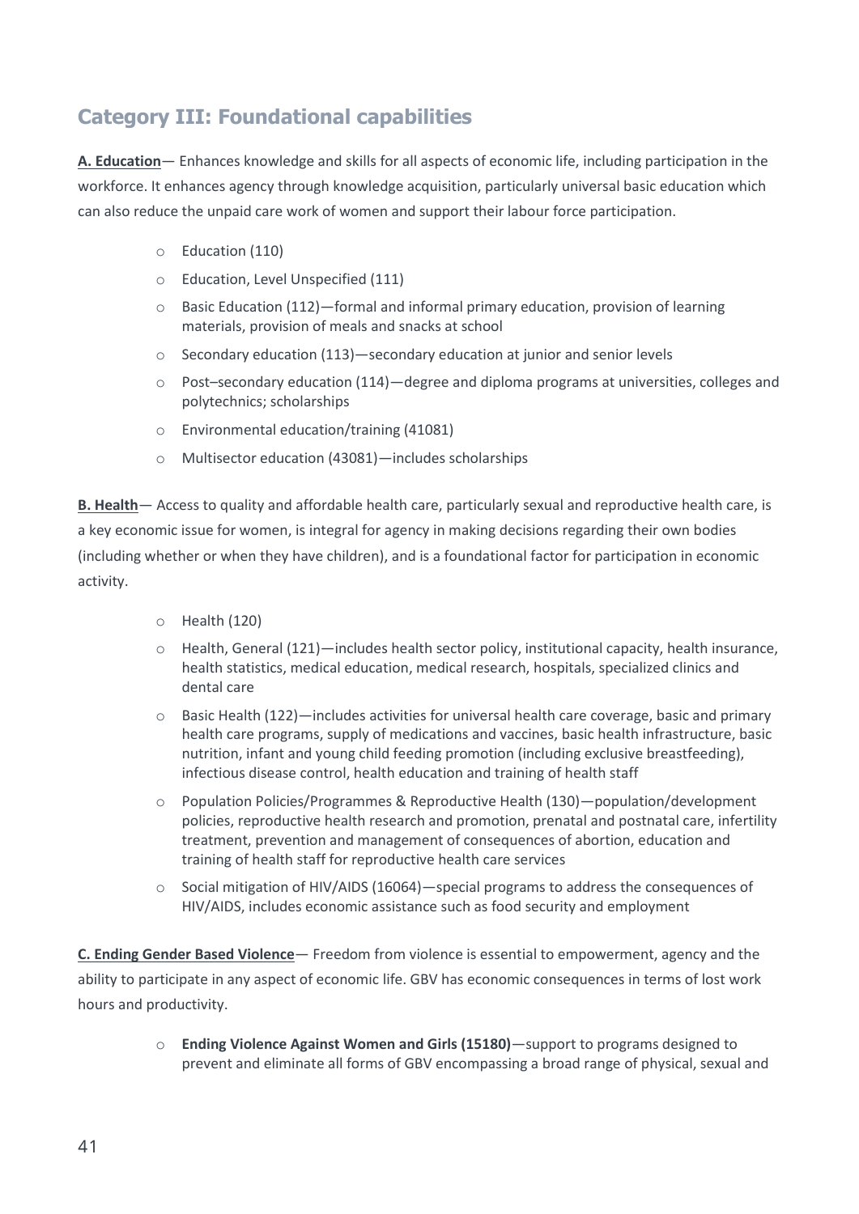## Category III: Foundational capabilities

**A. Education**— Enhances knowledge and skills for all aspects of economic life, including participation in the workforce. It enhances agency through knowledge acquisition, particularly universal basic education which can also reduce the unpaid care work of women and support their labour force participation.

- Education (110)
- Education, Level Unspecified (111)
- Basic Education (112)—formal and informal primary education, provision of learning materials, provision of meals and snacks at school
- Secondary education (113)—secondary education at junior and senior levels
- Post–secondary education (114)—degree and diploma programs at universities, colleges and polytechnics; scholarships
- Environmental education/training (41081)
- Multisector education (43081)—includes scholarships

**B. Health**— Access to quality and affordable health care, particularly sexual and reproductive health care, is a key economic issue for women, is integral for agency in making decisions regarding their own bodies (including whether or when they have children), and is a foundational factor for participation in economic activity.

- Health (120)
- Health, General (121)—includes health sector policy, institutional capacity, health insurance, health statistics, medical education, medical research, hospitals, specialized clinics and dental care
- Basic Health (122)—includes activities for universal health care coverage, basic and primary health care programs, supply of medications and vaccines, basic health infrastructure, basic nutrition, infant and young child feeding promotion (including exclusive breastfeeding), infectious disease control, health education and training of health staff
- Population Policies/Programmes & Reproductive Health (130)—population/development policies, reproductive health research and promotion, prenatal and postnatal care, infertility treatment, prevention and management of consequences of abortion, education and training of health staff for reproductive health care services
- Social mitigation of HIV/AIDS (16064)—special programs to address the consequences of HIV/AIDS, includes economic assistance such as food security and employment

**C. Ending Gender Based Violence**— Freedom from violence is essential to empowerment, agency and the ability to participate in any aspect of economic life. GBV has economic consequences in terms of lost work hours and productivity.

- **Ending Violence Against Women and Girls (15180)**—support to programs designed to prevent and eliminate all forms of GBV encompassing a broad range of physical, sexual and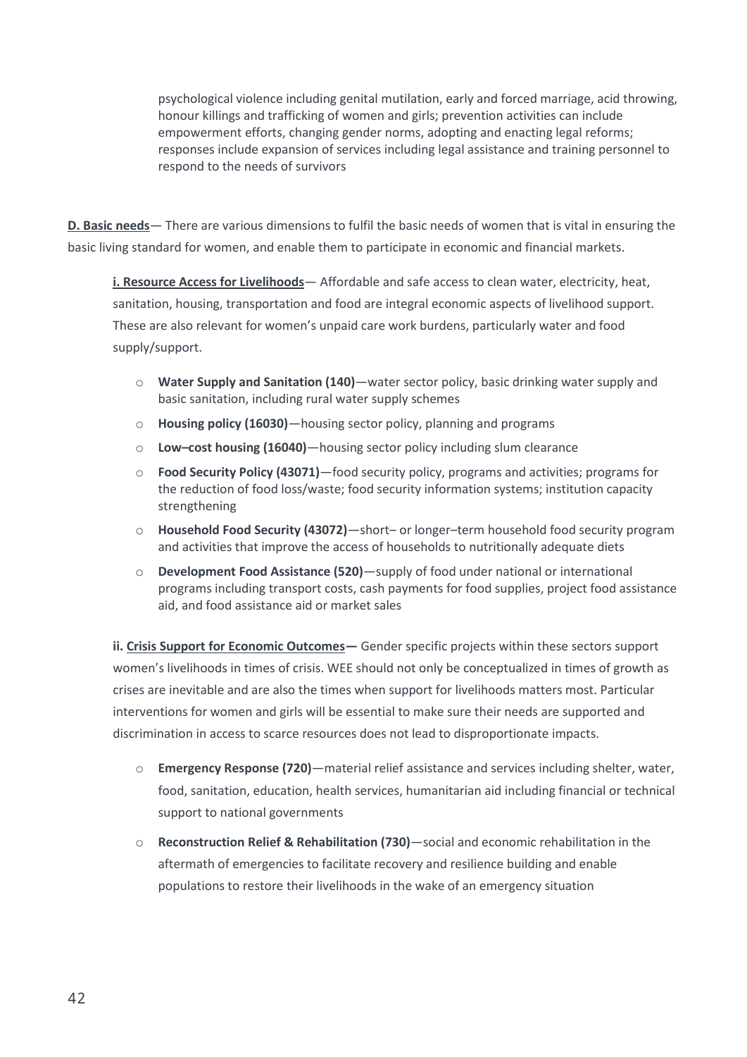psychological violence including genital mutilation, early and forced marriage, acid throwing, honour killings and trafficking of women and girls; prevention activities can include empowerment efforts, changing gender norms, adopting and enacting legal reforms; responses include expansion of services including legal assistance and training personnel to respond to the needs of survivors

**D. Basic needs**— There are various dimensions to fulfil the basic needs of women that is vital in ensuring the basic living standard for women, and enable them to participate in economic and financial markets.

**i. Resource Access for Livelihoods**— Affordable and safe access to clean water, electricity, heat, sanitation, housing, transportation and food are integral economic aspects of livelihood support. These are also relevant for women's unpaid care work burdens, particularly water and food supply/support.

- **Water Supply and Sanitation (140)**—water sector policy, basic drinking water supply and basic sanitation, including rural water supply schemes
- **Housing policy (16030)**—housing sector policy, planning and programs
- **Low–cost housing (16040)**—housing sector policy including slum clearance
- **Food Security Policy (43071)**—food security policy, programs and activities; programs for the reduction of food loss/waste; food security information systems; institution capacity strengthening
- **Household Food Security (43072)**—short– or longer–term household food security program and activities that improve the access of households to nutritionally adequate diets
- **Development Food Assistance (520)**—supply of food under national or international programs including transport costs, cash payments for food supplies, project food assistance aid, and food assistance aid or market sales

**ii. Crisis Support for Economic Outcomes—** Gender specific projects within these sectors support women's livelihoods in times of crisis. WEE should not only be conceptualized in times of growth as crises are inevitable and are also the times when support for livelihoods matters most. Particular interventions for women and girls will be essential to make sure their needs are supported and discrimination in access to scarce resources does not lead to disproportionate impacts.

- **Emergency Response (720)**—material relief assistance and services including shelter, water, food, sanitation, education, health services, humanitarian aid including financial or technical support to national governments
- **Reconstruction Relief & Rehabilitation (730)**—social and economic rehabilitation in the aftermath of emergencies to facilitate recovery and resilience building and enable populations to restore their livelihoods in the wake of an emergency situation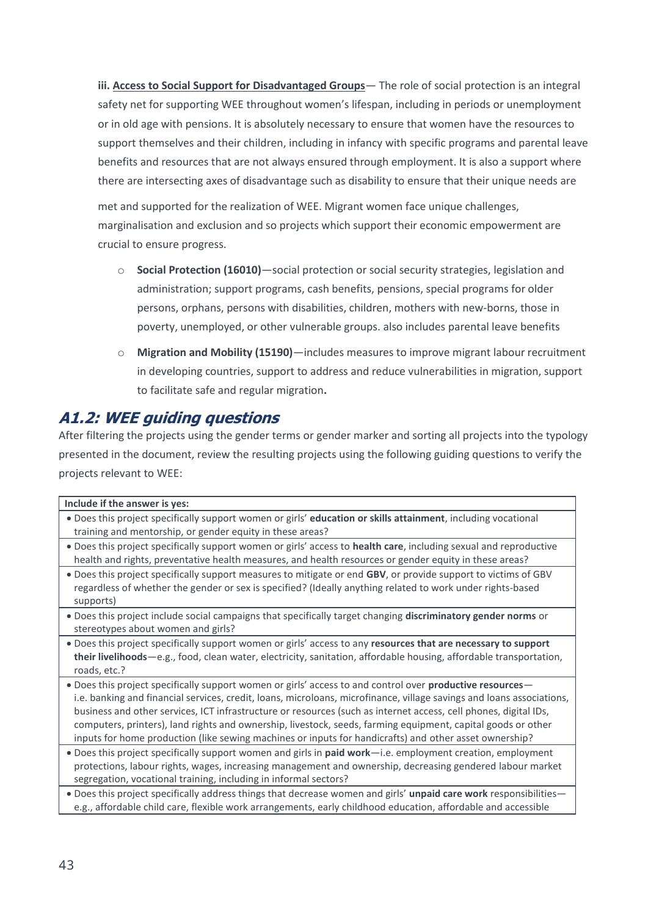**iii. Access to Social Support for Disadvantaged Groups**— The role of social protection is an integral safety net for supporting WEE throughout women's lifespan, including in periods or unemployment or in old age with pensions. It is absolutely necessary to ensure that women have the resources to support themselves and their children, including in infancy with specific programs and parental leave benefits and resources that are not always ensured through employment. It is also a support where there are intersecting axes of disadvantage such as disability to ensure that their unique needs are met and supported for the realization of WEE. Migrant women face unique challenges, marginalisation and exclusion and so projects which support their economic empowerment are crucial to ensure progress.

- **Social Protection (16010)**—social protection or social security strategies, legislation and administration; support programs, cash benefits, pensions, special programs for older persons, orphans, persons with disabilities, children, mothers with new-borns, those in poverty, unemployed, or other vulnerable groups. also includes parental leave benefits
- **Migration and Mobility (15190)**—includes measures to improve migrant labour recruitment in developing countries, support to address and reduce vulnerabilities in migration, support to facilitate safe and regular migration**.**

## *A1.2: WEE guiding questions*

After filtering the projects using the gender terms or gender marker and sorting all projects into the typology presented in the document, review the resulting projects using the following guiding questions to verify the projects relevant to WEE:

| Include if the answer is yes: |
|---|
| • Does this project specifically support women or girls' **education or skills attainment**, including vocational training and mentorship, or gender equity in these areas? |
| • Does this project specifically support women or girls' access to **health care**, including sexual and reproductive health and rights, preventative health measures, and health resources or gender equity in these areas? |
| • Does this project specifically support measures to mitigate or end **GBV**, or provide support to victims of GBV regardless of whether the gender or sex is specified? (Ideally anything related to work under rights-based supports) |
| • Does this project include social campaigns that specifically target changing **discriminatory gender norms** or stereotypes about women and girls? |
| • Does this project specifically support women or girls' access to any **resources that are necessary to support their livelihoods**—e.g., food, clean water, electricity, sanitation, affordable housing, affordable transportation, roads, etc.? |
| • Does this project specifically support women or girls' access to and control over **productive resources**—i.e. banking and financial services, credit, loans, microloans, microfinance, village savings and loans associations, business and other services, ICT infrastructure or resources (such as internet access, cell phones, digital IDs, computers, printers), land rights and ownership, livestock, seeds, farming equipment, capital goods or other inputs for home production (like sewing machines or inputs for handicrafts) and other asset ownership? |
| • Does this project specifically support women and girls in **paid work**—i.e. employment creation, employment protections, labour rights, wages, increasing management and ownership, decreasing gendered labour market segregation, vocational training, including in informal sectors? |
| • Does this project specifically address things that decrease women and girls' **unpaid care work** responsibilities—e.g., affordable child care, flexible work arrangements, early childhood education, affordable and accessible |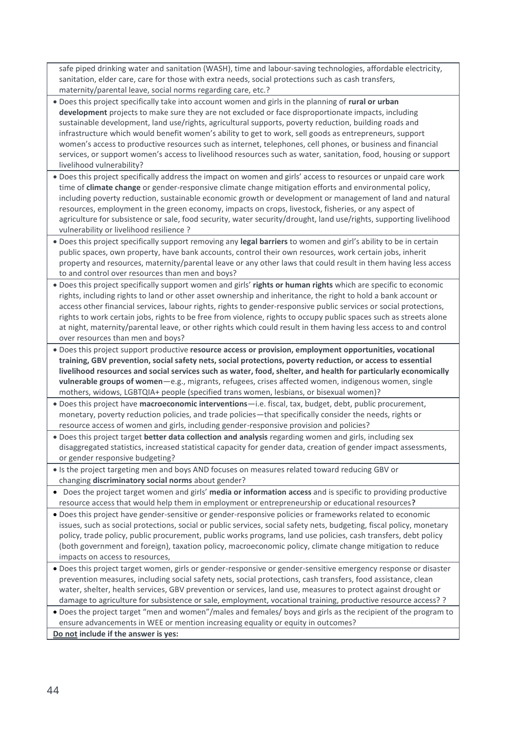| safe piped drinking water and sanitation (WASH), time and labour-saving technologies, affordable electricity, sanitation, elder care, care for those with extra needs, social protections such as cash transfers, maternity/parental leave, social norms regarding care, etc.? |
|---|
| • Does this project specifically take into account women and girls in the planning of **rural or urban development** projects to make sure they are not excluded or face disproportionate impacts, including sustainable development, land use/rights, agricultural supports, poverty reduction, building roads and infrastructure which would benefit women's ability to get to work, sell goods as entrepreneurs, support women's access to productive resources such as internet, telephones, cell phones, or business and financial services, or support women's access to livelihood resources such as water, sanitation, food, housing or support livelihood vulnerability? |
| • Does this project specifically address the impact on women and girls' access to resources or unpaid care work time of **climate change** or gender-responsive climate change mitigation efforts and environmental policy, including poverty reduction, sustainable economic growth or development or management of land and natural resources, employment in the green economy, impacts on crops, livestock, fisheries, or any aspect of agriculture for subsistence or sale, food security, water security/drought, land use/rights, supporting livelihood vulnerability or livelihood resilience ? |
| • Does this project specifically support removing any **legal barriers** to women and girl's ability to be in certain public spaces, own property, have bank accounts, control their own resources, work certain jobs, inherit property and resources, maternity/parental leave or any other laws that could result in them having less access to and control over resources than men and boys? |
| • Does this project specifically support women and girls' **rights or human rights** which are specific to economic rights, including rights to land or other asset ownership and inheritance, the right to hold a bank account or access other financial services, labour rights, rights to gender-responsive public services or social protections, rights to work certain jobs, rights to be free from violence, rights to occupy public spaces such as streets alone at night, maternity/parental leave, or other rights which could result in them having less access to and control over resources than men and boys? |
| • Does this project support productive **resource access or provision, employment opportunities, vocational training, GBV prevention, social safety nets, social protections, poverty reduction, or access to essential livelihood resources and social services such as water, food, shelter, and health for particularly economically vulnerable groups of women**—e.g., migrants, refugees, crises affected women, indigenous women, single mothers, widows, LGBTQIA+ people (specified trans women, lesbians, or bisexual women)? |
| • Does this project have **macroeconomic interventions**—i.e. fiscal, tax, budget, debt, public procurement, monetary, poverty reduction policies, and trade policies—that specifically consider the needs, rights or resource access of women and girls, including gender-responsive provision and policies? |
| • Does this project target **better data collection and analysis** regarding women and girls, including sex disaggregated statistics, increased statistical capacity for gender data, creation of gender impact assessments, or gender responsive budgeting? |
| • Is the project targeting men and boys AND focuses on measures related toward reducing GBV or changing **discriminatory social norms** about gender? |
| • Does the project target women and girls' **media or information access** and is specific to providing productive resource access that would help them in employment or entrepreneurship or educational resources**?** |
| • Does this project have gender-sensitive or gender-responsive policies or frameworks related to economic issues, such as social protections, social or public services, social safety nets, budgeting, fiscal policy, monetary policy, trade policy, public procurement, public works programs, land use policies, cash transfers, debt policy (both government and foreign), taxation policy, macroeconomic policy, climate change mitigation to reduce impacts on access to resources, |
| • Does this project target women, girls or gender-responsive or gender-sensitive emergency response or disaster prevention measures, including social safety nets, social protections, cash transfers, food assistance, clean water, shelter, health services, GBV prevention or services, land use, measures to protect against drought or damage to agriculture for subsistence or sale, employment, vocational training, productive resource access? ? |
| • Does the project target "men and women"/males and females/ boys and girls as the recipient of the program to ensure advancements in WEE or mention increasing equality or equity in outcomes? |
| **<u>Do not</u> include if the answer is yes:** |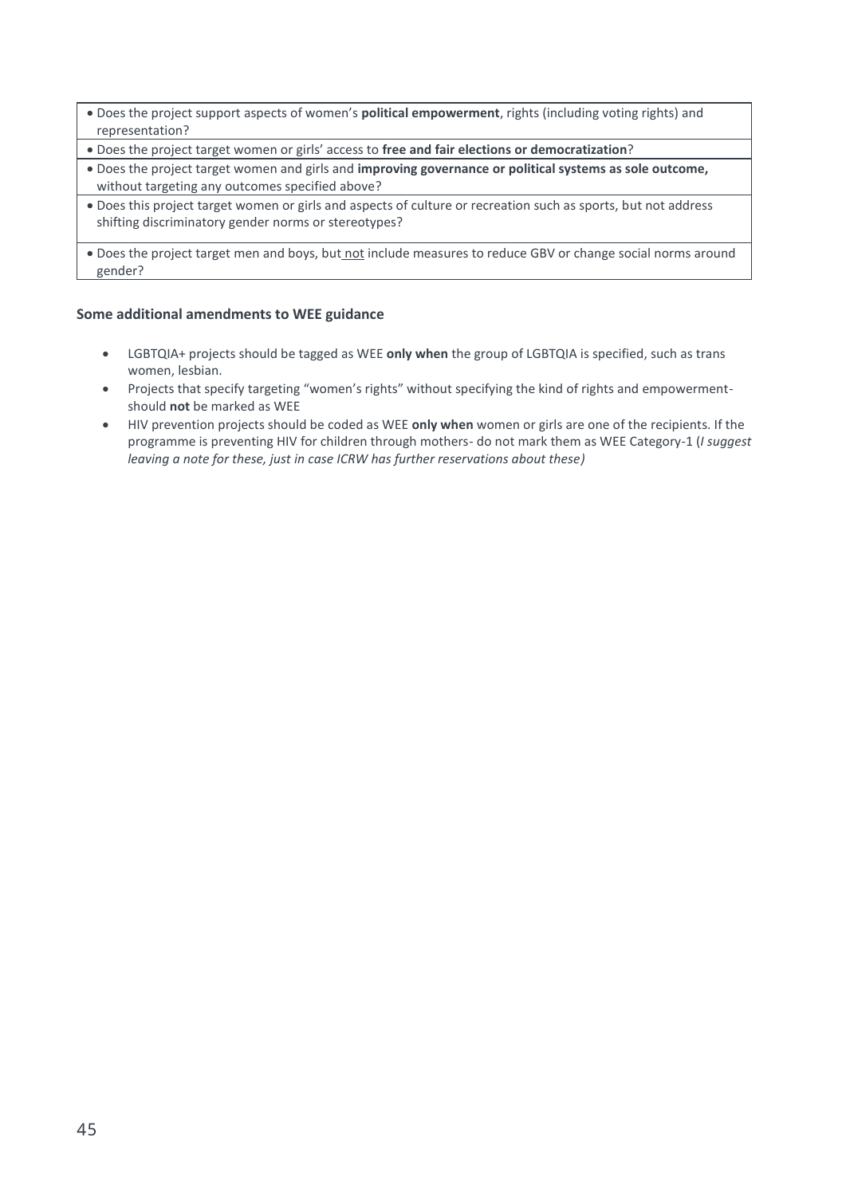| |
|---|
| • Does the project support aspects of women's **political empowerment**, rights (including voting rights) and representation? |
| • Does the project target women or girls' access to **free and fair elections or democratization**? |
| • Does the project target women and girls and **improving governance or political systems as sole outcome,** without targeting any outcomes specified above? |
| • Does this project target women or girls and aspects of culture or recreation such as sports, but not address shifting discriminatory gender norms or stereotypes? |
| • Does the project target men and boys, but not include measures to reduce GBV or change social norms around gender? |

### Some additional amendments to WEE guidance

- LGBTQIA+ projects should be tagged as WEE **only when** the group of LGBTQIA is specified, such as trans women, lesbian.
- Projects that specify targeting "women's rights" without specifying the kind of rights and empowerment- should **not** be marked as WEE
- HIV prevention projects should be coded as WEE **only when** women or girls are one of the recipients. If the programme is preventing HIV for children through mothers- do not mark them as WEE Category-1 (*I suggest leaving a note for these, just in case ICRW has further reservations about these)*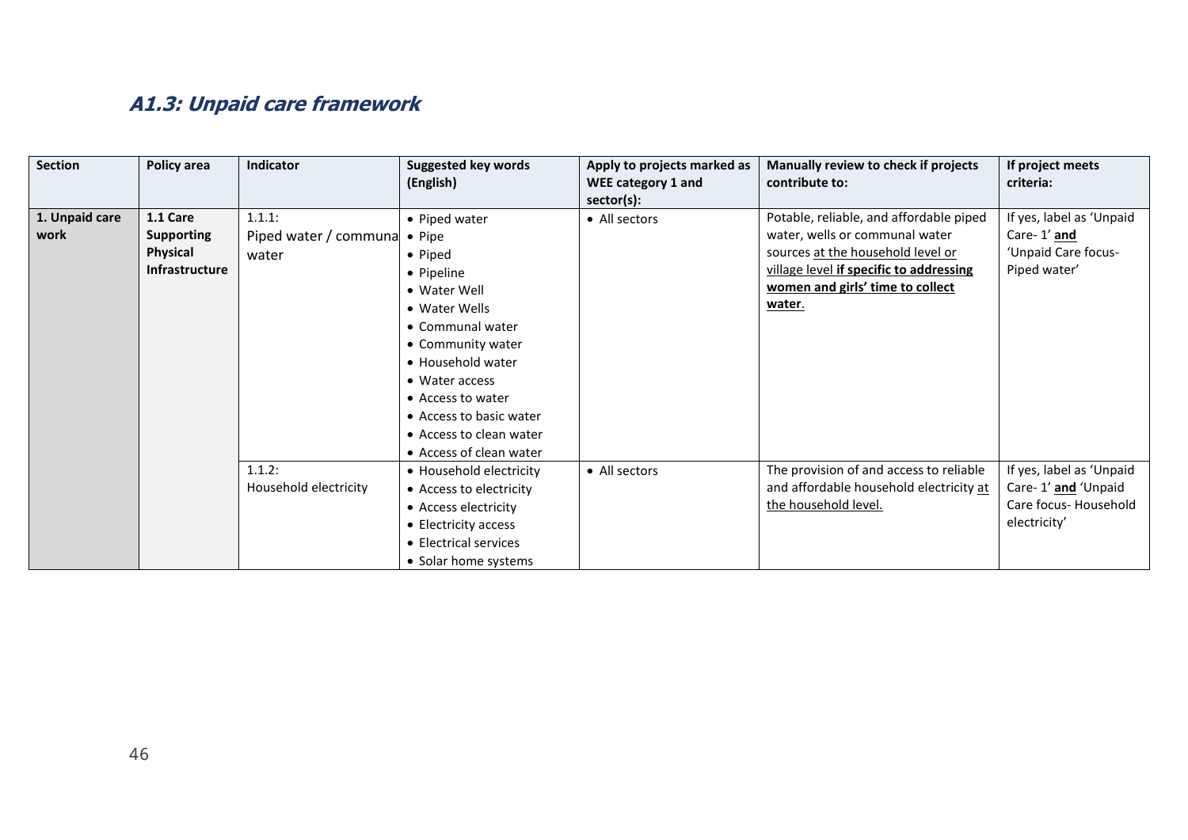## A1.3: Unpaid care framework

| Section | Policy area | Indicator | Suggested key words (English) | Apply to projects marked as WEE category 1 and sector(s): | Manually review to check if projects contribute to: | If project meets criteria: |
|---|---|---|---|---|---|---|
| **1. Unpaid care work** | **1.1 Care Supporting Physical Infrastructure** | 1.1.1: Piped water / communal water | • Piped water<br>• Pipe<br>• Piped<br>• Pipeline<br>• Water Well<br>• Water Wells<br>• Communal water<br>• Community water<br>• Household water<br>• Water access<br>• Access to water<br>• Access to basic water<br>• Access to clean water<br>• Access of clean water | • All sectors | Potable, reliable, and affordable piped water, wells or communal water sources at the household level or village level **if specific to addressing women and girls' time to collect water**. | If yes, label as 'Unpaid Care- 1' **and** 'Unpaid Care focus- Piped water' |
| | | 1.1.2: Household electricity | • Household electricity<br>• Access to electricity<br>• Access electricity<br>• Electricity access<br>• Electrical services<br>• Solar home systems | • All sectors | The provision of and access to reliable and affordable household electricity at the household level. | If yes, label as 'Unpaid Care- 1' **and** 'Unpaid Care focus- Household electricity' |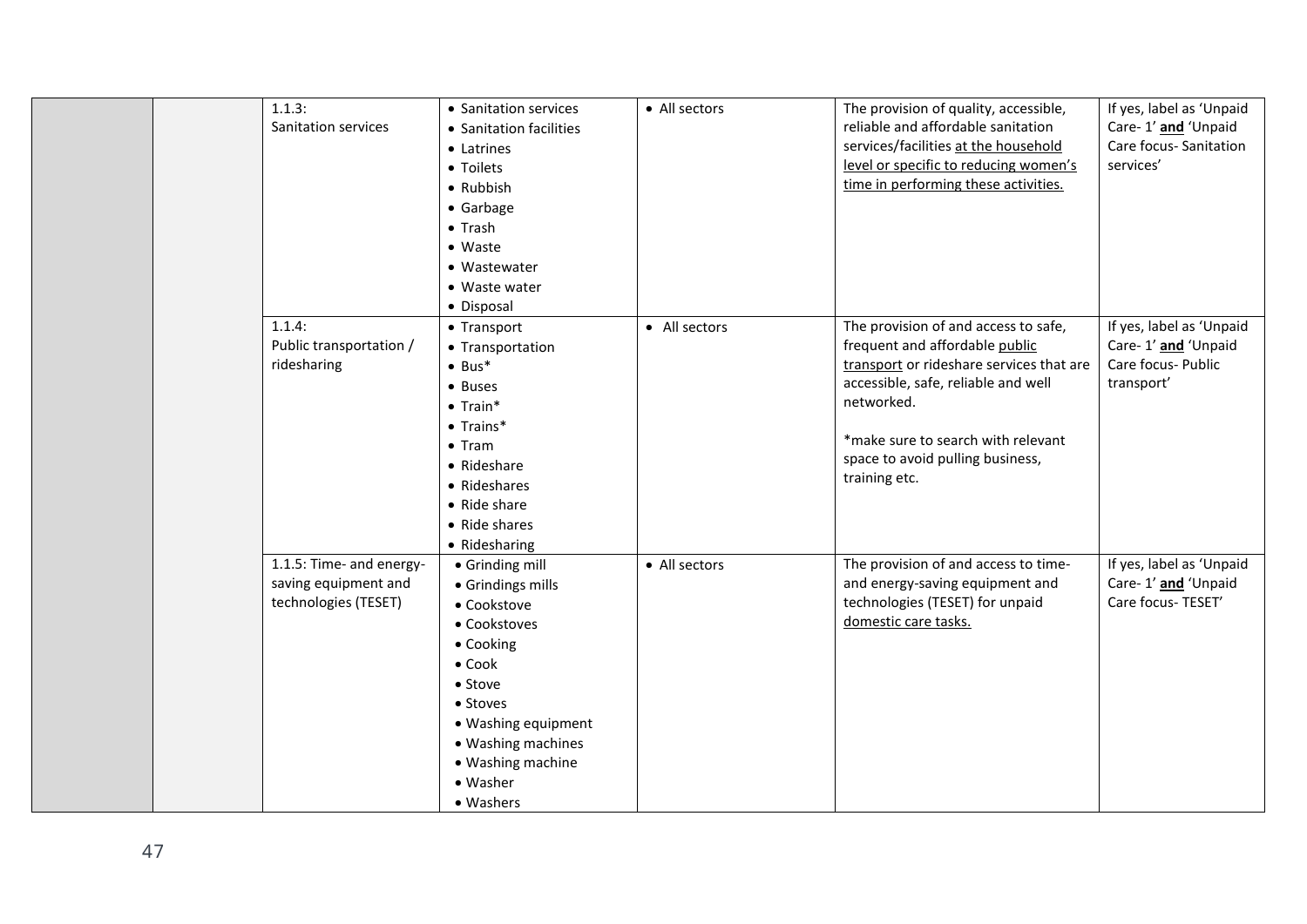| | | | | | | |
|---|---|---|---|---|---|---|
| | | 1.1.3: Sanitation services | • Sanitation services<br>• Sanitation facilities<br>• Latrines<br>• Toilets<br>• Rubbish<br>• Garbage<br>• Trash<br>• Waste<br>• Wastewater<br>• Waste water<br>• Disposal | • All sectors | The provision of quality, accessible, reliable and affordable sanitation services/facilities <u>at the household level or specific to reducing women's time in performing these activities.</u> | If yes, label as 'Unpaid Care- 1' **<u>and</u>** 'Unpaid Care focus- Sanitation services' |
| | | 1.1.4: Public transportation / ridesharing | • Transport<br>• Transportation<br>• Bus*<br>• Buses<br>• Train*<br>• Trains*<br>• Tram<br>• Rideshare<br>• Rideshares<br>• Ride share<br>• Ride shares<br>• Ridesharing | • All sectors | The provision of and access to safe, frequent and affordable <u>public transport</u> or rideshare services that are accessible, safe, reliable and well networked.<br><br>*make sure to search with relevant space to avoid pulling business, training etc. | If yes, label as 'Unpaid Care- 1' **<u>and</u>** 'Unpaid Care focus- Public transport' |
| | | 1.1.5: Time- and energy-saving equipment and technologies (TESET) | • Grinding mill<br>• Grindings mills<br>• Cookstove<br>• Cookstoves<br>• Cooking<br>• Cook<br>• Stove<br>• Stoves<br>• Washing equipment<br>• Washing machines<br>• Washing machine<br>• Washer<br>• Washers | • All sectors | The provision of and access to time- and energy-saving equipment and technologies (TESET) for unpaid <u>domestic care tasks.</u> | If yes, label as 'Unpaid Care- 1' **<u>and</u>** 'Unpaid Care focus- TESET' |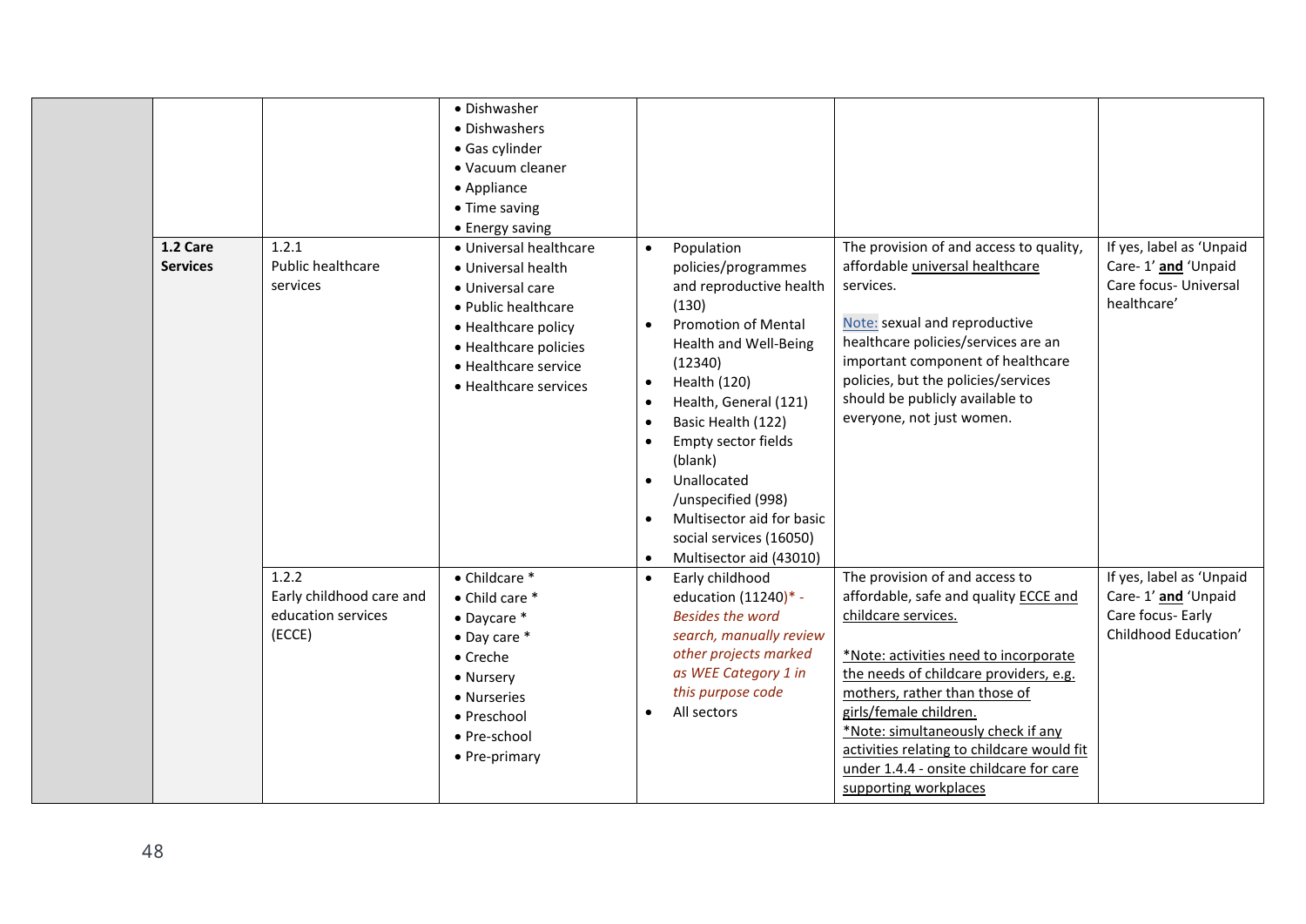| | | | | | | |
|---|---|---|---|---|---|---|
| | | | • Dishwasher<br>• Dishwashers<br>• Gas cylinder<br>• Vacuum cleaner<br>• Appliance<br>• Time saving<br>• Energy saving | | | |
| | **1.2 Care Services** | 1.2.1<br>Public healthcare services | • Universal healthcare<br>• Universal health<br>• Universal care<br>• Public healthcare<br>• Healthcare policy<br>• Healthcare policies<br>• Healthcare service<br>• Healthcare services | • Population policies/programmes and reproductive health (130)<br>• Promotion of Mental Health and Well-Being (12340)<br>• Health (120)<br>• Health, General (121)<br>• Basic Health (122)<br>• Empty sector fields (blank)<br>• Unallocated /unspecified (998)<br>• Multisector aid for basic social services (16050)<br>• Multisector aid (43010) | The provision of and access to quality, affordable universal healthcare services.<br><br>Note: sexual and reproductive healthcare policies/services are an important component of healthcare policies, but the policies/services should be publicly available to everyone, not just women. | If yes, label as 'Unpaid Care- 1' **and** 'Unpaid Care focus- Universal healthcare' |
| | | 1.2.2<br>Early childhood care and education services (ECCE) | • Childcare *<br>• Child care *<br>• Daycare *<br>• Day care *<br>• Creche<br>• Nursery<br>• Nurseries<br>• Preschool<br>• Pre-school<br>• Pre-primary | • Early childhood education (11240)* - *Besides the word search, manually review other projects marked as WEE Category 1 in this purpose code*<br>• All sectors | The provision of and access to affordable, safe and quality ECCE and childcare services.<br><br>*Note: activities need to incorporate the needs of childcare providers, e.g. mothers, rather than those of girls/female children.<br>*Note: simultaneously check if any activities relating to childcare would fit under 1.4.4 - onsite childcare for care supporting workplaces | If yes, label as 'Unpaid Care- 1' **and** 'Unpaid Care focus- Early Childhood Education' |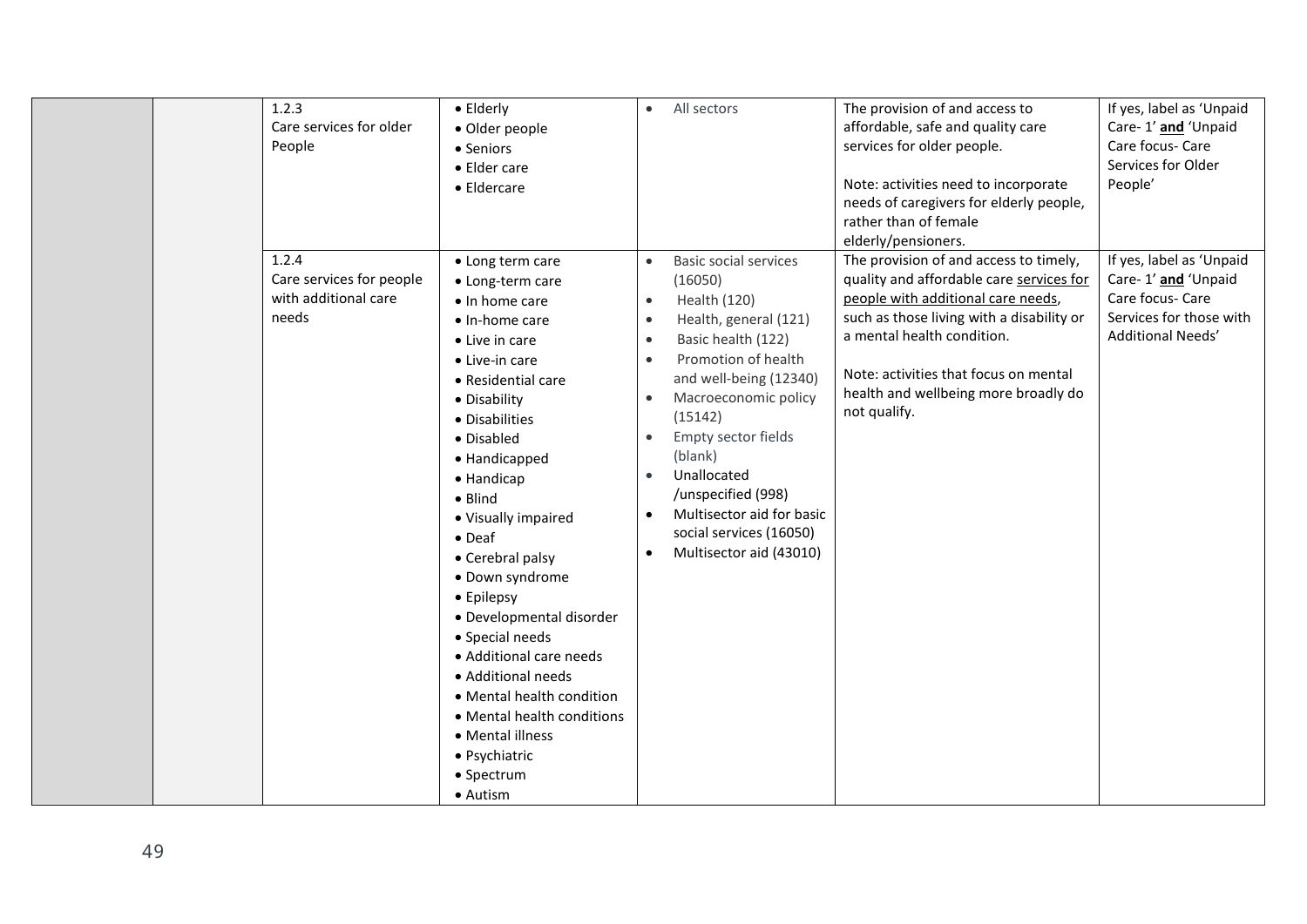|  |  | 1.2.3<br>Care services for older People | • Elderly<br>• Older people<br>• Seniors<br>• Elder care<br>• Eldercare | • All sectors | The provision of and access to affordable, safe and quality care services for older people.<br><br>Note: activities need to incorporate needs of caregivers for elderly people, rather than of female elderly/pensioners. | If yes, label as 'Unpaid Care- 1' **and** 'Unpaid Care focus- Care Services for Older People' |
|---|---|---|---|---|---|---|
|  |  | 1.2.4<br>Care services for people with additional care needs | • Long term care<br>• Long-term care<br>• In home care<br>• In-home care<br>• Live in care<br>• Live-in care<br>• Residential care<br>• Disability<br>• Disabilities<br>• Disabled<br>• Handicapped<br>• Handicap<br>• Blind<br>• Visually impaired<br>• Deaf<br>• Cerebral palsy<br>• Down syndrome<br>• Epilepsy<br>• Developmental disorder<br>• Special needs<br>• Additional care needs<br>• Additional needs<br>• Mental health condition<br>• Mental health conditions<br>• Mental illness<br>• Psychiatric<br>• Spectrum<br>• Autism | • Basic social services (16050)<br>• Health (120)<br>• Health, general (121)<br>• Basic health (122)<br>• Promotion of health and well-being (12340)<br>• Macroeconomic policy (15142)<br>• Empty sector fields (blank)<br>• Unallocated /unspecified (998)<br>• Multisector aid for basic social services (16050)<br>• Multisector aid (43010) | The provision of and access to timely, quality and affordable care <u>services for people with additional care needs</u>, such as those living with a disability or a mental health condition.<br><br>Note: activities that focus on mental health and wellbeing more broadly do not qualify. | If yes, label as 'Unpaid Care- 1' **and** 'Unpaid Care focus- Care Services for those with Additional Needs' |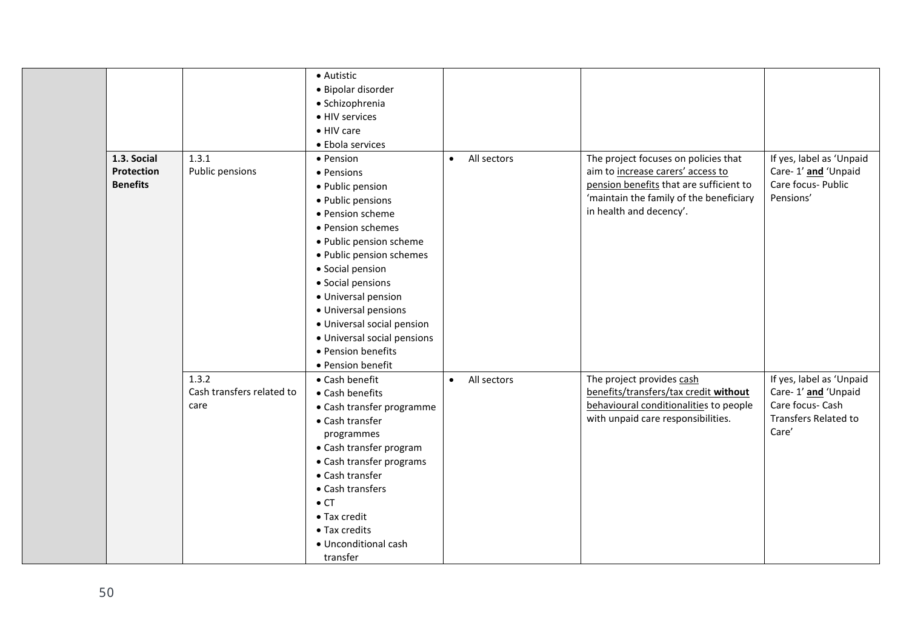| | | | | | | |
|---|---|---|---|---|---|---|
| | | | • Autistic<br>• Bipolar disorder<br>• Schizophrenia<br>• HIV services<br>• HIV care<br>• Ebola services | | | |
| | **1.3. Social Protection Benefits** | 1.3.1<br>Public pensions | • Pension<br>• Pensions<br>• Public pension<br>• Public pensions<br>• Pension scheme<br>• Pension schemes<br>• Public pension scheme<br>• Public pension schemes<br>• Social pension<br>• Social pensions<br>• Universal pension<br>• Universal pensions<br>• Universal social pension<br>• Universal social pensions<br>• Pension benefits<br>• Pension benefit | • All sectors | The project focuses on policies that aim to increase carers' access to pension benefits that are sufficient to 'maintain the family of the beneficiary in health and decency'. | If yes, label as 'Unpaid Care- 1' **and** 'Unpaid Care focus- Public Pensions' |
| | | 1.3.2<br>Cash transfers related to care | • Cash benefit<br>• Cash benefits<br>• Cash transfer programme<br>• Cash transfer programmes<br>• Cash transfer program<br>• Cash transfer programs<br>• Cash transfer<br>• Cash transfers<br>• CT<br>• Tax credit<br>• Tax credits<br>• Unconditional cash transfer | • All sectors | The project provides cash benefits/transfers/tax credit **without** behavioural conditionalities to people with unpaid care responsibilities. | If yes, label as 'Unpaid Care- 1' **and** 'Unpaid Care focus- Cash Transfers Related to Care' |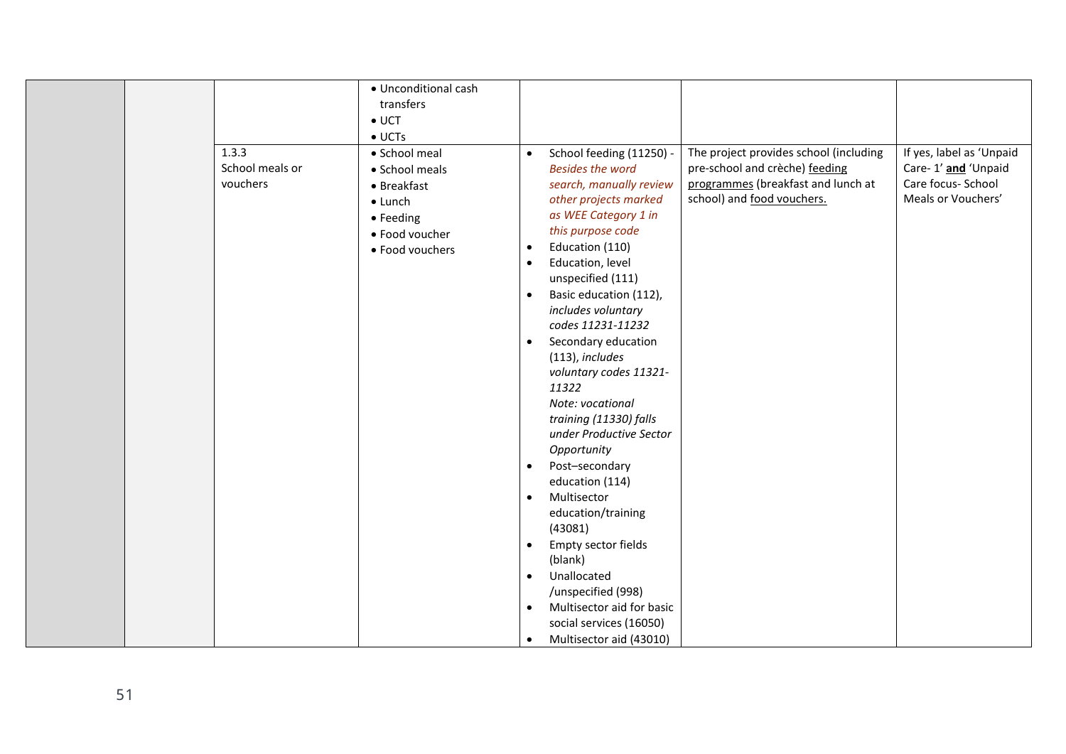| | | | | | | |
|---|---|---|---|---|---|---|
| | | | • Unconditional cash transfers<br>• UCT<br>• UCTs | | | |
| | | 1.3.3<br>School meals or vouchers | • School meal<br>• School meals<br>• Breakfast<br>• Lunch<br>• Feeding<br>• Food voucher<br>• Food vouchers | • School feeding (11250) - *Besides the word search, manually review other projects marked as WEE Category 1 in this purpose code*<br>• Education (110)<br>• Education, level unspecified (111)<br>• Basic education (112), *includes voluntary codes 11231-11232*<br>• Secondary education (113), *includes voluntary codes 11321-11322*<br>*Note: vocational training (11330) falls under Productive Sector Opportunity*<br>• Post–secondary education (114)<br>• Multisector education/training (43081)<br>• Empty sector fields (blank)<br>• Unallocated /unspecified (998)<br>• Multisector aid for basic social services (16050)<br>• Multisector aid (43010) | The project provides school (including pre-school and crèche) feeding programmes (breakfast and lunch at school) and food vouchers. | If yes, label as 'Unpaid Care- 1' **and** 'Unpaid Care focus- School Meals or Vouchers' |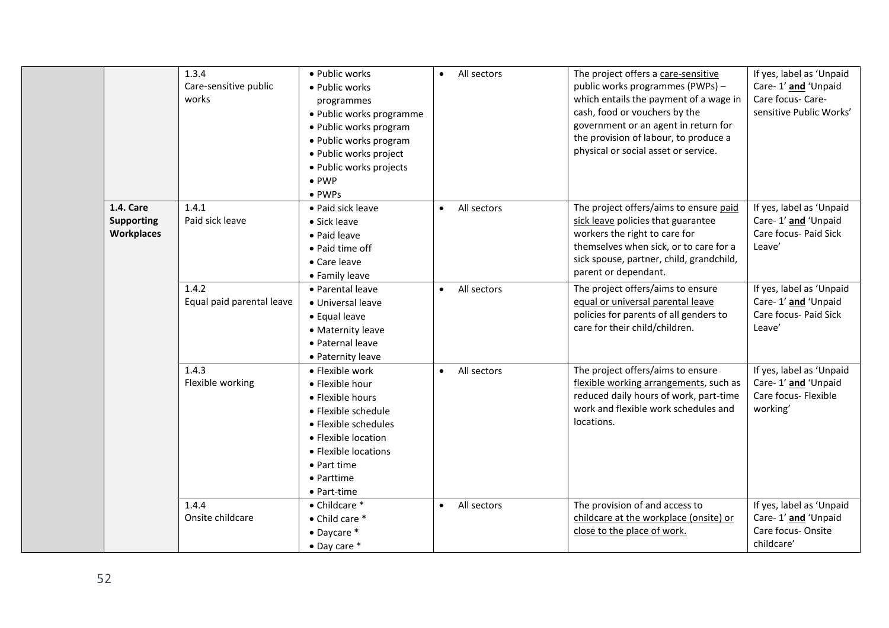| | | | | | | |
|---|---|---|---|---|---|---|
| | | 1.3.4<br>Care-sensitive public works | • Public works<br>• Public works programmes<br>• Public works programme<br>• Public works program<br>• Public works program<br>• Public works project<br>• Public works projects<br>• PWP<br>• PWPs | • All sectors | The project offers a care-sensitive public works programmes (PWPs) – which entails the payment of a wage in cash, food or vouchers by the government or an agent in return for the provision of labour, to produce a physical or social asset or service. | If yes, label as 'Unpaid Care- 1' **and** 'Unpaid Care focus- Care-sensitive Public Works' |
| | **1.4. Care Supporting Workplaces** | 1.4.1<br>Paid sick leave | • Paid sick leave<br>• Sick leave<br>• Paid leave<br>• Paid time off<br>• Care leave<br>• Family leave | • All sectors | The project offers/aims to ensure paid sick leave policies that guarantee workers the right to care for themselves when sick, or to care for a sick spouse, partner, child, grandchild, parent or dependant. | If yes, label as 'Unpaid Care- 1' **and** 'Unpaid Care focus- Paid Sick Leave' |
| | | 1.4.2<br>Equal paid parental leave | • Parental leave<br>• Universal leave<br>• Equal leave<br>• Maternity leave<br>• Paternal leave<br>• Paternity leave | • All sectors | The project offers/aims to ensure equal or universal parental leave policies for parents of all genders to care for their child/children. | If yes, label as 'Unpaid Care- 1' **and** 'Unpaid Care focus- Paid Sick Leave' |
| | | 1.4.3<br>Flexible working | • Flexible work<br>• Flexible hour<br>• Flexible hours<br>• Flexible schedule<br>• Flexible schedules<br>• Flexible location<br>• Flexible locations<br>• Part time<br>• Parttime<br>• Part-time | • All sectors | The project offers/aims to ensure flexible working arrangements, such as reduced daily hours of work, part-time work and flexible work schedules and locations. | If yes, label as 'Unpaid Care- 1' **and** 'Unpaid Care focus- Flexible working' |
| | | 1.4.4<br>Onsite childcare | • Childcare *<br>• Child care *<br>• Daycare *<br>• Day care * | • All sectors | The provision of and access to childcare at the workplace (onsite) or close to the place of work. | If yes, label as 'Unpaid Care- 1' **and** 'Unpaid Care focus- Onsite childcare' |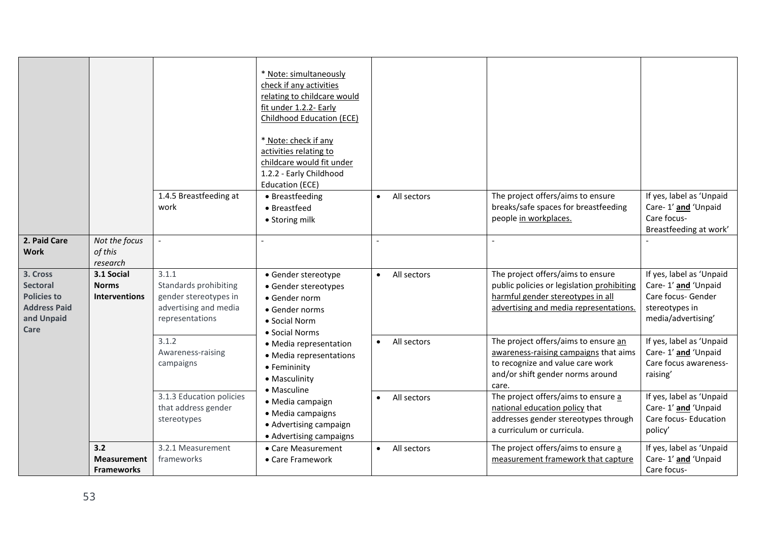| | | | | | | |
|---|---|---|---|---|---|---|
| | | | * Note: simultaneously check if any activities relating to childcare would fit under 1.2.2- Early Childhood Education (ECE)<br><br>* Note: check if any activities relating to childcare would fit under 1.2.2 - Early Childhood Education (ECE) | | | |
| | | 1.4.5 Breastfeeding at work | • Breastfeeding<br>• Breastfeed<br>• Storing milk | • All sectors | The project offers/aims to ensure breaks/safe spaces for breastfeeding people in workplaces. | If yes, label as 'Unpaid Care- 1' **and** 'Unpaid Care focus- Breastfeeding at work' |
| **2. Paid Care Work** | *Not the focus of this research* | - | - | - | - | - |
| **3. Cross Sectoral Policies to Address Paid and Unpaid Care** | **3.1 Social Norms Interventions** | 3.1.1 Standards prohibiting gender stereotypes in advertising and media representations | • Gender stereotype<br>• Gender stereotypes<br>• Gender norm<br>• Gender norms<br>• Social Norm<br>• Social Norms<br>• Media representation<br>• Media representations<br>• Femininity<br>• Masculinity<br>• Masculine<br>• Media campaign<br>• Media campaigns<br>• Advertising campaign<br>• Advertising campaigns | • All sectors | The project offers/aims to ensure public policies or legislation prohibiting harmful gender stereotypes in all advertising and media representations. | If yes, label as 'Unpaid Care- 1' **and** 'Unpaid Care focus- Gender stereotypes in media/advertising' |
| | | 3.1.2 Awareness-raising campaigns | | • All sectors | The project offers/aims to ensure an awareness-raising campaigns that aims to recognize and value care work and/or shift gender norms around care. | If yes, label as 'Unpaid Care- 1' **and** 'Unpaid Care focus awareness-raising' |
| | | 3.1.3 Education policies that address gender stereotypes | | • All sectors | The project offers/aims to ensure a national education policy that addresses gender stereotypes through a curriculum or curricula. | If yes, label as 'Unpaid Care- 1' **and** 'Unpaid Care focus- Education policy' |
| | **3.2 Measurement Frameworks** | 3.2.1 Measurement frameworks | • Care Measurement<br>• Care Framework | • All sectors | The project offers/aims to ensure a measurement framework that capture | If yes, label as 'Unpaid Care- 1' **and** 'Unpaid Care focus- |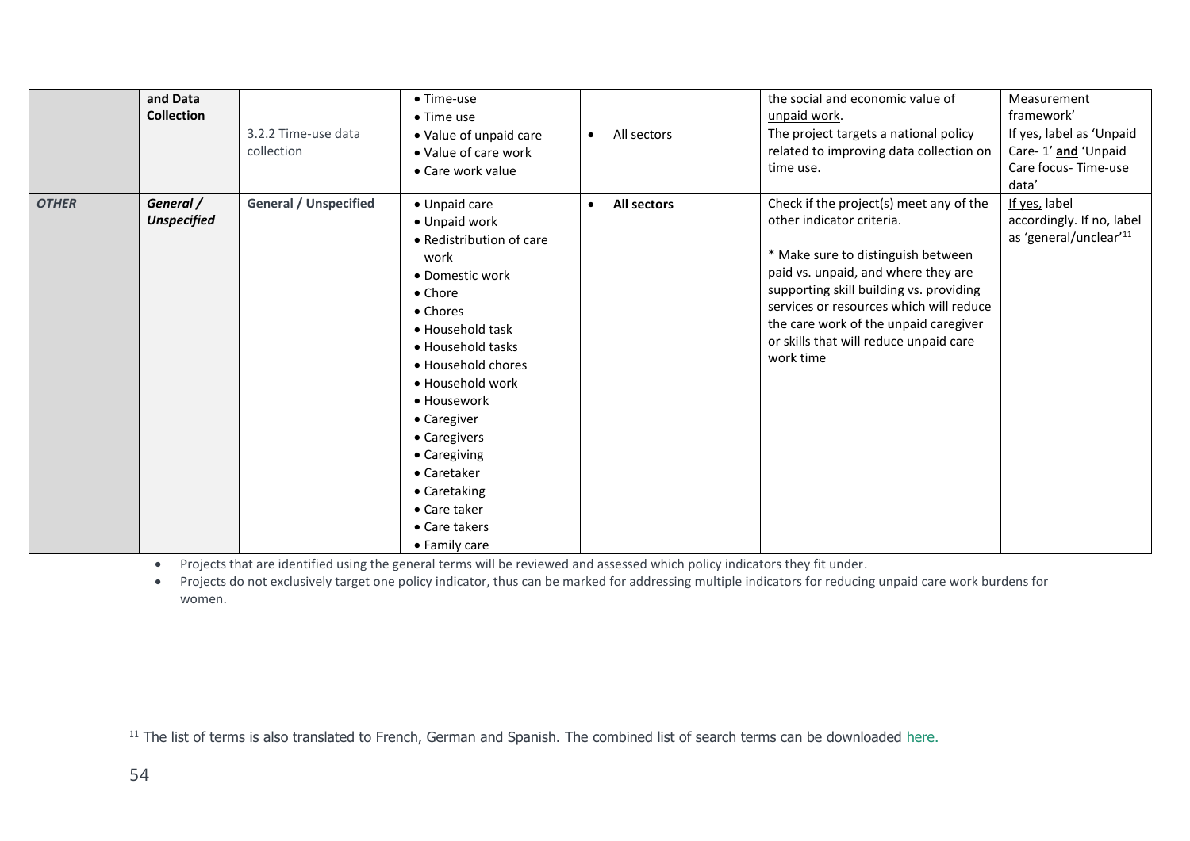| | | | | | | |
|---|---|---|---|---|---|---|
| | **and Data Collection** | | • Time-use<br>• Time use | | the social and economic value of unpaid work. | Measurement framework' |
| | | 3.2.2 Time-use data collection | • Value of unpaid care<br>• Value of care work<br>• Care work value | • All sectors | The project targets a national policy related to improving data collection on time use. | If yes, label as 'Unpaid Care- 1' **and** 'Unpaid Care focus- Time-use data' |
| ***OTHER*** | ***General / Unspecified*** | **General / Unspecified** | • Unpaid care<br>• Unpaid work<br>• Redistribution of care work<br>• Domestic work<br>• Chore<br>• Chores<br>• Household task<br>• Household tasks<br>• Household chores<br>• Household work<br>• Housework<br>• Caregiver<br>• Caregivers<br>• Caregiving<br>• Caretaker<br>• Caretaking<br>• Care taker<br>• Care takers<br>• Family care | • **All sectors** | Check if the project(s) meet any of the other indicator criteria.<br><br>* Make sure to distinguish between paid vs. unpaid, and where they are supporting skill building vs. providing services or resources which will reduce the care work of the unpaid caregiver or skills that will reduce unpaid care work time | If yes, label accordingly. If no, label as 'general/unclear'[11] |

- Projects that are identified using the general terms will be reviewed and assessed which policy indicators they fit under.
- Projects do not exclusively target one policy indicator, thus can be marked for addressing multiple indicators for reducing unpaid care work burdens for women.

[11] The list of terms is also translated to French, German and Spanish. The combined list of search terms can be downloaded here.